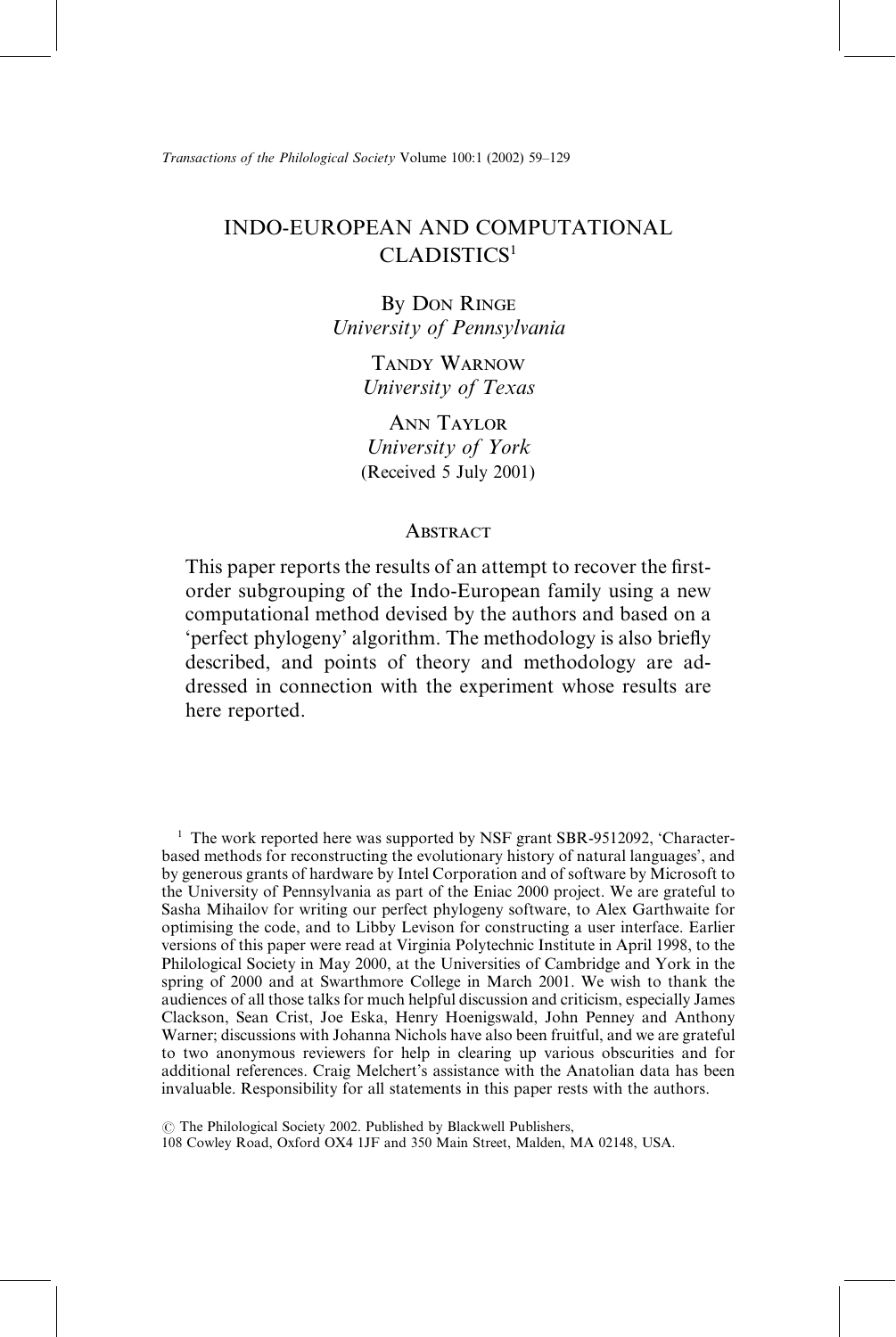# INDO-EUROPEAN AND COMPUTATIONAL CLADISTICS[1]

By Don Ringe
*University of Pennsylvania*

Tandy Warnow
*University of Texas*

Ann Taylor
*University of York*
(Received 5 July 2001)

## Abstract

This paper reports the results of an attempt to recover the first-order subgrouping of the Indo-European family using a new computational method devised by the authors and based on a 'perfect phylogeny' algorithm. The methodology is also briefly described, and points of theory and methodology are addressed in connection with the experiment whose results are here reported.

[1] The work reported here was supported by NSF grant SBR-9512092, 'Character-based methods for reconstructing the evolutionary history of natural languages', and by generous grants of hardware by Intel Corporation and of software by Microsoft to the University of Pennsylvania as part of the Eniac 2000 project. We are grateful to Sasha Mihailov for writing our perfect phylogeny software, to Alex Garthwaite for optimising the code, and to Libby Levison for constructing a user interface. Earlier versions of this paper were read at Virginia Polytechnic Institute in April 1998, to the Philological Society in May 2000, at the Universities of Cambridge and York in the spring of 2000 and at Swarthmore College in March 2001. We wish to thank the audiences of all those talks for much helpful discussion and criticism, especially James Clackson, Sean Crist, Joe Eska, Henry Hoenigswald, John Penney and Anthony Warner; discussions with Johanna Nichols have also been fruitful, and we are grateful to two anonymous reviewers for help in clearing up various obscurities and for additional references. Craig Melchert's assistance with the Anatolian data has been invaluable. Responsibility for all statements in this paper rests with the authors.

© The Philological Society 2002. Published by Blackwell Publishers, 108 Cowley Road, Oxford OX4 1JF and 350 Main Street, Malden, MA 02148, USA.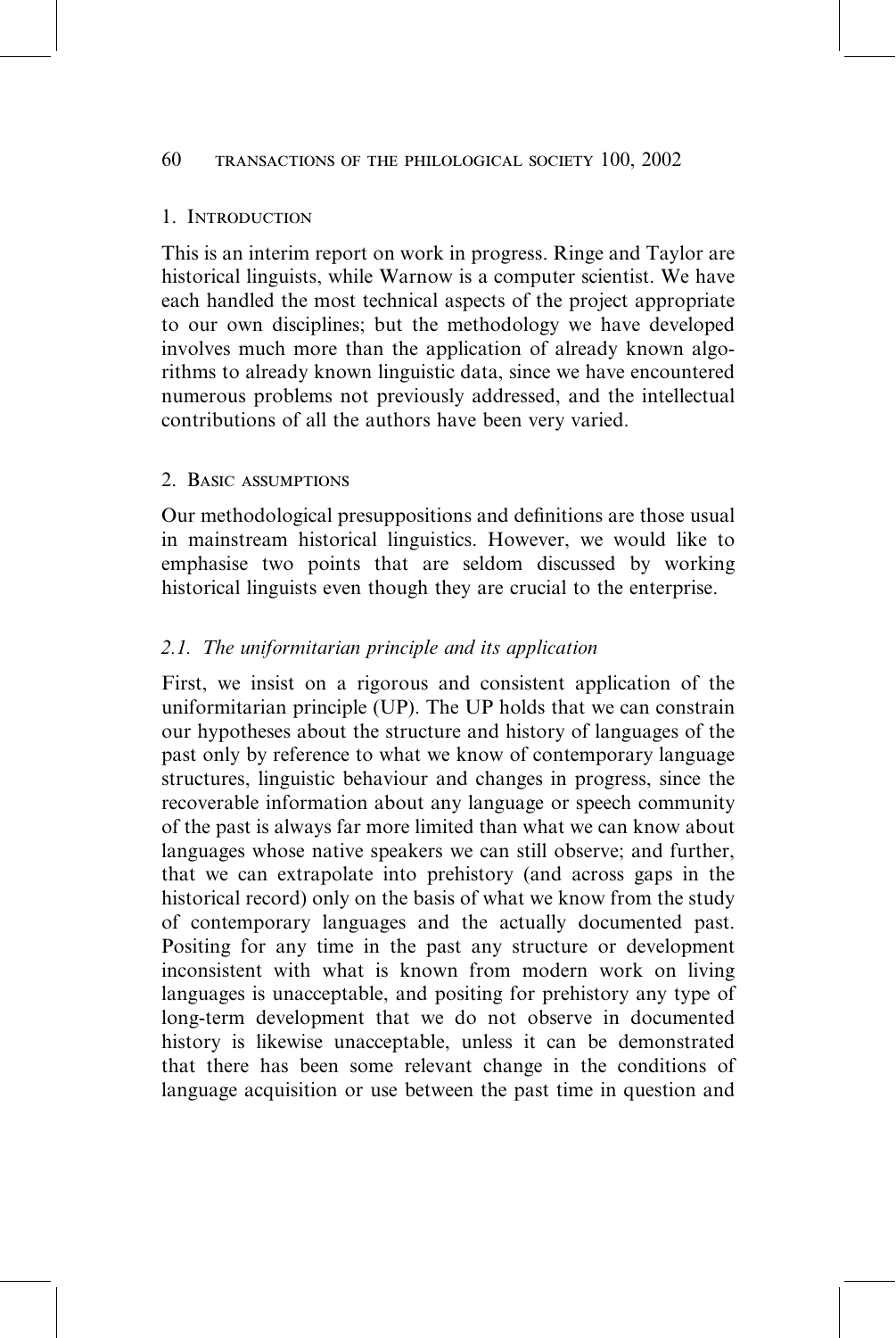## 1. Introduction

This is an interim report on work in progress. Ringe and Taylor are historical linguists, while Warnow is a computer scientist. We have each handled the most technical aspects of the project appropriate to our own disciplines; but the methodology we have developed involves much more than the application of already known algorithms to already known linguistic data, since we have encountered numerous problems not previously addressed, and the intellectual contributions of all the authors have been very varied.

## 2. Basic assumptions

Our methodological presuppositions and definitions are those usual in mainstream historical linguistics. However, we would like to emphasise two points that are seldom discussed by working historical linguists even though they are crucial to the enterprise.

### *2.1. The uniformitarian principle and its application*

First, we insist on a rigorous and consistent application of the uniformitarian principle (UP). The UP holds that we can constrain our hypotheses about the structure and history of languages of the past only by reference to what we know of contemporary language structures, linguistic behaviour and changes in progress, since the recoverable information about any language or speech community of the past is always far more limited than what we can know about languages whose native speakers we can still observe; and further, that we can extrapolate into prehistory (and across gaps in the historical record) only on the basis of what we know from the study of contemporary languages and the actually documented past. Positing for any time in the past any structure or development inconsistent with what is known from modern work on living languages is unacceptable, and positing for prehistory any type of long-term development that we do not observe in documented history is likewise unacceptable, unless it can be demonstrated that there has been some relevant change in the conditions of language acquisition or use between the past time in question and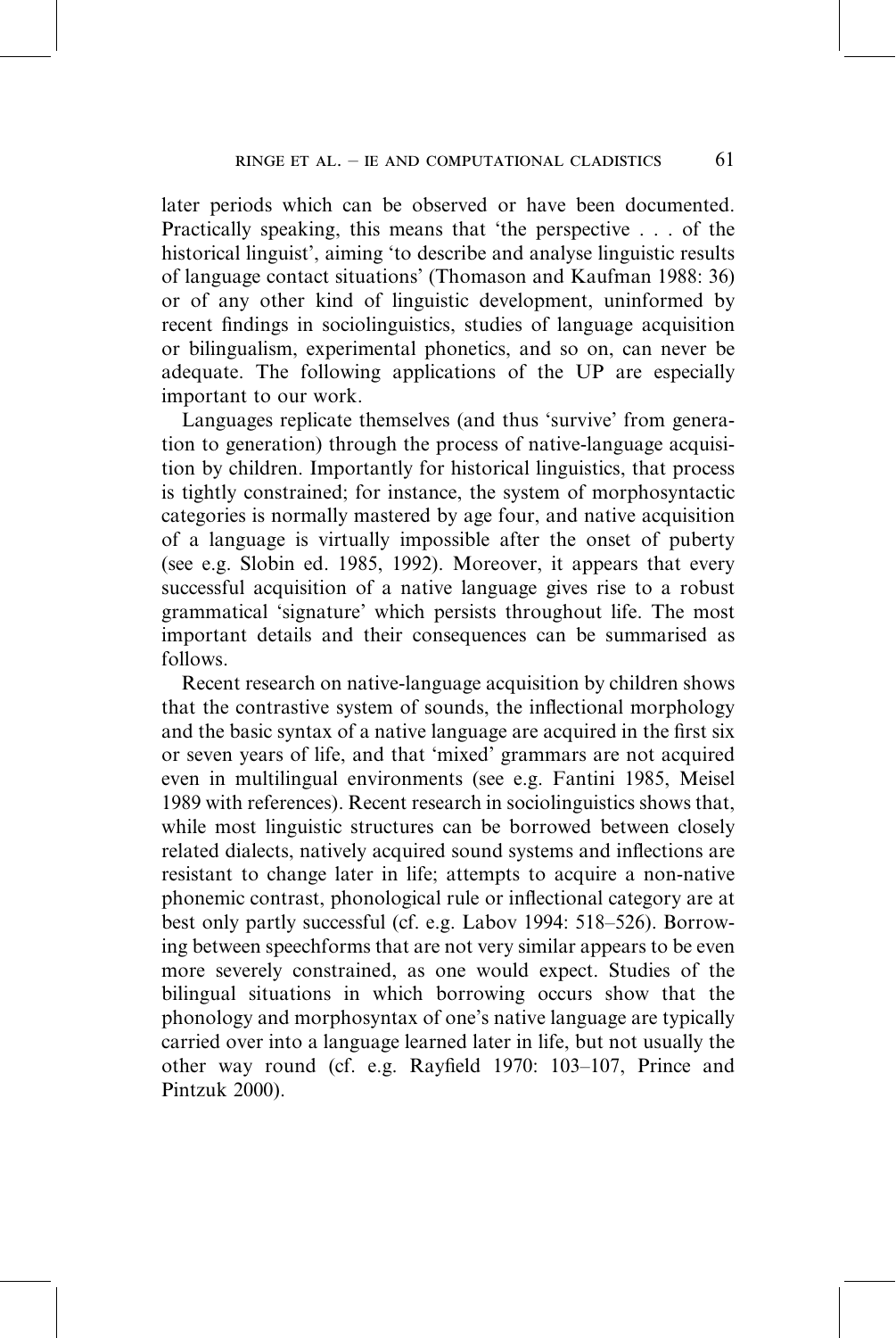later periods which can be observed or have been documented. Practically speaking, this means that 'the perspective . . . of the historical linguist', aiming 'to describe and analyse linguistic results of language contact situations' (Thomason and Kaufman 1988: 36) or of any other kind of linguistic development, uninformed by recent findings in sociolinguistics, studies of language acquisition or bilingualism, experimental phonetics, and so on, can never be adequate. The following applications of the UP are especially important to our work.

Languages replicate themselves (and thus 'survive' from generation to generation) through the process of native-language acquisition by children. Importantly for historical linguistics, that process is tightly constrained; for instance, the system of morphosyntactic categories is normally mastered by age four, and native acquisition of a language is virtually impossible after the onset of puberty (see e.g. Slobin ed. 1985, 1992). Moreover, it appears that every successful acquisition of a native language gives rise to a robust grammatical 'signature' which persists throughout life. The most important details and their consequences can be summarised as follows.

Recent research on native-language acquisition by children shows that the contrastive system of sounds, the inflectional morphology and the basic syntax of a native language are acquired in the first six or seven years of life, and that 'mixed' grammars are not acquired even in multilingual environments (see e.g. Fantini 1985, Meisel 1989 with references). Recent research in sociolinguistics shows that, while most linguistic structures can be borrowed between closely related dialects, natively acquired sound systems and inflections are resistant to change later in life; attempts to acquire a non-native phonemic contrast, phonological rule or inflectional category are at best only partly successful (cf. e.g. Labov 1994: 518–526). Borrowing between speechforms that are not very similar appears to be even more severely constrained, as one would expect. Studies of the bilingual situations in which borrowing occurs show that the phonology and morphosyntax of one's native language are typically carried over into a language learned later in life, but not usually the other way round (cf. e.g. Rayfield 1970: 103–107, Prince and Pintzuk 2000).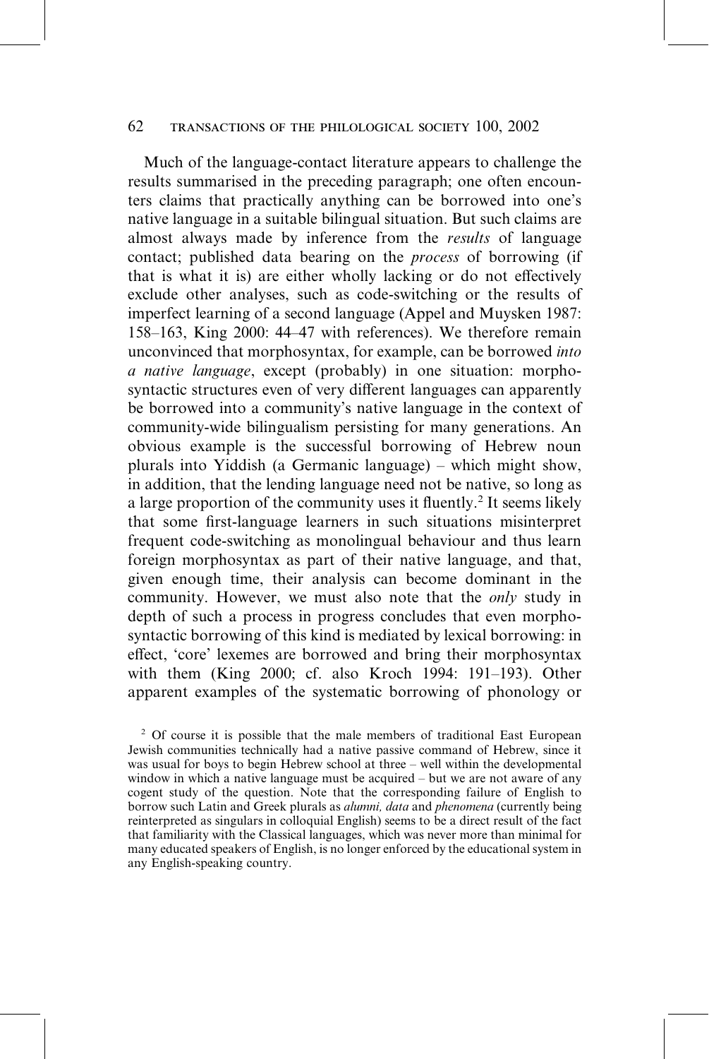Much of the language-contact literature appears to challenge the results summarised in the preceding paragraph; one often encounters claims that practically anything can be borrowed into one's native language in a suitable bilingual situation. But such claims are almost always made by inference from the *results* of language contact; published data bearing on the *process* of borrowing (if that is what it is) are either wholly lacking or do not effectively exclude other analyses, such as code-switching or the results of imperfect learning of a second language (Appel and Muysken 1987: 158–163, King 2000: 44–47 with references). We therefore remain unconvinced that morphosyntax, for example, can be borrowed *into a native language*, except (probably) in one situation: morphosyntactic structures even of very different languages can apparently be borrowed into a community's native language in the context of community-wide bilingualism persisting for many generations. An obvious example is the successful borrowing of Hebrew noun plurals into Yiddish (a Germanic language) – which might show, in addition, that the lending language need not be native, so long as a large proportion of the community uses it fluently.[2] It seems likely that some first-language learners in such situations misinterpret frequent code-switching as monolingual behaviour and thus learn foreign morphosyntax as part of their native language, and that, given enough time, their analysis can become dominant in the community. However, we must also note that the *only* study in depth of such a process in progress concludes that even morphosyntactic borrowing of this kind is mediated by lexical borrowing: in effect, 'core' lexemes are borrowed and bring their morphosyntax with them (King 2000; cf. also Kroch 1994: 191–193). Other apparent examples of the systematic borrowing of phonology or

[2] Of course it is possible that the male members of traditional East European Jewish communities technically had a native passive command of Hebrew, since it was usual for boys to begin Hebrew school at three – well within the developmental window in which a native language must be acquired – but we are not aware of any cogent study of the question. Note that the corresponding failure of English to borrow such Latin and Greek plurals as *alumni, data* and *phenomena* (currently being reinterpreted as singulars in colloquial English) seems to be a direct result of the fact that familiarity with the Classical languages, which was never more than minimal for many educated speakers of English, is no longer enforced by the educational system in any English-speaking country.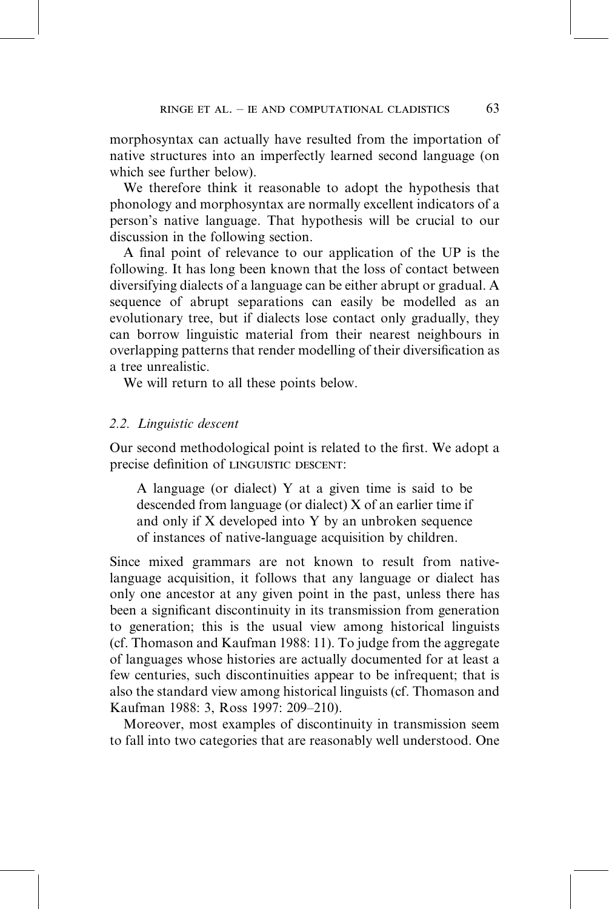morphosyntax can actually have resulted from the importation of native structures into an imperfectly learned second language (on which see further below).

We therefore think it reasonable to adopt the hypothesis that phonology and morphosyntax are normally excellent indicators of a person's native language. That hypothesis will be crucial to our discussion in the following section.

A final point of relevance to our application of the UP is the following. It has long been known that the loss of contact between diversifying dialects of a language can be either abrupt or gradual. A sequence of abrupt separations can easily be modelled as an evolutionary tree, but if dialects lose contact only gradually, they can borrow linguistic material from their nearest neighbours in overlapping patterns that render modelling of their diversification as a tree unrealistic.

We will return to all these points below.

### 2.2. *Linguistic descent*

Our second methodological point is related to the first. We adopt a precise definition of LINGUISTIC DESCENT:

> A language (or dialect) Y at a given time is said to be descended from language (or dialect) X of an earlier time if and only if X developed into Y by an unbroken sequence of instances of native-language acquisition by children.

Since mixed grammars are not known to result from native-language acquisition, it follows that any language or dialect has only one ancestor at any given point in the past, unless there has been a significant discontinuity in its transmission from generation to generation; this is the usual view among historical linguists (cf. Thomason and Kaufman 1988: 11). To judge from the aggregate of languages whose histories are actually documented for at least a few centuries, such discontinuities appear to be infrequent; that is also the standard view among historical linguists (cf. Thomason and Kaufman 1988: 3, Ross 1997: 209–210).

Moreover, most examples of discontinuity in transmission seem to fall into two categories that are reasonably well understood. One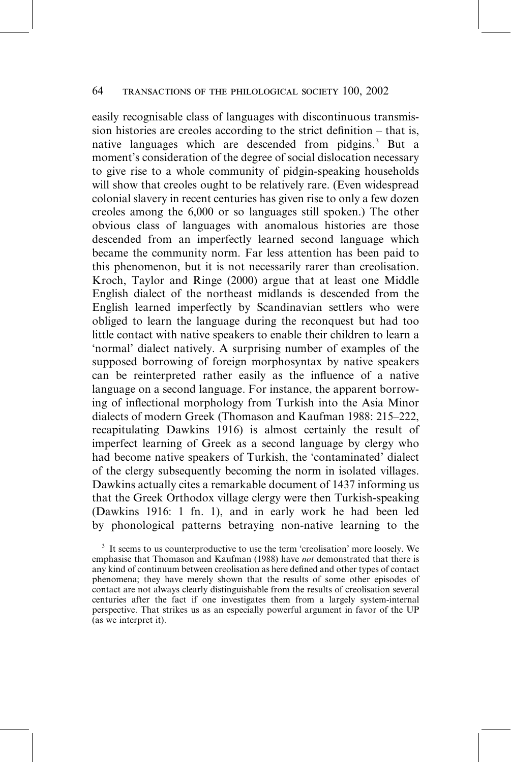easily recognisable class of languages with discontinuous transmission histories are creoles according to the strict definition – that is, native languages which are descended from pidgins.[3] But a moment's consideration of the degree of social dislocation necessary to give rise to a whole community of pidgin-speaking households will show that creoles ought to be relatively rare. (Even widespread colonial slavery in recent centuries has given rise to only a few dozen creoles among the 6,000 or so languages still spoken.) The other obvious class of languages with anomalous histories are those descended from an imperfectly learned second language which became the community norm. Far less attention has been paid to this phenomenon, but it is not necessarily rarer than creolisation. Kroch, Taylor and Ringe (2000) argue that at least one Middle English dialect of the northeast midlands is descended from the English learned imperfectly by Scandinavian settlers who were obliged to learn the language during the reconquest but had too little contact with native speakers to enable their children to learn a 'normal' dialect natively. A surprising number of examples of the supposed borrowing of foreign morphosyntax by native speakers can be reinterpreted rather easily as the influence of a native language on a second language. For instance, the apparent borrowing of inflectional morphology from Turkish into the Asia Minor dialects of modern Greek (Thomason and Kaufman 1988: 215–222, recapitulating Dawkins 1916) is almost certainly the result of imperfect learning of Greek as a second language by clergy who had become native speakers of Turkish, the 'contaminated' dialect of the clergy subsequently becoming the norm in isolated villages. Dawkins actually cites a remarkable document of 1437 informing us that the Greek Orthodox village clergy were then Turkish-speaking (Dawkins 1916: 1 fn. 1), and in early work he had been led by phonological patterns betraying non-native learning to the

[3] It seems to us counterproductive to use the term 'creolisation' more loosely. We emphasise that Thomason and Kaufman (1988) have *not* demonstrated that there is any kind of continuum between creolisation as here defined and other types of contact phenomena; they have merely shown that the results of some other episodes of contact are not always clearly distinguishable from the results of creolisation several centuries after the fact if one investigates them from a largely system-internal perspective. That strikes us as an especially powerful argument in favor of the UP (as we interpret it).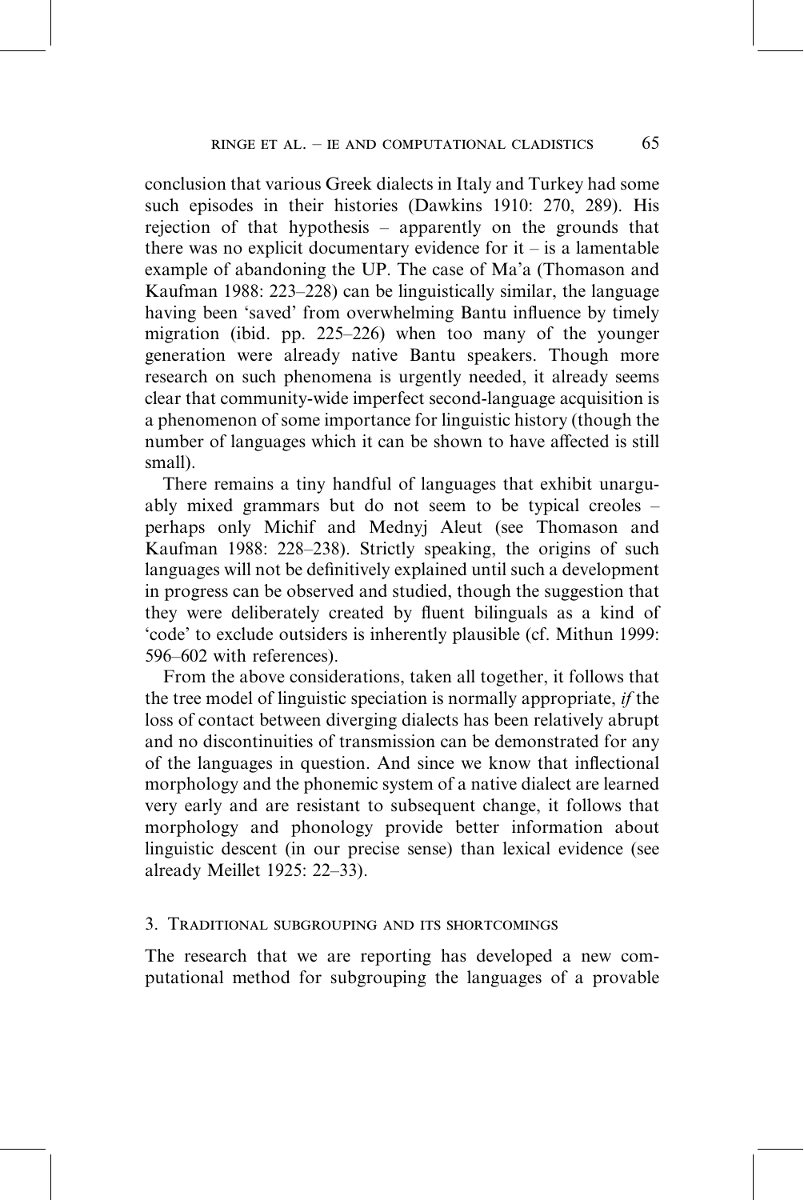conclusion that various Greek dialects in Italy and Turkey had some such episodes in their histories (Dawkins 1910: 270, 289). His rejection of that hypothesis – apparently on the grounds that there was no explicit documentary evidence for it – is a lamentable example of abandoning the UP. The case of Ma'a (Thomason and Kaufman 1988: 223–228) can be linguistically similar, the language having been 'saved' from overwhelming Bantu influence by timely migration (ibid. pp. 225–226) when too many of the younger generation were already native Bantu speakers. Though more research on such phenomena is urgently needed, it already seems clear that community-wide imperfect second-language acquisition is a phenomenon of some importance for linguistic history (though the number of languages which it can be shown to have affected is still small).

There remains a tiny handful of languages that exhibit unarguably mixed grammars but do not seem to be typical creoles – perhaps only Michif and Mednyj Aleut (see Thomason and Kaufman 1988: 228–238). Strictly speaking, the origins of such languages will not be definitively explained until such a development in progress can be observed and studied, though the suggestion that they were deliberately created by fluent bilinguals as a kind of 'code' to exclude outsiders is inherently plausible (cf. Mithun 1999: 596–602 with references).

From the above considerations, taken all together, it follows that the tree model of linguistic speciation is normally appropriate, *if* the loss of contact between diverging dialects has been relatively abrupt and no discontinuities of transmission can be demonstrated for any of the languages in question. And since we know that inflectional morphology and the phonemic system of a native dialect are learned very early and are resistant to subsequent change, it follows that morphology and phonology provide better information about linguistic descent (in our precise sense) than lexical evidence (see already Meillet 1925: 22–33).

## 3. Traditional subgrouping and its shortcomings

The research that we are reporting has developed a new computational method for subgrouping the languages of a provable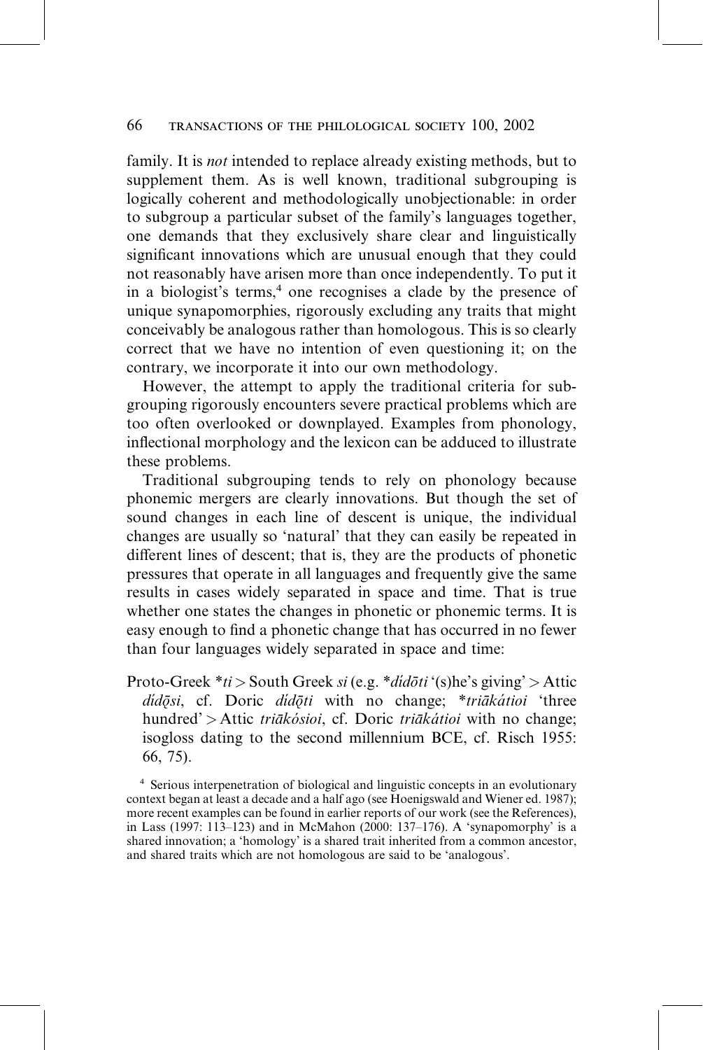family. It is *not* intended to replace already existing methods, but to supplement them. As is well known, traditional subgrouping is logically coherent and methodologically unobjectionable: in order to subgroup a particular subset of the family's languages together, one demands that they exclusively share clear and linguistically significant innovations which are unusual enough that they could not reasonably have arisen more than once independently. To put it in a biologist's terms,[4] one recognises a clade by the presence of unique synapomorphies, rigorously excluding any traits that might conceivably be analogous rather than homologous. This is so clearly correct that we have no intention of even questioning it; on the contrary, we incorporate it into our own methodology.

However, the attempt to apply the traditional criteria for subgrouping rigorously encounters severe practical problems which are too often overlooked or downplayed. Examples from phonology, inflectional morphology and the lexicon can be adduced to illustrate these problems.

Traditional subgrouping tends to rely on phonology because phonemic mergers are clearly innovations. But though the set of sound changes in each line of descent is unique, the individual changes are usually so 'natural' that they can easily be repeated in different lines of descent; that is, they are the products of phonetic pressures that operate in all languages and frequently give the same results in cases widely separated in space and time. That is true whether one states the changes in phonetic or phonemic terms. It is easy enough to find a phonetic change that has occurred in no fewer than four languages widely separated in space and time:

Proto-Greek *\*ti* > South Greek *si* (e.g. *\*dídōti* '(s)he's giving' > Attic *dídǭsi*, cf. Doric *dídǭti* with no change; *\*triākátioi* 'three hundred' > Attic *triākósioi*, cf. Doric *triākátioi* with no change; isogloss dating to the second millennium BCE, cf. Risch 1955: 66, 75).

[4] Serious interpenetration of biological and linguistic concepts in an evolutionary context began at least a decade and a half ago (see Hoenigswald and Wiener ed. 1987); more recent examples can be found in earlier reports of our work (see the References), in Lass (1997: 113–123) and in McMahon (2000: 137–176). A 'synapomorphy' is a shared innovation; a 'homology' is a shared trait inherited from a common ancestor, and shared traits which are not homologous are said to be 'analogous'.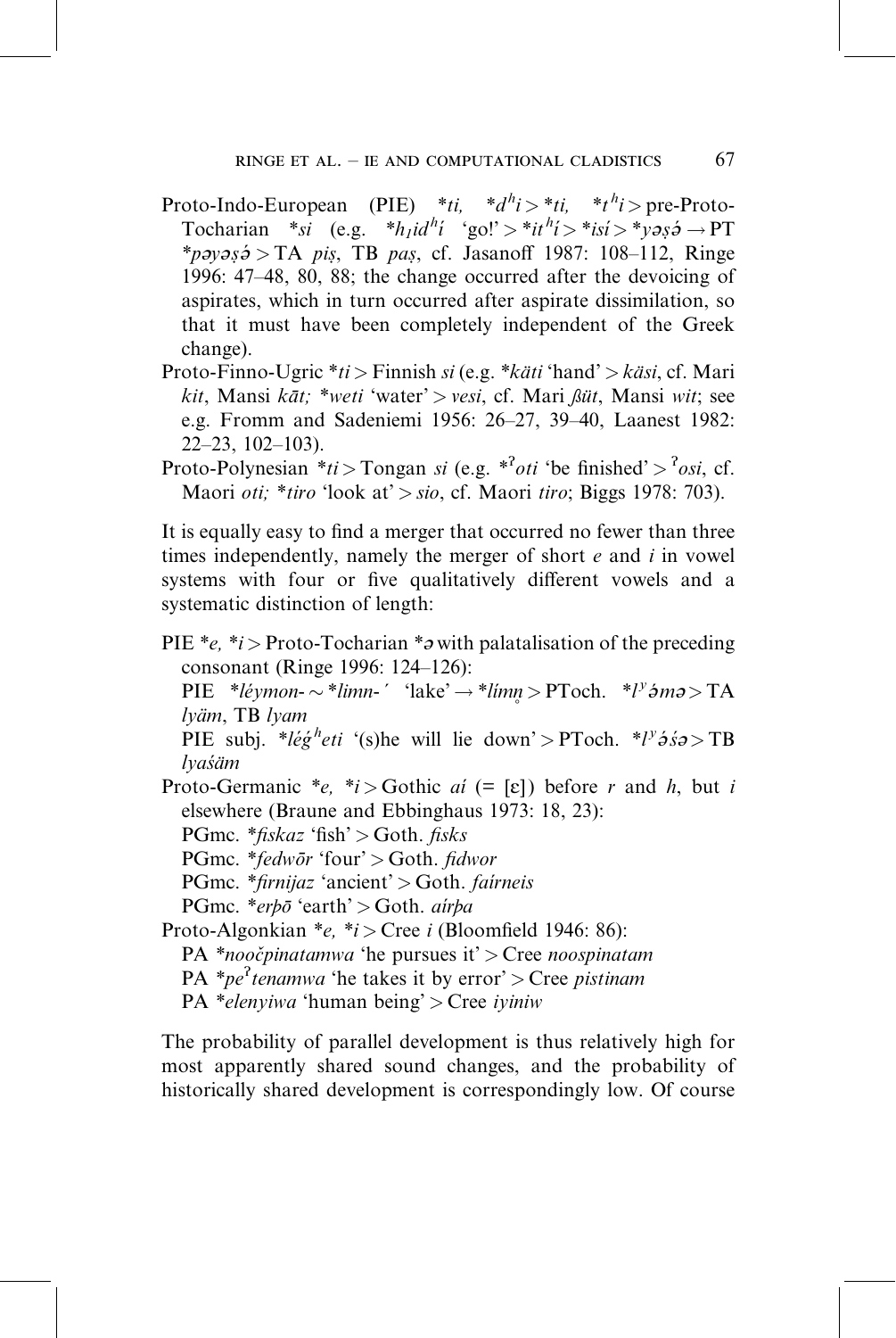Proto-Indo-European (PIE) *ti, *$d^h$i > *ti, *$t^h$i > pre-Proto-Tocharian *si (e.g. *$h_1$id$^h$í 'go!' > *it$^h$í > *isí > *yəṣə́ → PT *pəyəṣə́ > TA *piṣ*, TB *paṣ*, cf. Jasanoff 1987: 108–112, Ringe 1996: 47–48, 80, 88; the change occurred after the devoicing of aspirates, which in turn occurred after aspirate dissimilation, so that it must have been completely independent of the Greek change).

Proto-Finno-Ugric *ti > Finnish *si* (e.g. *käti 'hand' > *käsi*, cf. Mari *kit*, Mansi *kāt*; *weti 'water' > *vesi*, cf. Mari *ßüt*, Mansi *wit*; see e.g. Fromm and Sadeniemi 1956: 26–27, 39–40, Laanest 1982: 22–23, 102–103).

Proto-Polynesian *ti > Tongan *si* (e.g. *ˀoti 'be finished' > *ˀosi*, cf. Maori *oti*; *tiro 'look at' > *sio*, cf. Maori *tiro*; Biggs 1978: 703).

It is equally easy to find a merger that occurred no fewer than three times independently, namely the merger of short *e* and *i* in vowel systems with four or five qualitatively different vowels and a systematic distinction of length:

PIE *e, *i > Proto-Tocharian *ə with palatalisation of the preceding consonant (Ringe 1996: 124–126):
PIE *léymon- ~ *limn-´ 'lake' → *límn̥ > PToch. *l$^y$ə́mə > TA *lyäm*, TB *lyam*
PIE subj. *léǵ$^h$eti '(s)he will lie down' > PToch. *l$^y$ə́śə > TB *lyaśäm*

Proto-Germanic *e, *i > Gothic *aí* (= [ɛ]) before *r* and *h*, but *i* elsewhere (Braune and Ebbinghaus 1973: 18, 23):
PGmc. *fiskaz 'fish' > Goth. *fisks*
PGmc. *fedwōr 'four' > Goth. *fidwor*
PGmc. *firnijaz 'ancient' > Goth. *faírneis*
PGmc. *erþō 'earth' > Goth. *aírþa*

Proto-Algonkian *e, *i > Cree *i* (Bloomfield 1946: 86):
PA *noočpinatamwa 'he pursues it' > Cree *noospinatam*
PA *peˀtenamwa 'he takes it by error' > Cree *pistinam*
PA *elenyiwa 'human being' > Cree *iyiniw*

The probability of parallel development is thus relatively high for most apparently shared sound changes, and the probability of historically shared development is correspondingly low. Of course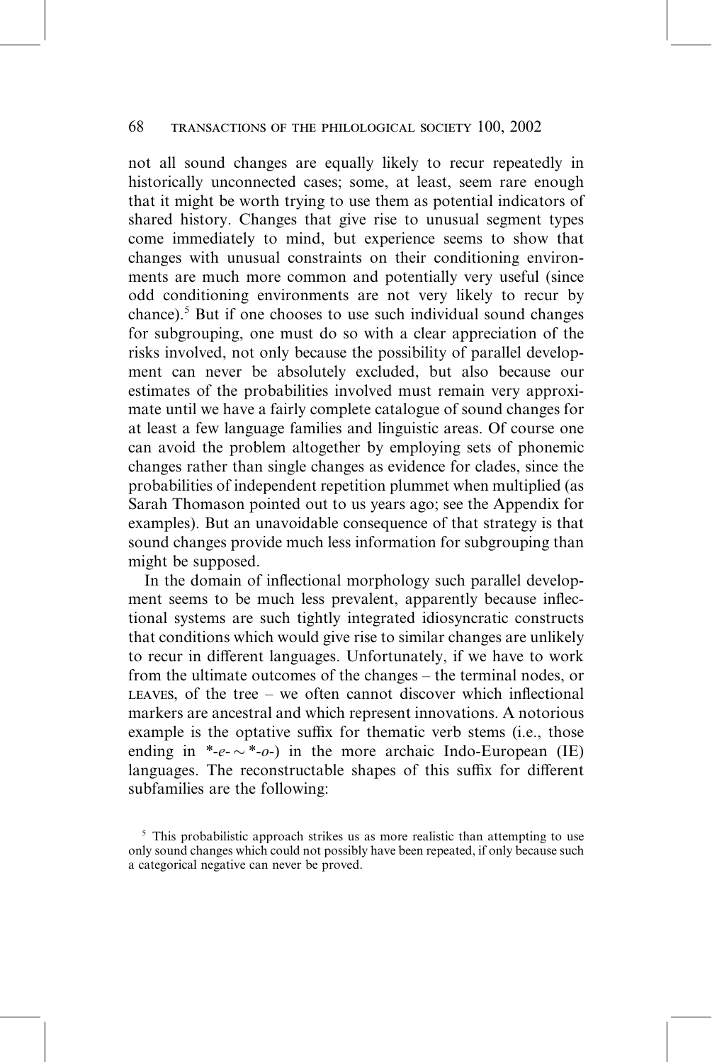not all sound changes are equally likely to recur repeatedly in historically unconnected cases; some, at least, seem rare enough that it might be worth trying to use them as potential indicators of shared history. Changes that give rise to unusual segment types come immediately to mind, but experience seems to show that changes with unusual constraints on their conditioning environments are much more common and potentially very useful (since odd conditioning environments are not very likely to recur by chance).[5] But if one chooses to use such individual sound changes for subgrouping, one must do so with a clear appreciation of the risks involved, not only because the possibility of parallel development can never be absolutely excluded, but also because our estimates of the probabilities involved must remain very approximate until we have a fairly complete catalogue of sound changes for at least a few language families and linguistic areas. Of course one can avoid the problem altogether by employing sets of phonemic changes rather than single changes as evidence for clades, since the probabilities of independent repetition plummet when multiplied (as Sarah Thomason pointed out to us years ago; see the Appendix for examples). But an unavoidable consequence of that strategy is that sound changes provide much less information for subgrouping than might be supposed.

In the domain of inflectional morphology such parallel development seems to be much less prevalent, apparently because inflectional systems are such tightly integrated idiosyncratic constructs that conditions which would give rise to similar changes are unlikely to recur in different languages. Unfortunately, if we have to work from the ultimate outcomes of the changes – the terminal nodes, or LEAVES, of the tree – we often cannot discover which inflectional markers are ancestral and which represent innovations. A notorious example is the optative suffix for thematic verb stems (i.e., those ending in *\*-e-* ~ *\*-o-*) in the more archaic Indo-European (IE) languages. The reconstructable shapes of this suffix for different subfamilies are the following:

[5] This probabilistic approach strikes us as more realistic than attempting to use only sound changes which could not possibly have been repeated, if only because such a categorical negative can never be proved.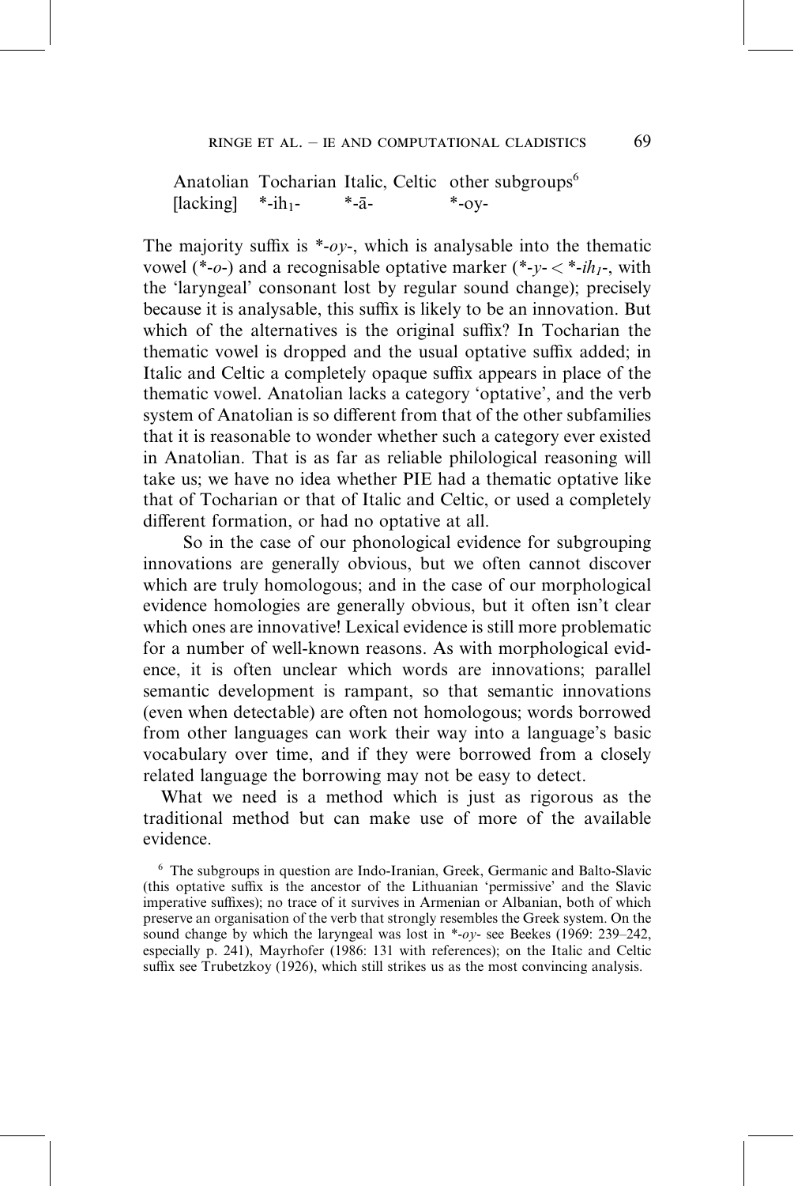| Anatolian | Tocharian | Italic, Celtic | other subgroups[6] |
| --- | --- | --- | --- |
| [lacking] | *-i$h_1$- | *-ā- | *-oy- |

The majority suffix is *-*oy*-, which is analysable into the thematic vowel (*-*o*-) and a recognisable optative marker (*-*y*- < *-*i$h_1$*-, with the 'laryngeal' consonant lost by regular sound change); precisely because it is analysable, this suffix is likely to be an innovation. But which of the alternatives is the original suffix? In Tocharian the thematic vowel is dropped and the usual optative suffix added; in Italic and Celtic a completely opaque suffix appears in place of the thematic vowel. Anatolian lacks a category 'optative', and the verb system of Anatolian is so different from that of the other subfamilies that it is reasonable to wonder whether such a category ever existed in Anatolian. That is as far as reliable philological reasoning will take us; we have no idea whether PIE had a thematic optative like that of Tocharian or that of Italic and Celtic, or used a completely different formation, or had no optative at all.

So in the case of our phonological evidence for subgrouping innovations are generally obvious, but we often cannot discover which are truly homologous; and in the case of our morphological evidence homologies are generally obvious, but it often isn't clear which ones are innovative! Lexical evidence is still more problematic for a number of well-known reasons. As with morphological evidence, it is often unclear which words are innovations; parallel semantic development is rampant, so that semantic innovations (even when detectable) are often not homologous; words borrowed from other languages can work their way into a language's basic vocabulary over time, and if they were borrowed from a closely related language the borrowing may not be easy to detect.

What we need is a method which is just as rigorous as the traditional method but can make use of more of the available evidence.

[6] The subgroups in question are Indo-Iranian, Greek, Germanic and Balto-Slavic (this optative suffix is the ancestor of the Lithuanian 'permissive' and the Slavic imperative suffixes); no trace of it survives in Armenian or Albanian, both of which preserve an organisation of the verb that strongly resembles the Greek system. On the sound change by which the laryngeal was lost in *-*oy*- see Beekes (1969: 239–242, especially p. 241), Mayrhofer (1986: 131 with references); on the Italic and Celtic suffix see Trubetzkoy (1926), which still strikes us as the most convincing analysis.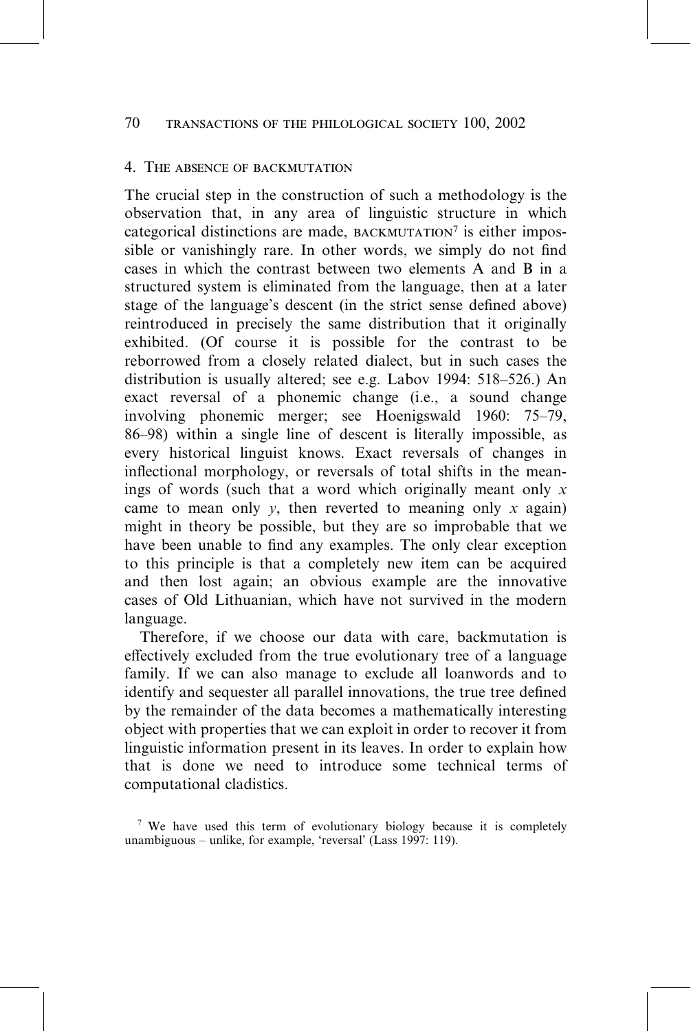## 4. The absence of backmutation

The crucial step in the construction of such a methodology is the observation that, in any area of linguistic structure in which categorical distinctions are made, BACKMUTATION[7] is either impossible or vanishingly rare. In other words, we simply do not find cases in which the contrast between two elements A and B in a structured system is eliminated from the language, then at a later stage of the language's descent (in the strict sense defined above) reintroduced in precisely the same distribution that it originally exhibited. (Of course it is possible for the contrast to be reborrowed from a closely related dialect, but in such cases the distribution is usually altered; see e.g. Labov 1994: 518–526.) An exact reversal of a phonemic change (i.e., a sound change involving phonemic merger; see Hoenigswald 1960: 75–79, 86–98) within a single line of descent is literally impossible, as every historical linguist knows. Exact reversals of changes in inflectional morphology, or reversals of total shifts in the meanings of words (such that a word which originally meant only *x* came to mean only *y*, then reverted to meaning only *x* again) might in theory be possible, but they are so improbable that we have been unable to find any examples. The only clear exception to this principle is that a completely new item can be acquired and then lost again; an obvious example are the innovative cases of Old Lithuanian, which have not survived in the modern language.

Therefore, if we choose our data with care, backmutation is effectively excluded from the true evolutionary tree of a language family. If we can also manage to exclude all loanwords and to identify and sequester all parallel innovations, the true tree defined by the remainder of the data becomes a mathematically interesting object with properties that we can exploit in order to recover it from linguistic information present in its leaves. In order to explain how that is done we need to introduce some technical terms of computational cladistics.

[7] We have used this term of evolutionary biology because it is completely unambiguous – unlike, for example, 'reversal' (Lass 1997: 119).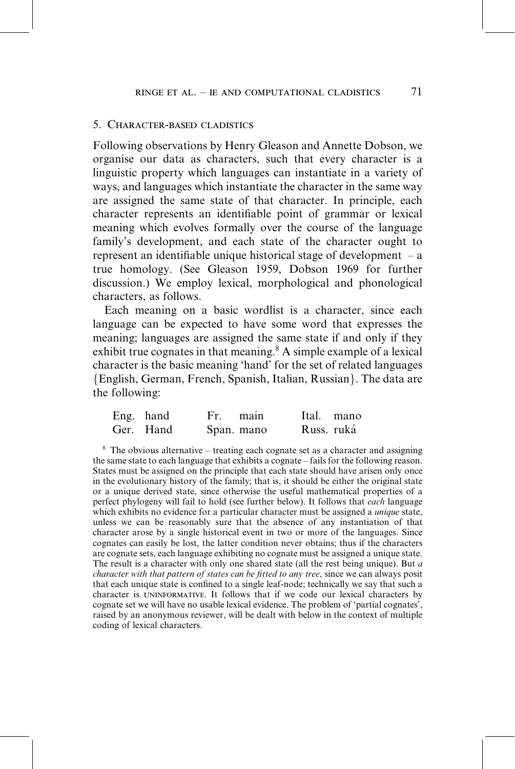## 5. Character-based cladistics

Following observations by Henry Gleason and Annette Dobson, we organise our data as characters, such that every character is a linguistic property which languages can instantiate in a variety of ways, and languages which instantiate the character in the same way are assigned the same state of that character. In principle, each character represents an identifiable point of grammar or lexical meaning which evolves formally over the course of the language family's development, and each state of the character ought to represent an identifiable unique historical stage of development – a true homology. (See Gleason 1959, Dobson 1969 for further discussion.) We employ lexical, morphological and phonological characters, as follows.

Each meaning on a basic wordlist is a character, since each language can be expected to have some word that expresses the meaning; languages are assigned the same state if and only if they exhibit true cognates in that meaning.[8] A simple example of a lexical character is the basic meaning 'hand' for the set of related languages {English, German, French, Spanish, Italian, Russian}. The data are the following:

| | | |
|---|---|---|
| Eng. hand | Fr. main | Ital. mano |
| Ger. Hand | Span. mano | Russ. ruká |

[8] The obvious alternative – treating each cognate set as a character and assigning the same state to each language that exhibits a cognate – fails for the following reason. States must be assigned on the principle that each state should have arisen only once in the evolutionary history of the family; that is, it should be either the original state or a unique derived state, since otherwise the useful mathematical properties of a perfect phylogeny will fail to hold (see further below). It follows that *each* language which exhibits no evidence for a particular character must be assigned a *unique* state, unless we can be reasonably sure that the absence of any instantiation of that character arose by a single historical event in two or more of the languages. Since cognates can easily be lost, the latter condition never obtains; thus if the characters are cognate sets, each language exhibiting no cognate must be assigned a unique state. The result is a character with only one shared state (all the rest being unique). But *a character with that pattern of states can be fitted to any tree*, since we can always posit that each unique state is confined to a single leaf-node; technically we say that such a character is UNINFORMATIVE. It follows that if we code our lexical characters by cognate set we will have no usable lexical evidence. The problem of 'partial cognates', raised by an anonymous reviewer, will be dealt with below in the context of multiple coding of lexical characters.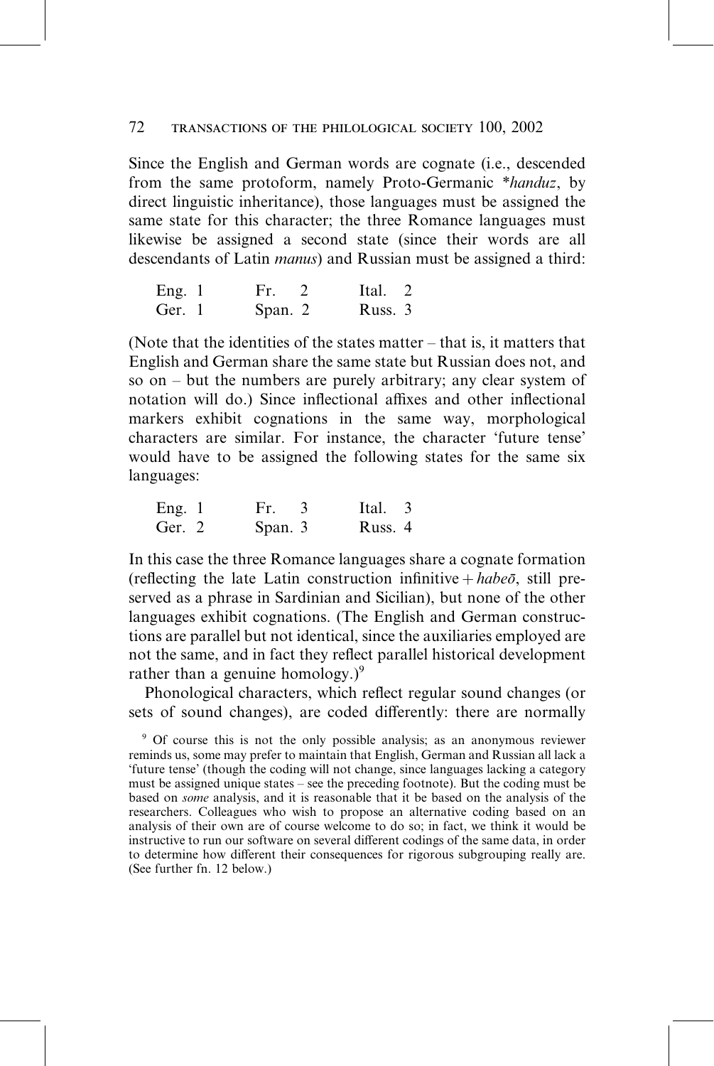Since the English and German words are cognate (i.e., descended from the same protoform, namely Proto-Germanic \*_handuz_, by direct linguistic inheritance), those languages must be assigned the same state for this character; the three Romance languages must likewise be assigned a second state (since their words are all descendants of Latin _manus_) and Russian must be assigned a third:

| | | | | | |
|---|---|---|---|---|---|
| Eng. | 1 | Fr. | 2 | Ital. | 2 |
| Ger. | 1 | Span. | 2 | Russ. | 3 |

(Note that the identities of the states matter – that is, it matters that English and German share the same state but Russian does not, and so on – but the numbers are purely arbitrary; any clear system of notation will do.) Since inflectional affixes and other inflectional markers exhibit cognations in the same way, morphological characters are similar. For instance, the character 'future tense' would have to be assigned the following states for the same six languages:

| | | | | | |
|---|---|---|---|---|---|
| Eng. | 1 | Fr. | 3 | Ital. | 3 |
| Ger. | 2 | Span. | 3 | Russ. | 4 |

In this case the three Romance languages share a cognate formation (reflecting the late Latin construction infinitive + _habeō_, still preserved as a phrase in Sardinian and Sicilian), but none of the other languages exhibit cognations. (The English and German constructions are parallel but not identical, since the auxiliaries employed are not the same, and in fact they reflect parallel historical development rather than a genuine homology.)[9]

Phonological characters, which reflect regular sound changes (or sets of sound changes), are coded differently: there are normally

[9] Of course this is not the only possible analysis; as an anonymous reviewer reminds us, some may prefer to maintain that English, German and Russian all lack a 'future tense' (though the coding will not change, since languages lacking a category must be assigned unique states – see the preceding footnote). But the coding must be based on _some_ analysis, and it is reasonable that it be based on the analysis of the researchers. Colleagues who wish to propose an alternative coding based on an analysis of their own are of course welcome to do so; in fact, we think it would be instructive to run our software on several different codings of the same data, in order to determine how different their consequences for rigorous subgrouping really are. (See further fn. 12 below.)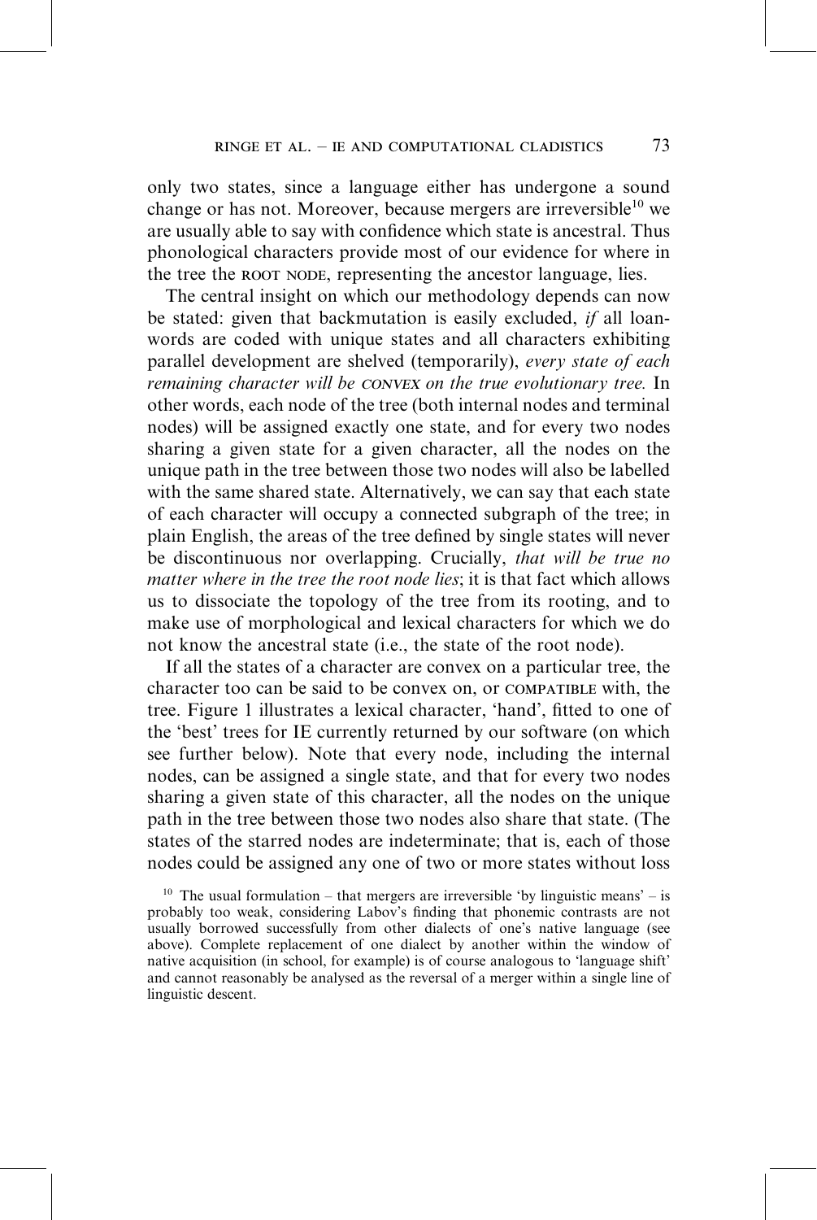only two states, since a language either has undergone a sound change or has not. Moreover, because mergers are irreversible[10] we are usually able to say with confidence which state is ancestral. Thus phonological characters provide most of our evidence for where in the tree the ROOT NODE, representing the ancestor language, lies.

The central insight on which our methodology depends can now be stated: given that backmutation is easily excluded, *if* all loanwords are coded with unique states and all characters exhibiting parallel development are shelved (temporarily), *every state of each remaining character will be* CONVEX *on the true evolutionary tree.* In other words, each node of the tree (both internal nodes and terminal nodes) will be assigned exactly one state, and for every two nodes sharing a given state for a given character, all the nodes on the unique path in the tree between those two nodes will also be labelled with the same shared state. Alternatively, we can say that each state of each character will occupy a connected subgraph of the tree; in plain English, the areas of the tree defined by single states will never be discontinuous nor overlapping. Crucially, *that will be true no matter where in the tree the root node lies*; it is that fact which allows us to dissociate the topology of the tree from its rooting, and to make use of morphological and lexical characters for which we do not know the ancestral state (i.e., the state of the root node).

If all the states of a character are convex on a particular tree, the character too can be said to be convex on, or COMPATIBLE with, the tree. Figure 1 illustrates a lexical character, 'hand', fitted to one of the 'best' trees for IE currently returned by our software (on which see further below). Note that every node, including the internal nodes, can be assigned a single state, and that for every two nodes sharing a given state of this character, all the nodes on the unique path in the tree between those two nodes also share that state. (The states of the starred nodes are indeterminate; that is, each of those nodes could be assigned any one of two or more states without loss

[10] The usual formulation – that mergers are irreversible 'by linguistic means' – is probably too weak, considering Labov's finding that phonemic contrasts are not usually borrowed successfully from other dialects of one's native language (see above). Complete replacement of one dialect by another within the window of native acquisition (in school, for example) is of course analogous to 'language shift' and cannot reasonably be analysed as the reversal of a merger within a single line of linguistic descent.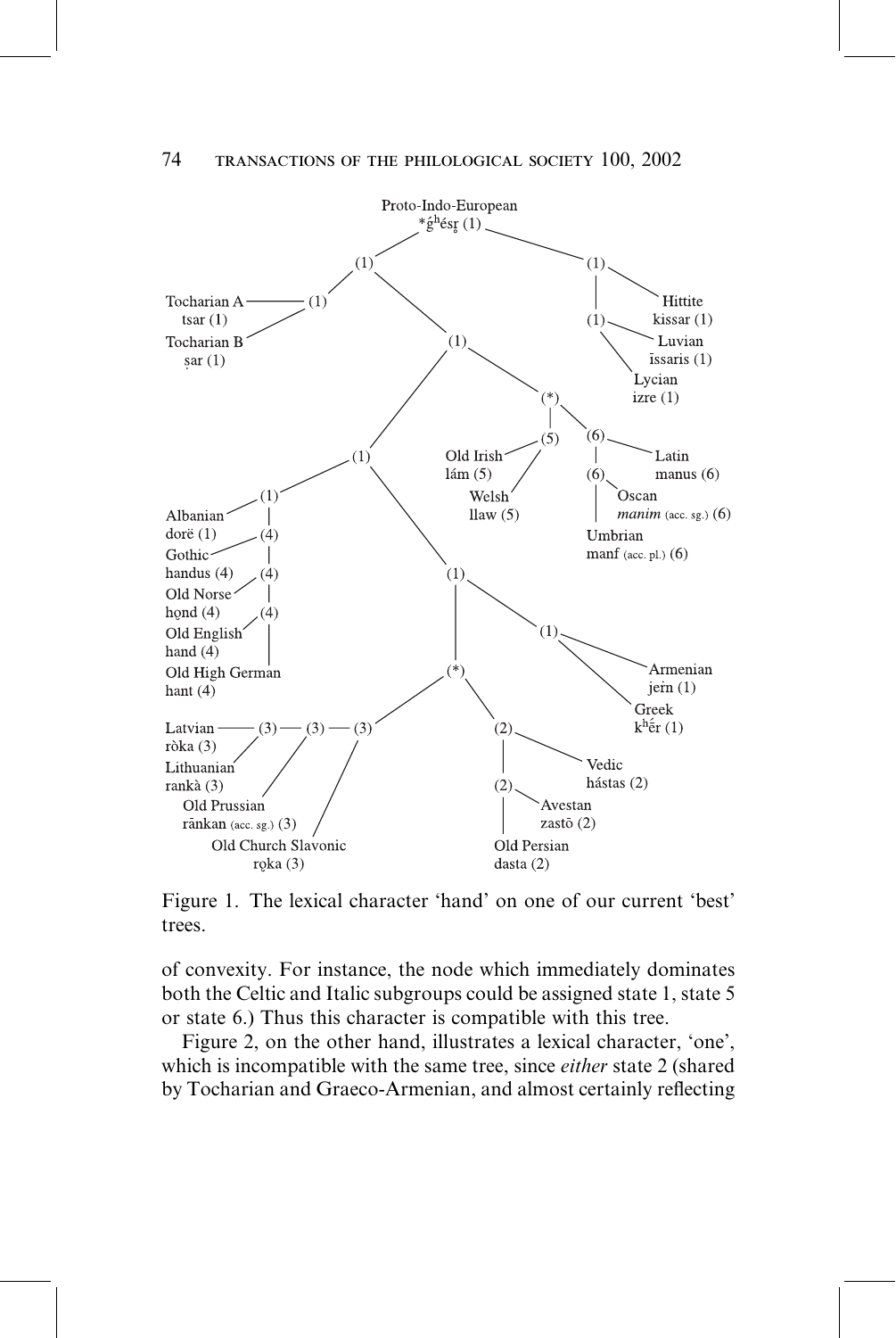Proto-Indo-European
*ǵʰésr̥ (1)

(1)
(1)
(1)
(1)
(1)
(*)
(5)
(6)
(6)
(1)
(1)
(4)
(4)
(4)
(1)
(1)
(*)
(3)
(3)
(3)
(2)
(2)

Tocharian A
tsar (1)
Tocharian B
ṣar (1)
Hittite
kissar (1)
Luvian
īssaris (1)
Lycian
izre (1)
Old Irish
lám (5)
Welsh
llaw (5)
Latin
manus (6)
Oscan
*manim* (acc. sg.) (6)
Umbrian
manf (acc. pl.) (6)
Albanian
dorë (1)
Gothic
handus (4)
Old Norse
hǫnd (4)
Old English
hand (4)
Old High German
hant (4)
Armenian
jeṙn (1)
Greek
kʰéːr (1)
Latvian
ròka (3)
Lithuanian
rankà (3)
Old Prussian
rānkan (acc. sg.) (3)
Old Church Slavonic
rǫka (3)
Vedic
hástas (2)
Avestan
zastō (2)
Old Persian
dasta (2)

Figure 1. The lexical character 'hand' on one of our current 'best' trees.

of convexity. For instance, the node which immediately dominates both the Celtic and Italic subgroups could be assigned state 1, state 5 or state 6.) Thus this character is compatible with this tree.

Figure 2, on the other hand, illustrates a lexical character, 'one', which is incompatible with the same tree, since *either* state 2 (shared by Tocharian and Graeco-Armenian, and almost certainly reflecting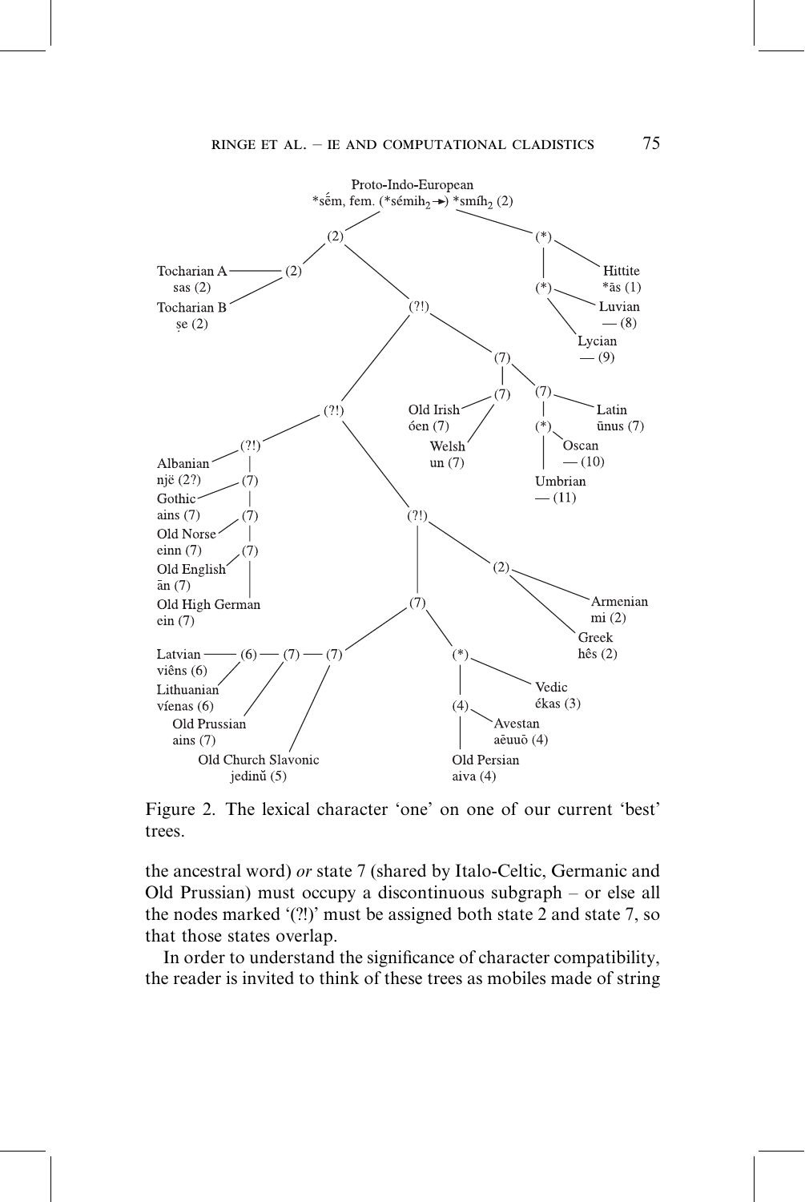Proto-Indo-European
*sḗm, fem. (*sémih$_2$ →) *smíh$_2$ (2)

(2)
(*)
Tocharian A
sas (2)
(2)
Hittite
*ās (1)
Tocharian B
ṣe (2)
(?!)
(*)
Luvian
— (8)
Lycian
— (9)
(7)
(7)
(7)
Latin
ūnus (7)
Old Irish
óen (7)
(?!)
Welsh
un (7)
(*)
Oscan
— (10)
(?!)
Albanian
një (2?)
Umbrian
— (11)
(7)
Gothic
ains (7)
(7)
(?!)
Old Norse
einn (7)
(7)
(2)
Old English
ān (7)
Armenian
mi (2)
Old High German
ein (7)
(7)
Greek
hês (2)
Latvian
viêns (6)
(6)
(7)
(7)
(*)
Lithuanian
víenas (6)
Vedic
ékas (3)
Old Prussian
ains (7)
(4)
Avestan
aēuuō (4)
Old Church Slavonic
jedinŭ (5)
Old Persian
aiva (4)

Figure 2. The lexical character 'one' on one of our current 'best' trees.

the ancestral word) *or* state 7 (shared by Italo-Celtic, Germanic and Old Prussian) must occupy a discontinuous subgraph – or else all the nodes marked '(?!)' must be assigned both state 2 and state 7, so that those states overlap.

In order to understand the significance of character compatibility, the reader is invited to think of these trees as mobiles made of string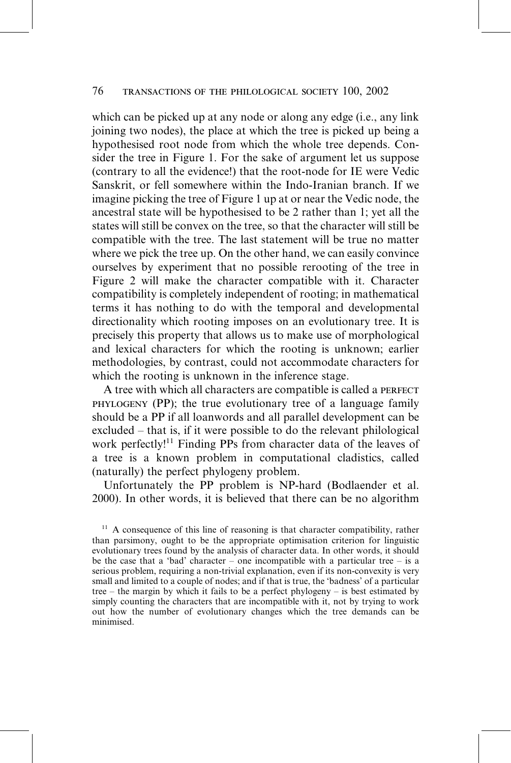which can be picked up at any node or along any edge (i.e., any link joining two nodes), the place at which the tree is picked up being a hypothesised root node from which the whole tree depends. Consider the tree in Figure 1. For the sake of argument let us suppose (contrary to all the evidence!) that the root-node for IE were Vedic Sanskrit, or fell somewhere within the Indo-Iranian branch. If we imagine picking the tree of Figure 1 up at or near the Vedic node, the ancestral state will be hypothesised to be 2 rather than 1; yet all the states will still be convex on the tree, so that the character will still be compatible with the tree. The last statement will be true no matter where we pick the tree up. On the other hand, we can easily convince ourselves by experiment that no possible rerooting of the tree in Figure 2 will make the character compatible with it. Character compatibility is completely independent of rooting; in mathematical terms it has nothing to do with the temporal and developmental directionality which rooting imposes on an evolutionary tree. It is precisely this property that allows us to make use of morphological and lexical characters for which the rooting is unknown; earlier methodologies, by contrast, could not accommodate characters for which the rooting is unknown in the inference stage.

A tree with which all characters are compatible is called a PERFECT PHYLOGENY (PP); the true evolutionary tree of a language family should be a PP if all loanwords and all parallel development can be excluded – that is, if it were possible to do the relevant philological work perfectly![11] Finding PPs from character data of the leaves of a tree is a known problem in computational cladistics, called (naturally) the perfect phylogeny problem.

Unfortunately the PP problem is NP-hard (Bodlaender et al. 2000). In other words, it is believed that there can be no algorithm

[11] A consequence of this line of reasoning is that character compatibility, rather than parsimony, ought to be the appropriate optimisation criterion for linguistic evolutionary trees found by the analysis of character data. In other words, it should be the case that a 'bad' character – one incompatible with a particular tree – is a serious problem, requiring a non-trivial explanation, even if its non-convexity is very small and limited to a couple of nodes; and if that is true, the 'badness' of a particular tree – the margin by which it fails to be a perfect phylogeny – is best estimated by simply counting the characters that are incompatible with it, not by trying to work out how the number of evolutionary changes which the tree demands can be minimised.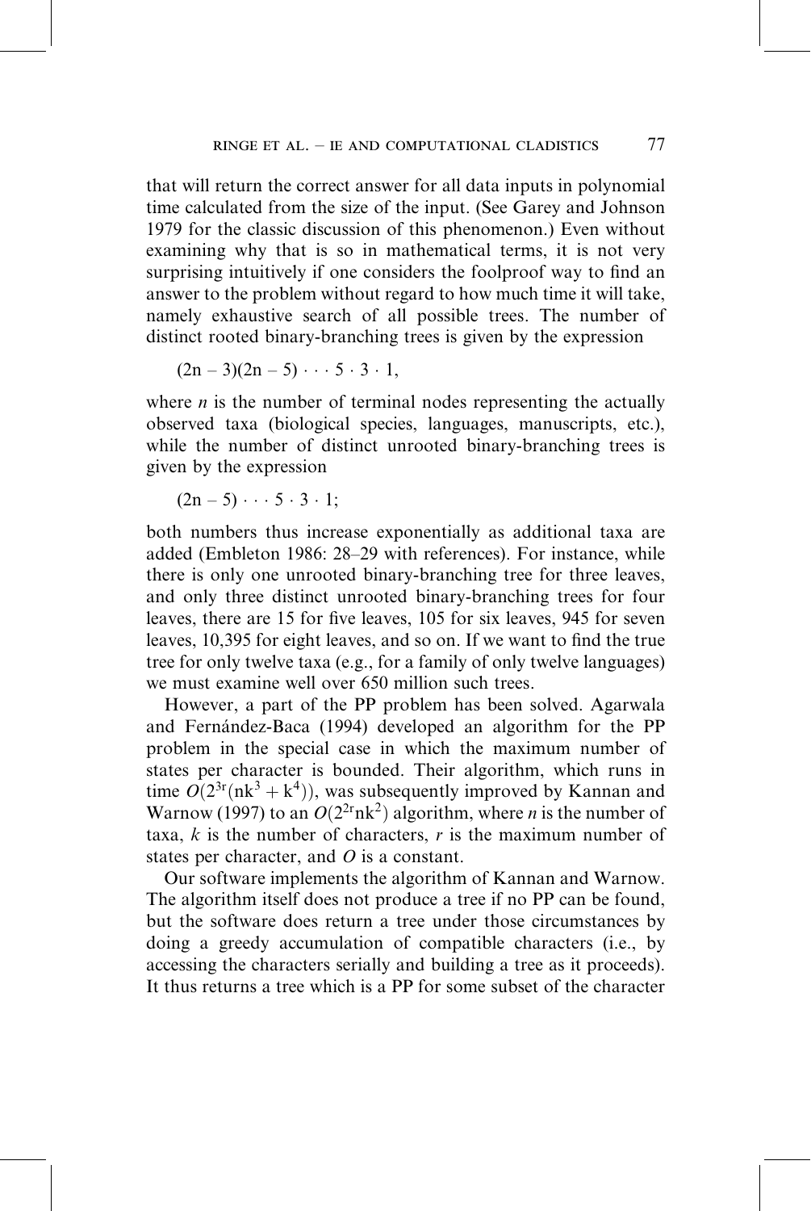that will return the correct answer for all data inputs in polynomial time calculated from the size of the input. (See Garey and Johnson 1979 for the classic discussion of this phenomenon.) Even without examining why that is so in mathematical terms, it is not very surprising intuitively if one considers the foolproof way to find an answer to the problem without regard to how much time it will take, namely exhaustive search of all possible trees. The number of distinct rooted binary-branching trees is given by the expression

$$(2n - 3)(2n - 5) \cdots 5 \cdot 3 \cdot 1,$$

where $n$ is the number of terminal nodes representing the actually observed taxa (biological species, languages, manuscripts, etc.), while the number of distinct unrooted binary-branching trees is given by the expression

$$(2n - 5) \cdots 5 \cdot 3 \cdot 1;$$

both numbers thus increase exponentially as additional taxa are added (Embleton 1986: 28–29 with references). For instance, while there is only one unrooted binary-branching tree for three leaves, and only three distinct unrooted binary-branching trees for four leaves, there are 15 for five leaves, 105 for six leaves, 945 for seven leaves, 10,395 for eight leaves, and so on. If we want to find the true tree for only twelve taxa (e.g., for a family of only twelve languages) we must examine well over 650 million such trees.

However, a part of the PP problem has been solved. Agarwala and Fernández-Baca (1994) developed an algorithm for the PP problem in the special case in which the maximum number of states per character is bounded. Their algorithm, which runs in time $O(2^{3r}(nk^3 + k^4))$, was subsequently improved by Kannan and Warnow (1997) to an $O(2^{2r}nk^2)$ algorithm, where $n$ is the number of taxa, $k$ is the number of characters, $r$ is the maximum number of states per character, and $O$ is a constant.

Our software implements the algorithm of Kannan and Warnow. The algorithm itself does not produce a tree if no PP can be found, but the software does return a tree under those circumstances by doing a greedy accumulation of compatible characters (i.e., by accessing the characters serially and building a tree as it proceeds). It thus returns a tree which is a PP for some subset of the character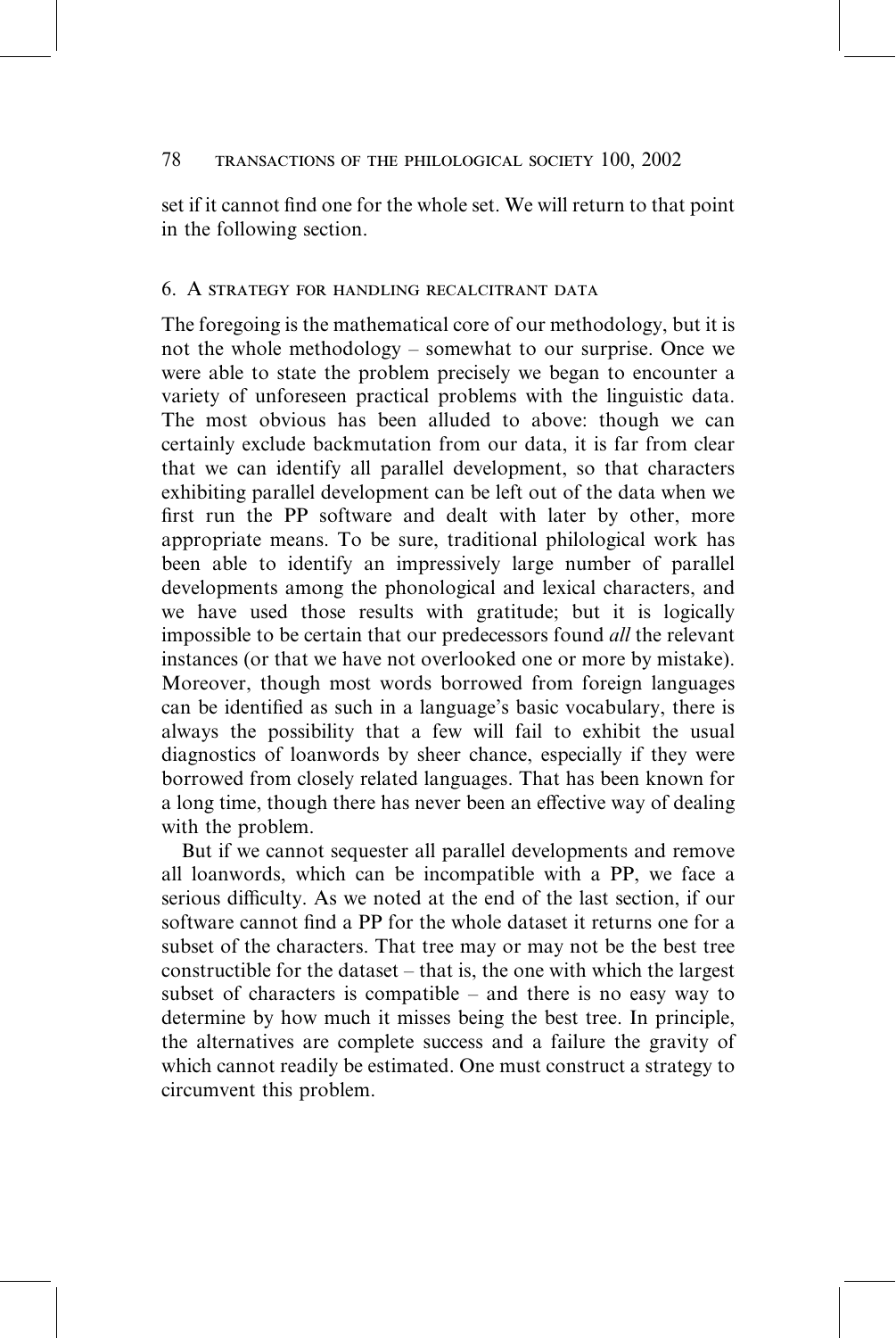set if it cannot find one for the whole set. We will return to that point in the following section.

## 6. A strategy for handling recalcitrant data

The foregoing is the mathematical core of our methodology, but it is not the whole methodology – somewhat to our surprise. Once we were able to state the problem precisely we began to encounter a variety of unforeseen practical problems with the linguistic data. The most obvious has been alluded to above: though we can certainly exclude backmutation from our data, it is far from clear that we can identify all parallel development, so that characters exhibiting parallel development can be left out of the data when we first run the PP software and dealt with later by other, more appropriate means. To be sure, traditional philological work has been able to identify an impressively large number of parallel developments among the phonological and lexical characters, and we have used those results with gratitude; but it is logically impossible to be certain that our predecessors found *all* the relevant instances (or that we have not overlooked one or more by mistake). Moreover, though most words borrowed from foreign languages can be identified as such in a language's basic vocabulary, there is always the possibility that a few will fail to exhibit the usual diagnostics of loanwords by sheer chance, especially if they were borrowed from closely related languages. That has been known for a long time, though there has never been an effective way of dealing with the problem.

But if we cannot sequester all parallel developments and remove all loanwords, which can be incompatible with a PP, we face a serious difficulty. As we noted at the end of the last section, if our software cannot find a PP for the whole dataset it returns one for a subset of the characters. That tree may or may not be the best tree constructible for the dataset – that is, the one with which the largest subset of characters is compatible – and there is no easy way to determine by how much it misses being the best tree. In principle, the alternatives are complete success and a failure the gravity of which cannot readily be estimated. One must construct a strategy to circumvent this problem.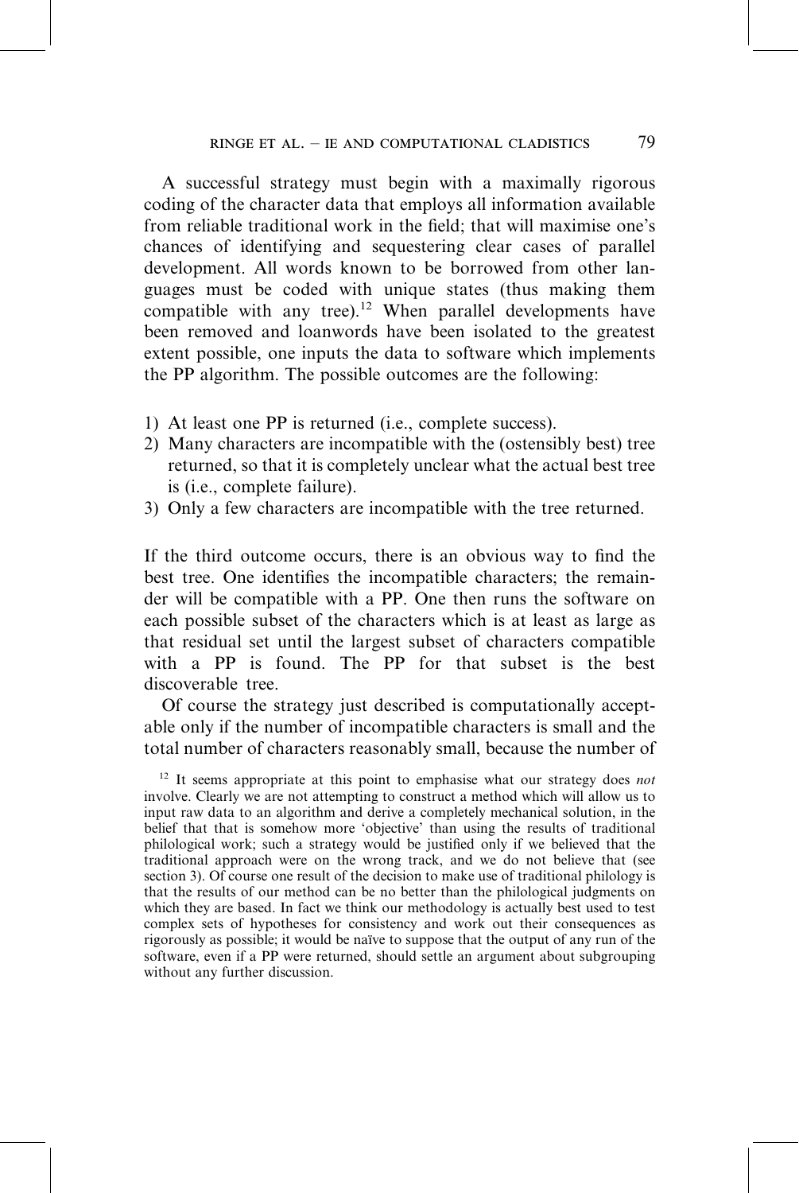A successful strategy must begin with a maximally rigorous coding of the character data that employs all information available from reliable traditional work in the field; that will maximise one's chances of identifying and sequestering clear cases of parallel development. All words known to be borrowed from other languages must be coded with unique states (thus making them compatible with any tree).[12] When parallel developments have been removed and loanwords have been isolated to the greatest extent possible, one inputs the data to software which implements the PP algorithm. The possible outcomes are the following:

1) At least one PP is returned (i.e., complete success).
2) Many characters are incompatible with the (ostensibly best) tree returned, so that it is completely unclear what the actual best tree is (i.e., complete failure).
3) Only a few characters are incompatible with the tree returned.

If the third outcome occurs, there is an obvious way to find the best tree. One identifies the incompatible characters; the remainder will be compatible with a PP. One then runs the software on each possible subset of the characters which is at least as large as that residual set until the largest subset of characters compatible with a PP is found. The PP for that subset is the best discoverable tree.

Of course the strategy just described is computationally acceptable only if the number of incompatible characters is small and the total number of characters reasonably small, because the number of

[12] It seems appropriate at this point to emphasise what our strategy does *not* involve. Clearly we are not attempting to construct a method which will allow us to input raw data to an algorithm and derive a completely mechanical solution, in the belief that that is somehow more 'objective' than using the results of traditional philological work; such a strategy would be justified only if we believed that the traditional approach were on the wrong track, and we do not believe that (see section 3). Of course one result of the decision to make use of traditional philology is that the results of our method can be no better than the philological judgments on which they are based. In fact we think our methodology is actually best used to test complex sets of hypotheses for consistency and work out their consequences as rigorously as possible; it would be naïve to suppose that the output of any run of the software, even if a PP were returned, should settle an argument about subgrouping without any further discussion.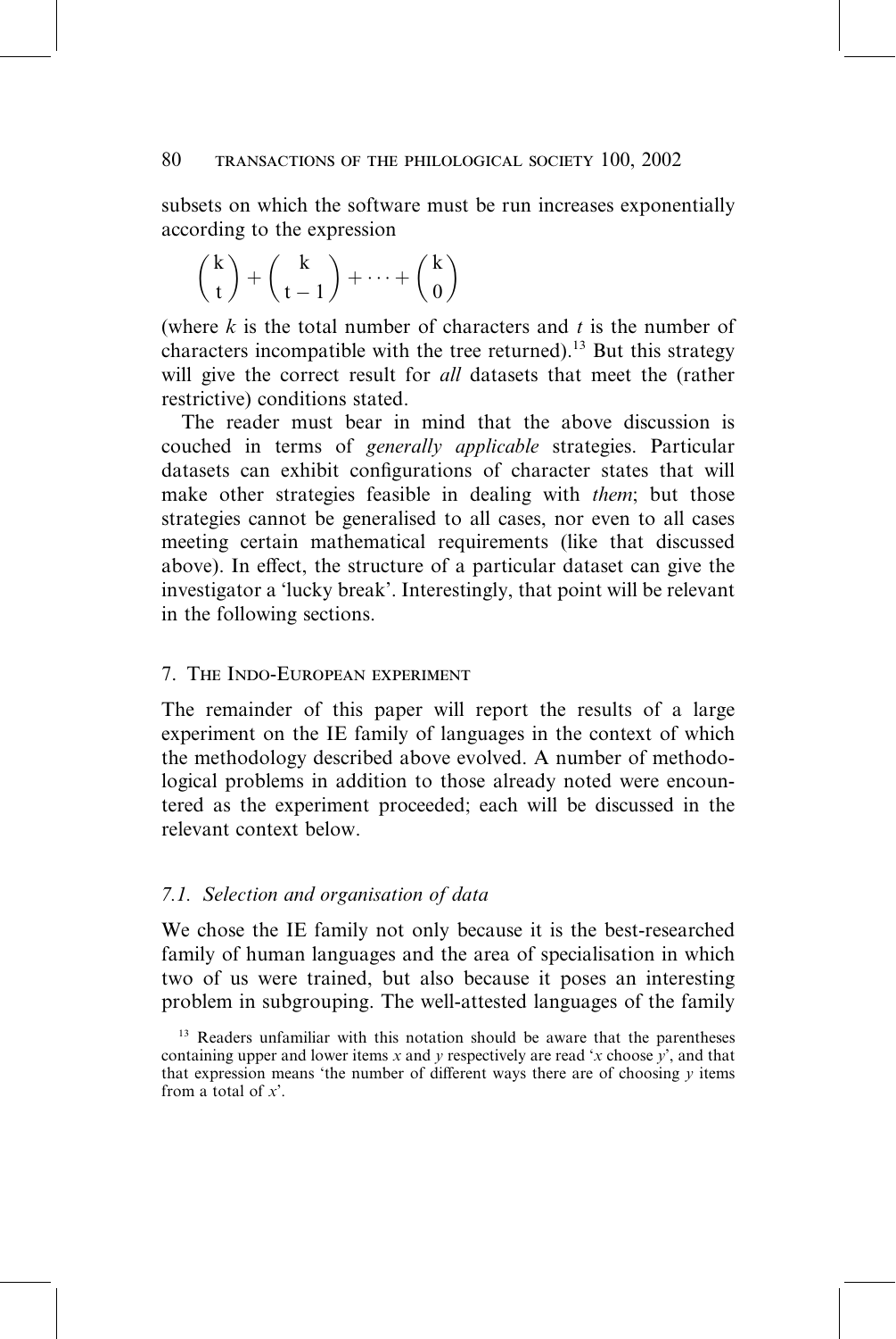subsets on which the software must be run increases exponentially according to the expression

$$\binom{k}{t} + \binom{k}{t-1} + \cdots + \binom{k}{0}$$

(where $k$ is the total number of characters and $t$ is the number of characters incompatible with the tree returned).[13] But this strategy will give the correct result for *all* datasets that meet the (rather restrictive) conditions stated.

The reader must bear in mind that the above discussion is couched in terms of *generally applicable* strategies. Particular datasets can exhibit configurations of character states that will make other strategies feasible in dealing with *them*; but those strategies cannot be generalised to all cases, nor even to all cases meeting certain mathematical requirements (like that discussed above). In effect, the structure of a particular dataset can give the investigator a 'lucky break'. Interestingly, that point will be relevant in the following sections.

## 7. The Indo-European experiment

The remainder of this paper will report the results of a large experiment on the IE family of languages in the context of which the methodology described above evolved. A number of methodological problems in addition to those already noted were encountered as the experiment proceeded; each will be discussed in the relevant context below.

### 7.1. *Selection and organisation of data*

We chose the IE family not only because it is the best-researched family of human languages and the area of specialisation in which two of us were trained, but also because it poses an interesting problem in subgrouping. The well-attested languages of the family

[13] Readers unfamiliar with this notation should be aware that the parentheses containing upper and lower items $x$ and $y$ respectively are read '$x$ choose $y$', and that that expression means 'the number of different ways there are of choosing $y$ items from a total of $x$'.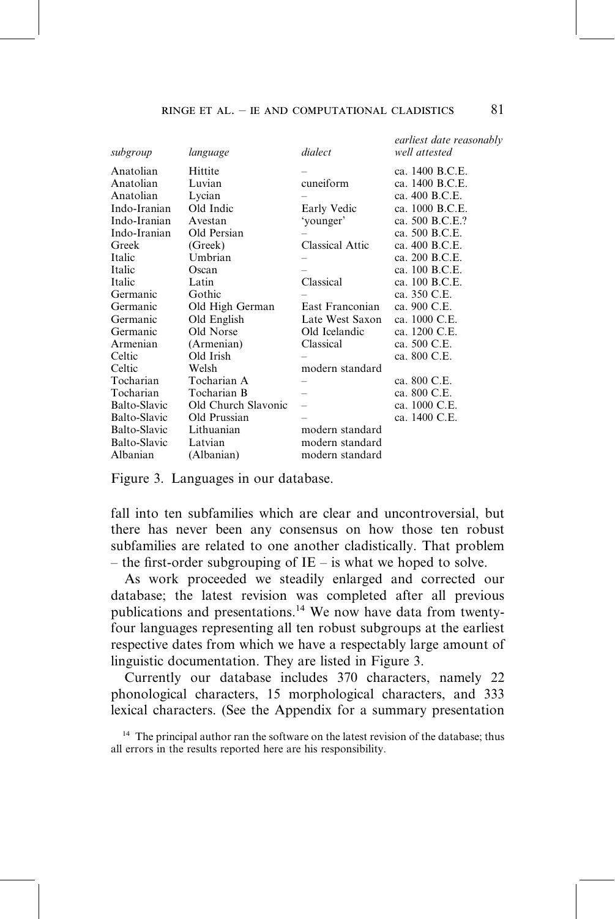| *subgroup* | *language* | *dialect* | *earliest date reasonably well attested* |
|---|---|---|---|
| Anatolian | Hittite | – | ca. 1400 B.C.E. |
| Anatolian | Luvian | cuneiform | ca. 1400 B.C.E. |
| Anatolian | Lycian | – | ca. 400 B.C.E. |
| Indo-Iranian | Old Indic | Early Vedic | ca. 1000 B.C.E. |
| Indo-Iranian | Avestan | 'younger' | ca. 500 B.C.E.? |
| Indo-Iranian | Old Persian | – | ca. 500 B.C.E. |
| Greek | (Greek) | Classical Attic | ca. 400 B.C.E. |
| Italic | Umbrian | – | ca. 200 B.C.E. |
| Italic | Oscan | – | ca. 100 B.C.E. |
| Italic | Latin | Classical | ca. 100 B.C.E. |
| Germanic | Gothic | – | ca. 350 C.E. |
| Germanic | Old High German | East Franconian | ca. 900 C.E. |
| Germanic | Old English | Late West Saxon | ca. 1000 C.E. |
| Germanic | Old Norse | Old Icelandic | ca. 1200 C.E. |
| Armenian | (Armenian) | Classical | ca. 500 C.E. |
| Celtic | Old Irish | – | ca. 800 C.E. |
| Celtic | Welsh | modern standard | |
| Tocharian | Tocharian A | – | ca. 800 C.E. |
| Tocharian | Tocharian B | – | ca. 800 C.E. |
| Balto-Slavic | Old Church Slavonic | – | ca. 1000 C.E. |
| Balto-Slavic | Old Prussian | – | ca. 1400 C.E. |
| Balto-Slavic | Lithuanian | modern standard | |
| Balto-Slavic | Latvian | modern standard | |
| Albanian | (Albanian) | modern standard | |

Figure 3. Languages in our database.

fall into ten subfamilies which are clear and uncontroversial, but there has never been any consensus on how those ten robust subfamilies are related to one another cladistically. That problem – the first-order subgrouping of IE – is what we hoped to solve.

As work proceeded we steadily enlarged and corrected our database; the latest revision was completed after all previous publications and presentations.[14] We now have data from twenty-four languages representing all ten robust subgroups at the earliest respective dates from which we have a respectably large amount of linguistic documentation. They are listed in Figure 3.

Currently our database includes 370 characters, namely 22 phonological characters, 15 morphological characters, and 333 lexical characters. (See the Appendix for a summary presentation

[14] The principal author ran the software on the latest revision of the database; thus all errors in the results reported here are his responsibility.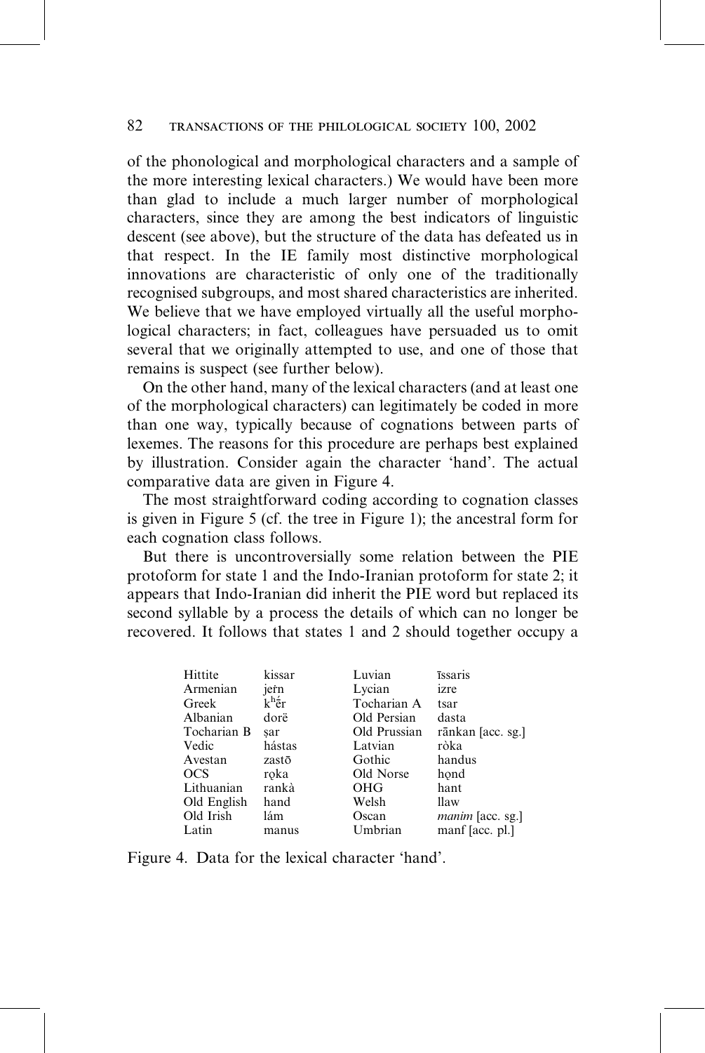of the phonological and morphological characters and a sample of the more interesting lexical characters.) We would have been more than glad to include a much larger number of morphological characters, since they are among the best indicators of linguistic descent (see above), but the structure of the data has defeated us in that respect. In the IE family most distinctive morphological innovations are characteristic of only one of the traditionally recognised subgroups, and most shared characteristics are inherited. We believe that we have employed virtually all the useful morphological characters; in fact, colleagues have persuaded us to omit several that we originally attempted to use, and one of those that remains is suspect (see further below).

On the other hand, many of the lexical characters (and at least one of the morphological characters) can legitimately be coded in more than one way, typically because of cognations between parts of lexemes. The reasons for this procedure are perhaps best explained by illustration. Consider again the character 'hand'. The actual comparative data are given in Figure 4.

The most straightforward coding according to cognation classes is given in Figure 5 (cf. the tree in Figure 1); the ancestral form for each cognation class follows.

But there is uncontroversially some relation between the PIE protoform for state 1 and the Indo-Iranian protoform for state 2; it appears that Indo-Iranian did inherit the PIE word but replaced its second syllable by a process the details of which can no longer be recovered. It follows that states 1 and 2 should together occupy a

| | | | |
|---|---|---|---|
| Hittite | kissar | Luvian | īssaris |
| Armenian | jeṙn | Lycian | izre |
| Greek | kʰér | Tocharian A | tsar |
| Albanian | dorë | Old Persian | dasta |
| Tocharian B | ṣar | Old Prussian | rānkan [acc. sg.] |
| Vedic | hástas | Latvian | ròka |
| Avestan | zastō | Gothic | handus |
| OCS | rǫka | Old Norse | hǫnd |
| Lithuanian | rankà | OHG | hant |
| Old English | hand | Welsh | llaw |
| Old Irish | lám | Oscan | *manim* [acc. sg.] |
| Latin | manus | Umbrian | manf [acc. pl.] |

Figure 4. Data for the lexical character 'hand'.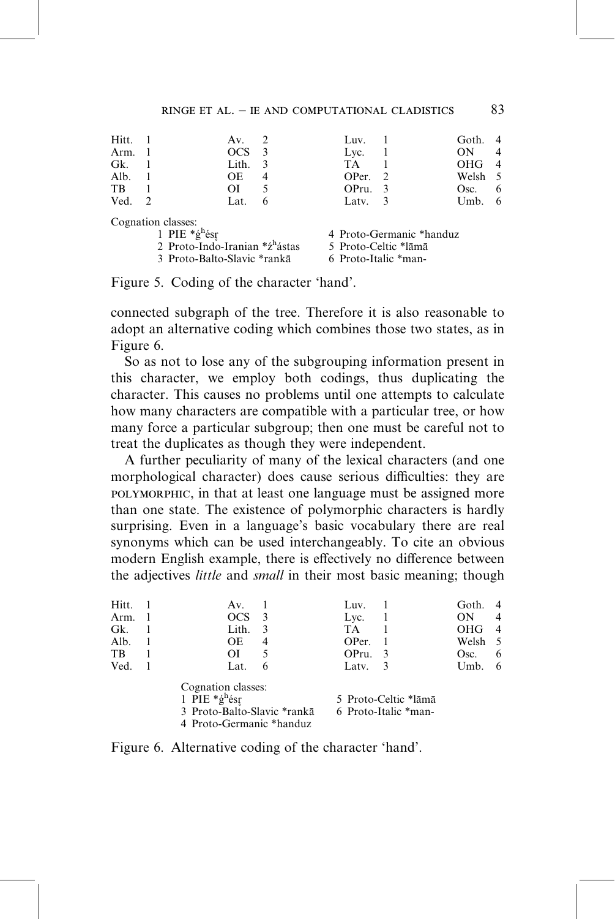| | | | | | | | |
|---|---|---|---|---|---|---|---|
| Hitt. | 1 | Av. | 2 | Luv. | 1 | Goth. | 4 |
| Arm. | 1 | OCS | 3 | Lyc. | 1 | ON | 4 |
| Gk. | 1 | Lith. | 3 | TA | 1 | OHG | 4 |
| Alb. | 1 | OE | 4 | OPer. | 2 | Welsh | 5 |
| TB | 1 | OI | 5 | OPru. | 3 | Osc. | 6 |
| Ved. | 2 | Lat. | 6 | Latv. | 3 | Umb. | 6 |

Cognation classes:

1 PIE *ǵʰésr̥
2 Proto-Indo-Iranian *ź́ʰástas
3 Proto-Balto-Slavic *rankā
4 Proto-Germanic *handuz
5 Proto-Celtic *lāmā
6 Proto-Italic *man-

Figure 5. Coding of the character 'hand'.

connected subgraph of the tree. Therefore it is also reasonable to adopt an alternative coding which combines those two states, as in Figure 6.

So as not to lose any of the subgrouping information present in this character, we employ both codings, thus duplicating the character. This causes no problems until one attempts to calculate how many characters are compatible with a particular tree, or how many force a particular subgroup; then one must be careful not to treat the duplicates as though they were independent.

A further peculiarity of many of the lexical characters (and one morphological character) does cause serious difficulties: they are POLYMORPHIC, in that at least one language must be assigned more than one state. The existence of polymorphic characters is hardly surprising. Even in a language's basic vocabulary there are real synonyms which can be used interchangeably. To cite an obvious modern English example, there is effectively no difference between the adjectives *little* and *small* in their most basic meaning; though

| | | | | | | | |
|---|---|---|---|---|---|---|---|
| Hitt. | 1 | Av. | 1 | Luv. | 1 | Goth. | 4 |
| Arm. | 1 | OCS | 3 | Lyc. | 1 | ON | 4 |
| Gk. | 1 | Lith. | 3 | TA | 1 | OHG | 4 |
| Alb. | 1 | OE | 4 | OPer. | 1 | Welsh | 5 |
| TB | 1 | OI | 5 | OPru. | 3 | Osc. | 6 |
| Ved. | 1 | Lat. | 6 | Latv. | 3 | Umb. | 6 |

Cognation classes:

1 PIE *ǵʰésr̥
3 Proto-Balto-Slavic *rankā
4 Proto-Germanic *handuz
5 Proto-Celtic *lāmā
6 Proto-Italic *man-

Figure 6. Alternative coding of the character 'hand'.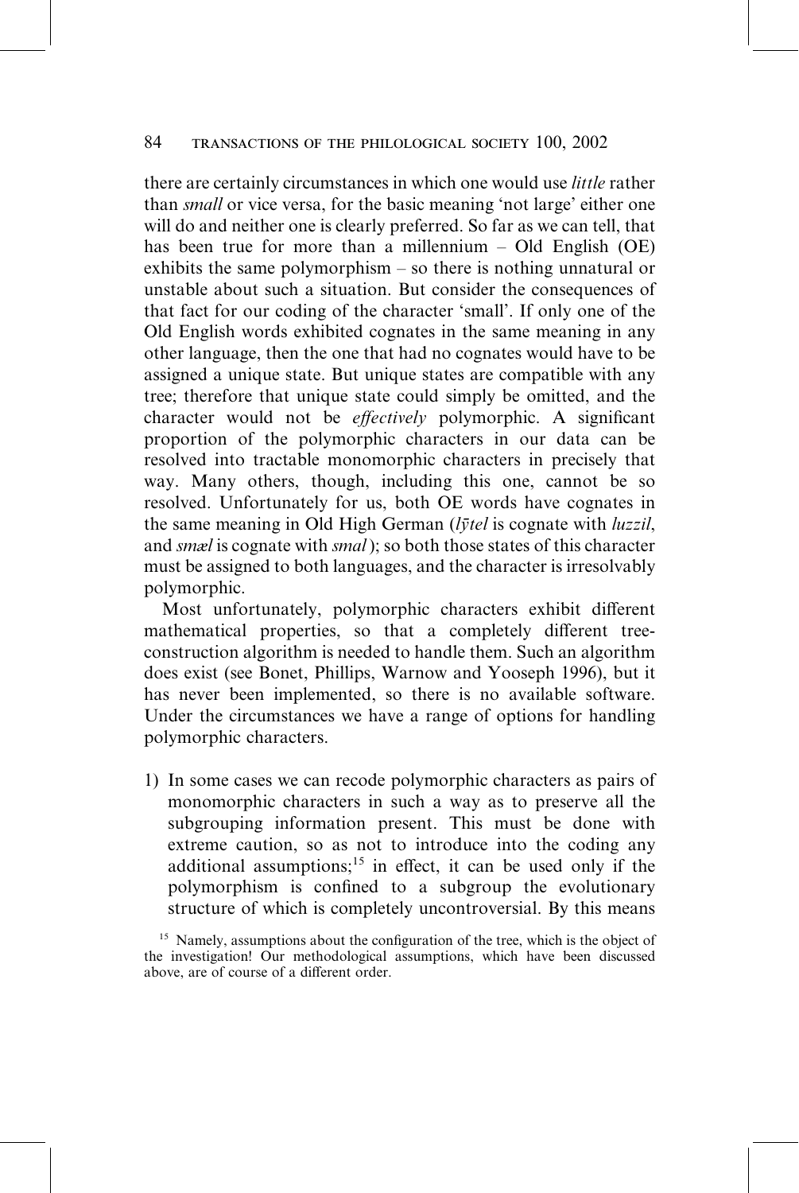there are certainly circumstances in which one would use *little* rather than *small* or vice versa, for the basic meaning 'not large' either one will do and neither one is clearly preferred. So far as we can tell, that has been true for more than a millennium – Old English (OE) exhibits the same polymorphism – so there is nothing unnatural or unstable about such a situation. But consider the consequences of that fact for our coding of the character 'small'. If only one of the Old English words exhibited cognates in the same meaning in any other language, then the one that had no cognates would have to be assigned a unique state. But unique states are compatible with any tree; therefore that unique state could simply be omitted, and the character would not be *effectively* polymorphic. A significant proportion of the polymorphic characters in our data can be resolved into tractable monomorphic characters in precisely that way. Many others, though, including this one, cannot be so resolved. Unfortunately for us, both OE words have cognates in the same meaning in Old High German (*lȳtel* is cognate with *luzzil*, and *smæl* is cognate with *smal*); so both those states of this character must be assigned to both languages, and the character is irresolvably polymorphic.

Most unfortunately, polymorphic characters exhibit different mathematical properties, so that a completely different tree-construction algorithm is needed to handle them. Such an algorithm does exist (see Bonet, Phillips, Warnow and Yooseph 1996), but it has never been implemented, so there is no available software. Under the circumstances we have a range of options for handling polymorphic characters.

1) In some cases we can recode polymorphic characters as pairs of monomorphic characters in such a way as to preserve all the subgrouping information present. This must be done with extreme caution, so as not to introduce into the coding any additional assumptions;[15] in effect, it can be used only if the polymorphism is confined to a subgroup the evolutionary structure of which is completely uncontroversial. By this means

[15] Namely, assumptions about the configuration of the tree, which is the object of the investigation! Our methodological assumptions, which have been discussed above, are of course of a different order.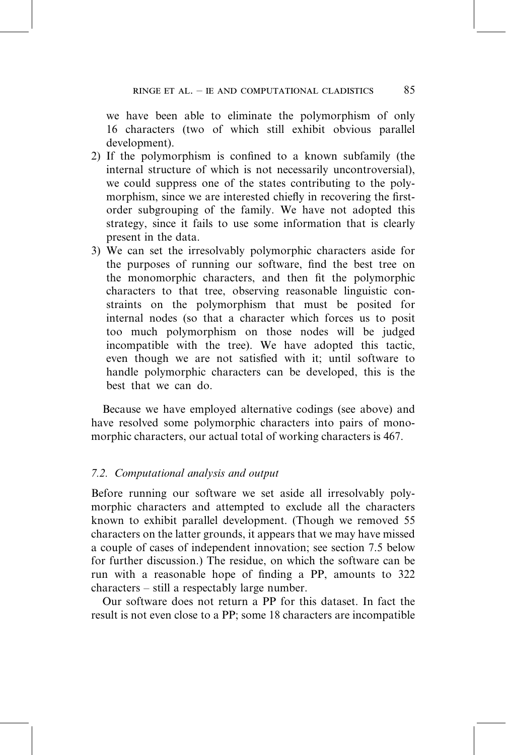we have been able to eliminate the polymorphism of only 16 characters (two of which still exhibit obvious parallel development).

2) If the polymorphism is confined to a known subfamily (the internal structure of which is not necessarily uncontroversial), we could suppress one of the states contributing to the polymorphism, since we are interested chiefly in recovering the first-order subgrouping of the family. We have not adopted this strategy, since it fails to use some information that is clearly present in the data.
3) We can set the irresolvably polymorphic characters aside for the purposes of running our software, find the best tree on the monomorphic characters, and then fit the polymorphic characters to that tree, observing reasonable linguistic constraints on the polymorphism that must be posited for internal nodes (so that a character which forces us to posit too much polymorphism on those nodes will be judged incompatible with the tree). We have adopted this tactic, even though we are not satisfied with it; until software to handle polymorphic characters can be developed, this is the best that we can do.

Because we have employed alternative codings (see above) and have resolved some polymorphic characters into pairs of monomorphic characters, our actual total of working characters is 467.

### *7.2. Computational analysis and output*

Before running our software we set aside all irresolvably polymorphic characters and attempted to exclude all the characters known to exhibit parallel development. (Though we removed 55 characters on the latter grounds, it appears that we may have missed a couple of cases of independent innovation; see section 7.5 below for further discussion.) The residue, on which the software can be run with a reasonable hope of finding a PP, amounts to 322 characters – still a respectably large number.

Our software does not return a PP for this dataset. In fact the result is not even close to a PP; some 18 characters are incompatible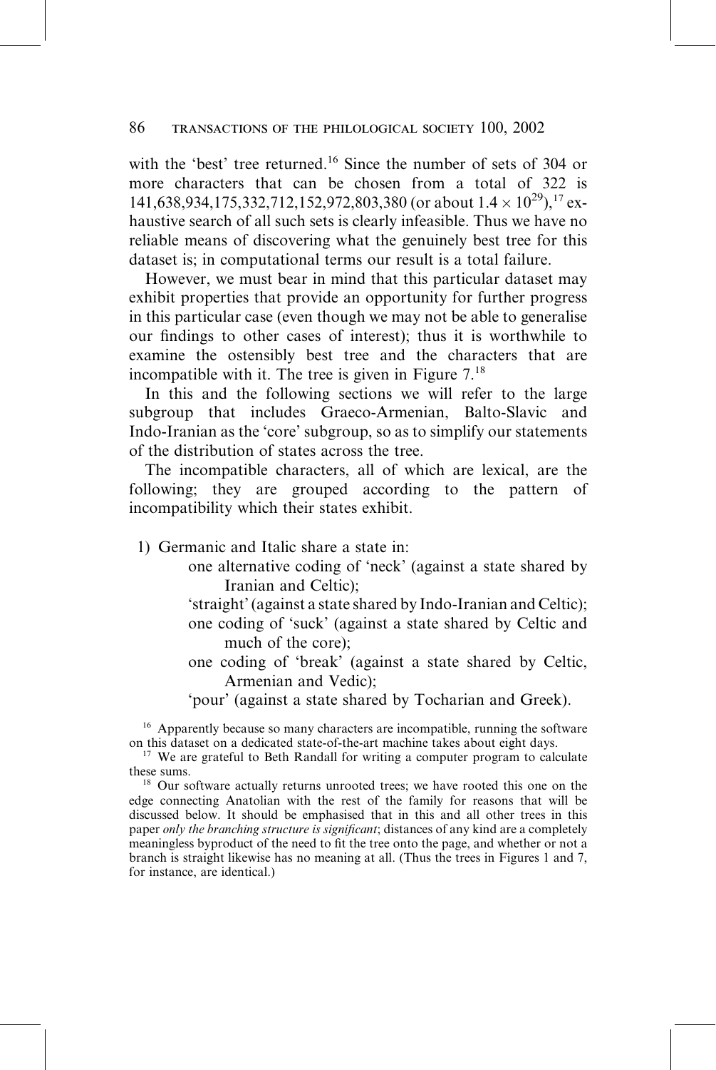with the 'best' tree returned.[16] Since the number of sets of 304 or more characters that can be chosen from a total of 322 is 141,638,934,175,332,712,152,972,803,380 (or about $1.4 \times 10^{29}$),[17] exhaustive search of all such sets is clearly infeasible. Thus we have no reliable means of discovering what the genuinely best tree for this dataset is; in computational terms our result is a total failure.

However, we must bear in mind that this particular dataset may exhibit properties that provide an opportunity for further progress in this particular case (even though we may not be able to generalise our findings to other cases of interest); thus it is worthwhile to examine the ostensibly best tree and the characters that are incompatible with it. The tree is given in Figure 7.[18]

In this and the following sections we will refer to the large subgroup that includes Graeco-Armenian, Balto-Slavic and Indo-Iranian as the 'core' subgroup, so as to simplify our statements of the distribution of states across the tree.

The incompatible characters, all of which are lexical, are the following; they are grouped according to the pattern of incompatibility which their states exhibit.

1) Germanic and Italic share a state in:
   - one alternative coding of 'neck' (against a state shared by Iranian and Celtic);
   - 'straight' (against a state shared by Indo-Iranian and Celtic);
   - one coding of 'suck' (against a state shared by Celtic and much of the core);
   - one coding of 'break' (against a state shared by Celtic, Armenian and Vedic);
   - 'pour' (against a state shared by Tocharian and Greek).

[16] Apparently because so many characters are incompatible, running the software on this dataset on a dedicated state-of-the-art machine takes about eight days.

[17] We are grateful to Beth Randall for writing a computer program to calculate these sums.

[18] Our software actually returns unrooted trees; we have rooted this one on the edge connecting Anatolian with the rest of the family for reasons that will be discussed below. It should be emphasised that in this and all other trees in this paper *only the branching structure is significant*; distances of any kind are a completely meaningless byproduct of the need to fit the tree onto the page, and whether or not a branch is straight likewise has no meaning at all. (Thus the trees in Figures 1 and 7, for instance, are identical.)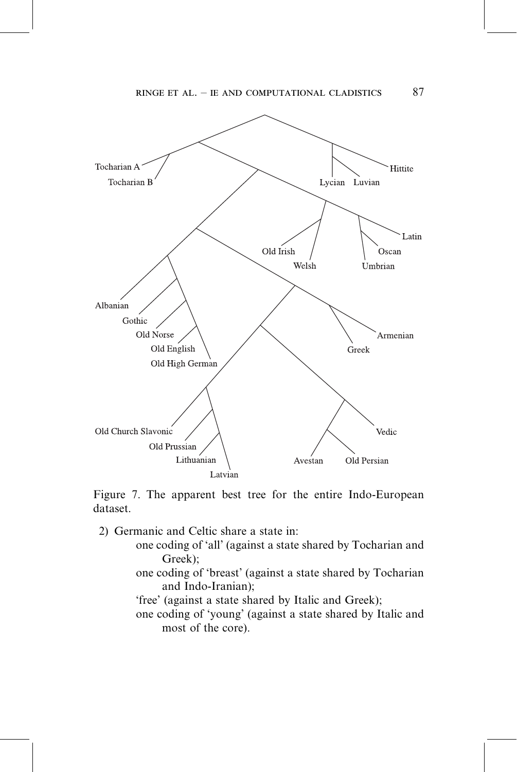Tocharian A
Tocharian B
Lycian
Luvian
Hittite
Old Irish
Welsh
Umbrian
Oscan
Latin
Albanian
Gothic
Old Norse
Old English
Old High German
Greek
Armenian
Old Church Slavonic
Old Prussian
Lithuanian
Latvian
Avestan
Old Persian
Vedic

Figure 7. The apparent best tree for the entire Indo-European dataset.

2) Germanic and Celtic share a state in:
   - one coding of 'all' (against a state shared by Tocharian and Greek);
   - one coding of 'breast' (against a state shared by Tocharian and Indo-Iranian);
   - 'free' (against a state shared by Italic and Greek);
   - one coding of 'young' (against a state shared by Italic and most of the core).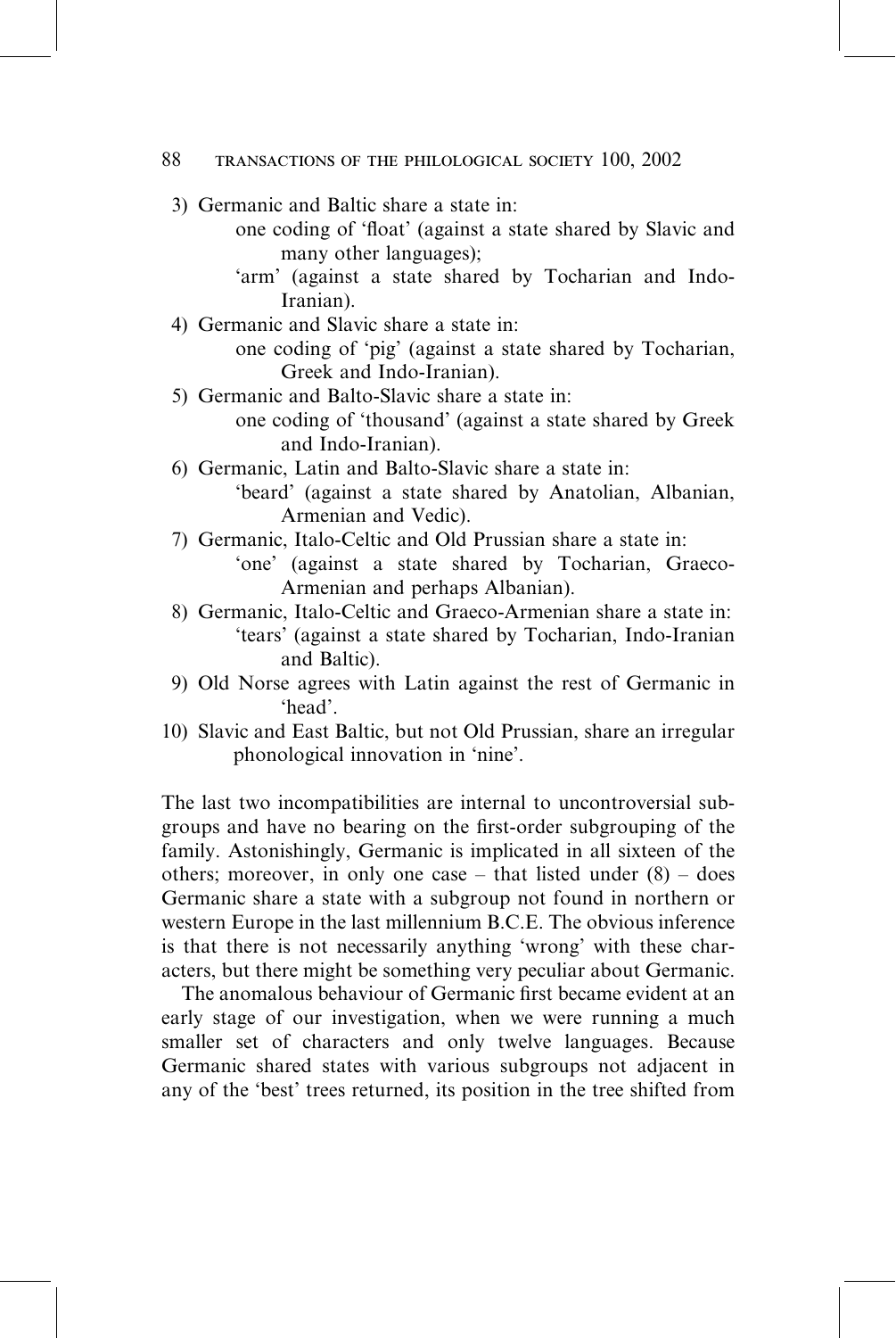3) Germanic and Baltic share a state in:
   one coding of 'float' (against a state shared by Slavic and many other languages);
   'arm' (against a state shared by Tocharian and Indo-Iranian).
4) Germanic and Slavic share a state in:
   one coding of 'pig' (against a state shared by Tocharian, Greek and Indo-Iranian).
5) Germanic and Balto-Slavic share a state in:
   one coding of 'thousand' (against a state shared by Greek and Indo-Iranian).
6) Germanic, Latin and Balto-Slavic share a state in:
   'beard' (against a state shared by Anatolian, Albanian, Armenian and Vedic).
7) Germanic, Italo-Celtic and Old Prussian share a state in:
   'one' (against a state shared by Tocharian, Graeco-Armenian and perhaps Albanian).
8) Germanic, Italo-Celtic and Graeco-Armenian share a state in:
   'tears' (against a state shared by Tocharian, Indo-Iranian and Baltic).
9) Old Norse agrees with Latin against the rest of Germanic in 'head'.
10) Slavic and East Baltic, but not Old Prussian, share an irregular phonological innovation in 'nine'.

The last two incompatibilities are internal to uncontroversial subgroups and have no bearing on the first-order subgrouping of the family. Astonishingly, Germanic is implicated in all sixteen of the others; moreover, in only one case – that listed under (8) – does Germanic share a state with a subgroup not found in northern or western Europe in the last millennium B.C.E. The obvious inference is that there is not necessarily anything 'wrong' with these characters, but there might be something very peculiar about Germanic.

The anomalous behaviour of Germanic first became evident at an early stage of our investigation, when we were running a much smaller set of characters and only twelve languages. Because Germanic shared states with various subgroups not adjacent in any of the 'best' trees returned, its position in the tree shifted from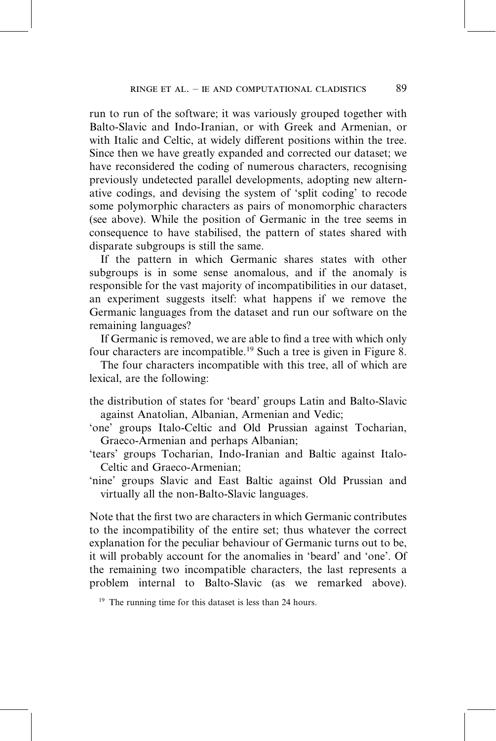run to run of the software; it was variously grouped together with Balto-Slavic and Indo-Iranian, or with Greek and Armenian, or with Italic and Celtic, at widely different positions within the tree. Since then we have greatly expanded and corrected our dataset; we have reconsidered the coding of numerous characters, recognising previously undetected parallel developments, adopting new alternative codings, and devising the system of 'split coding' to recode some polymorphic characters as pairs of monomorphic characters (see above). While the position of Germanic in the tree seems in consequence to have stabilised, the pattern of states shared with disparate subgroups is still the same.

If the pattern in which Germanic shares states with other subgroups is in some sense anomalous, and if the anomaly is responsible for the vast majority of incompatibilities in our dataset, an experiment suggests itself: what happens if we remove the Germanic languages from the dataset and run our software on the remaining languages?

If Germanic is removed, we are able to find a tree with which only four characters are incompatible.[19] Such a tree is given in Figure 8.

The four characters incompatible with this tree, all of which are lexical, are the following:

the distribution of states for 'beard' groups Latin and Balto-Slavic against Anatolian, Albanian, Armenian and Vedic;

'one' groups Italo-Celtic and Old Prussian against Tocharian, Graeco-Armenian and perhaps Albanian;

'tears' groups Tocharian, Indo-Iranian and Baltic against Italo-Celtic and Graeco-Armenian;

'nine' groups Slavic and East Baltic against Old Prussian and virtually all the non-Balto-Slavic languages.

Note that the first two are characters in which Germanic contributes to the incompatibility of the entire set; thus whatever the correct explanation for the peculiar behaviour of Germanic turns out to be, it will probably account for the anomalies in 'beard' and 'one'. Of the remaining two incompatible characters, the last represents a problem internal to Balto-Slavic (as we remarked above).

[19] The running time for this dataset is less than 24 hours.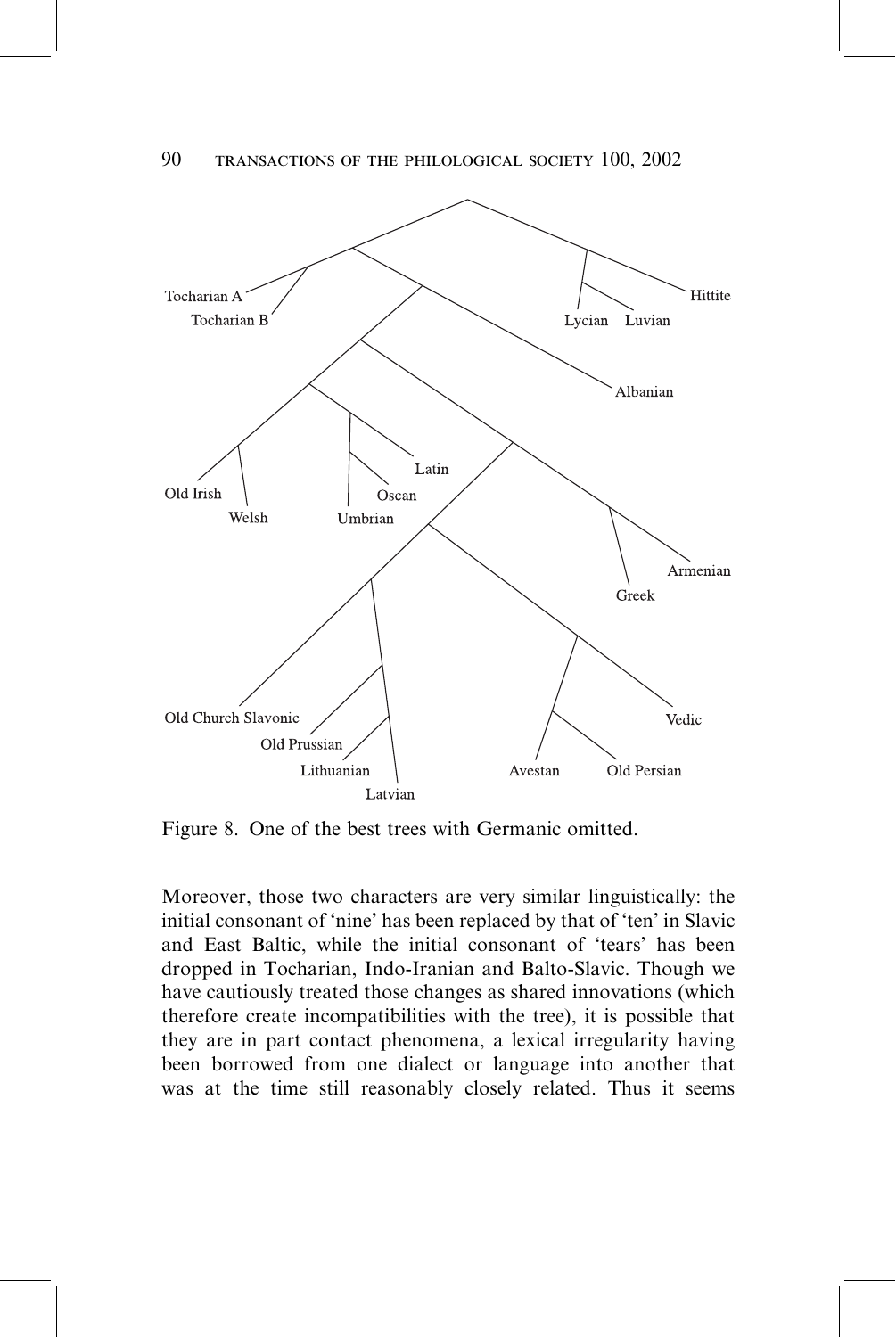Figure 8. One of the best trees with Germanic omitted.

Moreover, those two characters are very similar linguistically: the initial consonant of 'nine' has been replaced by that of 'ten' in Slavic and East Baltic, while the initial consonant of 'tears' has been dropped in Tocharian, Indo-Iranian and Balto-Slavic. Though we have cautiously treated those changes as shared innovations (which therefore create incompatibilities with the tree), it is possible that they are in part contact phenomena, a lexical irregularity having been borrowed from one dialect or language into another that was at the time still reasonably closely related. Thus it seems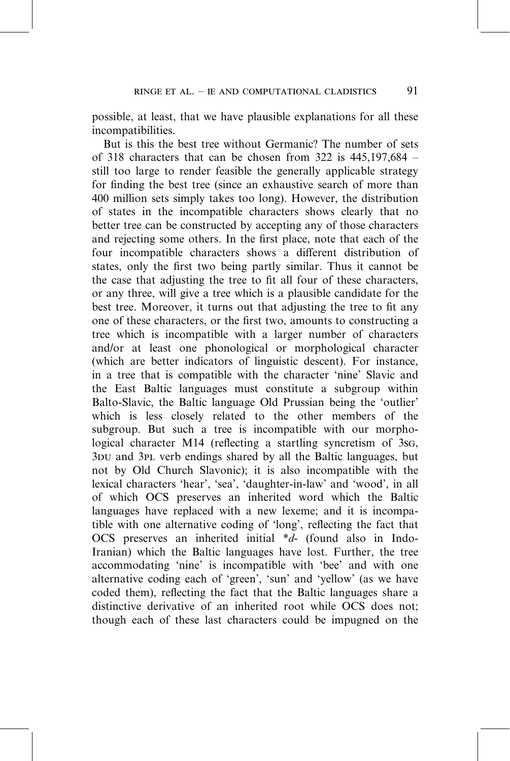possible, at least, that we have plausible explanations for all these incompatibilities.

But is this the best tree without Germanic? The number of sets of 318 characters that can be chosen from 322 is 445,197,684 – still too large to render feasible the generally applicable strategy for finding the best tree (since an exhaustive search of more than 400 million sets simply takes too long). However, the distribution of states in the incompatible characters shows clearly that no better tree can be constructed by accepting any of those characters and rejecting some others. In the first place, note that each of the four incompatible characters shows a different distribution of states, only the first two being partly similar. Thus it cannot be the case that adjusting the tree to fit all four of these characters, or any three, will give a tree which is a plausible candidate for the best tree. Moreover, it turns out that adjusting the tree to fit any one of these characters, or the first two, amounts to constructing a tree which is incompatible with a larger number of characters and/or at least one phonological or morphological character (which are better indicators of linguistic descent). For instance, in a tree that is compatible with the character 'nine' Slavic and the East Baltic languages must constitute a subgroup within Balto-Slavic, the Baltic language Old Prussian being the 'outlier' which is less closely related to the other members of the subgroup. But such a tree is incompatible with our morphological character M14 (reflecting a startling syncretism of 3SG, 3DU and 3PL verb endings shared by all the Baltic languages, but not by Old Church Slavonic); it is also incompatible with the lexical characters 'hear', 'sea', 'daughter-in-law' and 'wood', in all of which OCS preserves an inherited word which the Baltic languages have replaced with a new lexeme; and it is incompatible with one alternative coding of 'long', reflecting the fact that OCS preserves an inherited initial *\*d-* (found also in Indo-Iranian) which the Baltic languages have lost. Further, the tree accommodating 'nine' is incompatible with 'bee' and with one alternative coding each of 'green', 'sun' and 'yellow' (as we have coded them), reflecting the fact that the Baltic languages share a distinctive derivative of an inherited root while OCS does not; though each of these last characters could be impugned on the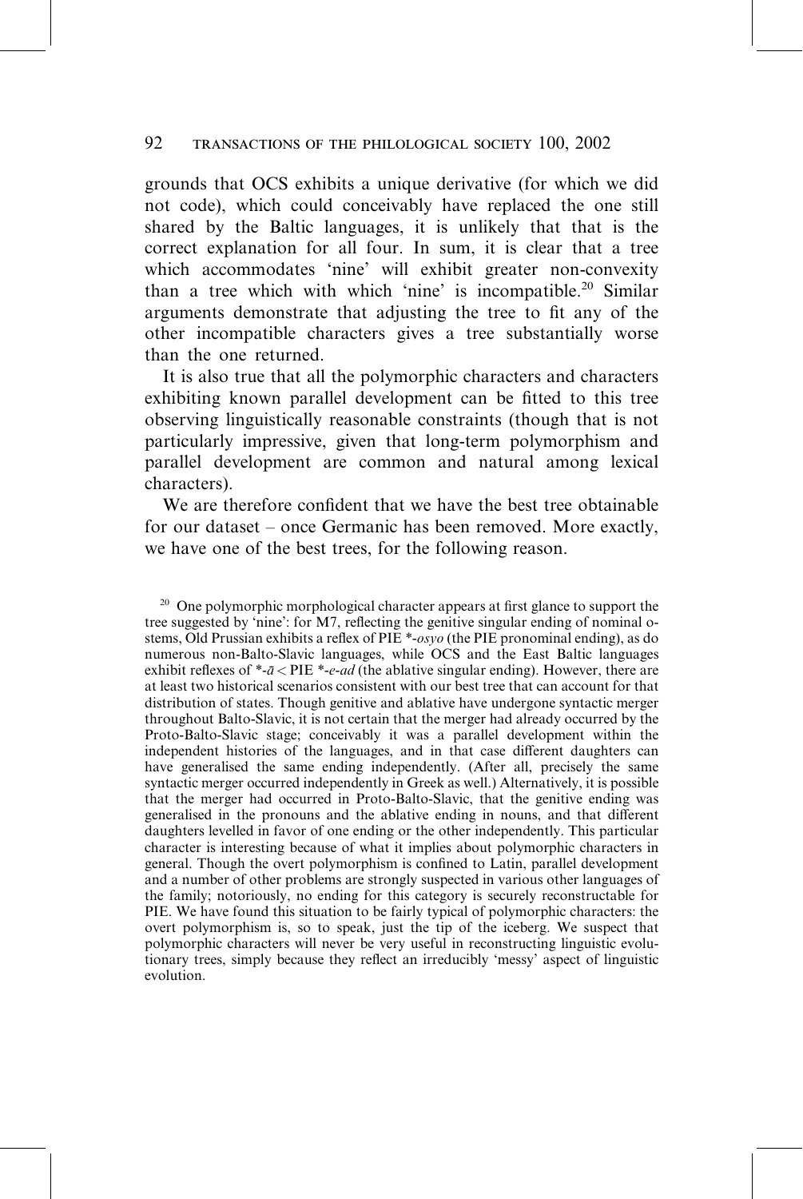grounds that OCS exhibits a unique derivative (for which we did not code), which could conceivably have replaced the one still shared by the Baltic languages, it is unlikely that that is the correct explanation for all four. In sum, it is clear that a tree which accommodates 'nine' will exhibit greater non-convexity than a tree which with which 'nine' is incompatible.[20] Similar arguments demonstrate that adjusting the tree to fit any of the other incompatible characters gives a tree substantially worse than the one returned.

It is also true that all the polymorphic characters and characters exhibiting known parallel development can be fitted to this tree observing linguistically reasonable constraints (though that is not particularly impressive, given that long-term polymorphism and parallel development are common and natural among lexical characters).

We are therefore confident that we have the best tree obtainable for our dataset – once Germanic has been removed. More exactly, we have one of the best trees, for the following reason.

[20] One polymorphic morphological character appears at first glance to support the tree suggested by 'nine': for M7, reflecting the genitive singular ending of nominal o-stems, Old Prussian exhibits a reflex of PIE *-*osyo* (the PIE pronominal ending), as do numerous non-Balto-Slavic languages, while OCS and the East Baltic languages exhibit reflexes of *-*ā* < PIE *-*e-ad* (the ablative singular ending). However, there are at least two historical scenarios consistent with our best tree that can account for that distribution of states. Though genitive and ablative have undergone syntactic merger throughout Balto-Slavic, it is not certain that the merger had already occurred by the Proto-Balto-Slavic stage; conceivably it was a parallel development within the independent histories of the languages, and in that case different daughters can have generalised the same ending independently. (After all, precisely the same syntactic merger occurred independently in Greek as well.) Alternatively, it is possible that the merger had occurred in Proto-Balto-Slavic, that the genitive ending was generalised in the pronouns and the ablative ending in nouns, and that different daughters levelled in favor of one ending or the other independently. This particular character is interesting because of what it implies about polymorphic characters in general. Though the overt polymorphism is confined to Latin, parallel development and a number of other problems are strongly suspected in various other languages of the family; notoriously, no ending for this category is securely reconstructable for PIE. We have found this situation to be fairly typical of polymorphic characters: the overt polymorphism is, so to speak, just the tip of the iceberg. We suspect that polymorphic characters will never be very useful in reconstructing linguistic evolutionary trees, simply because they reflect an irreducibly 'messy' aspect of linguistic evolution.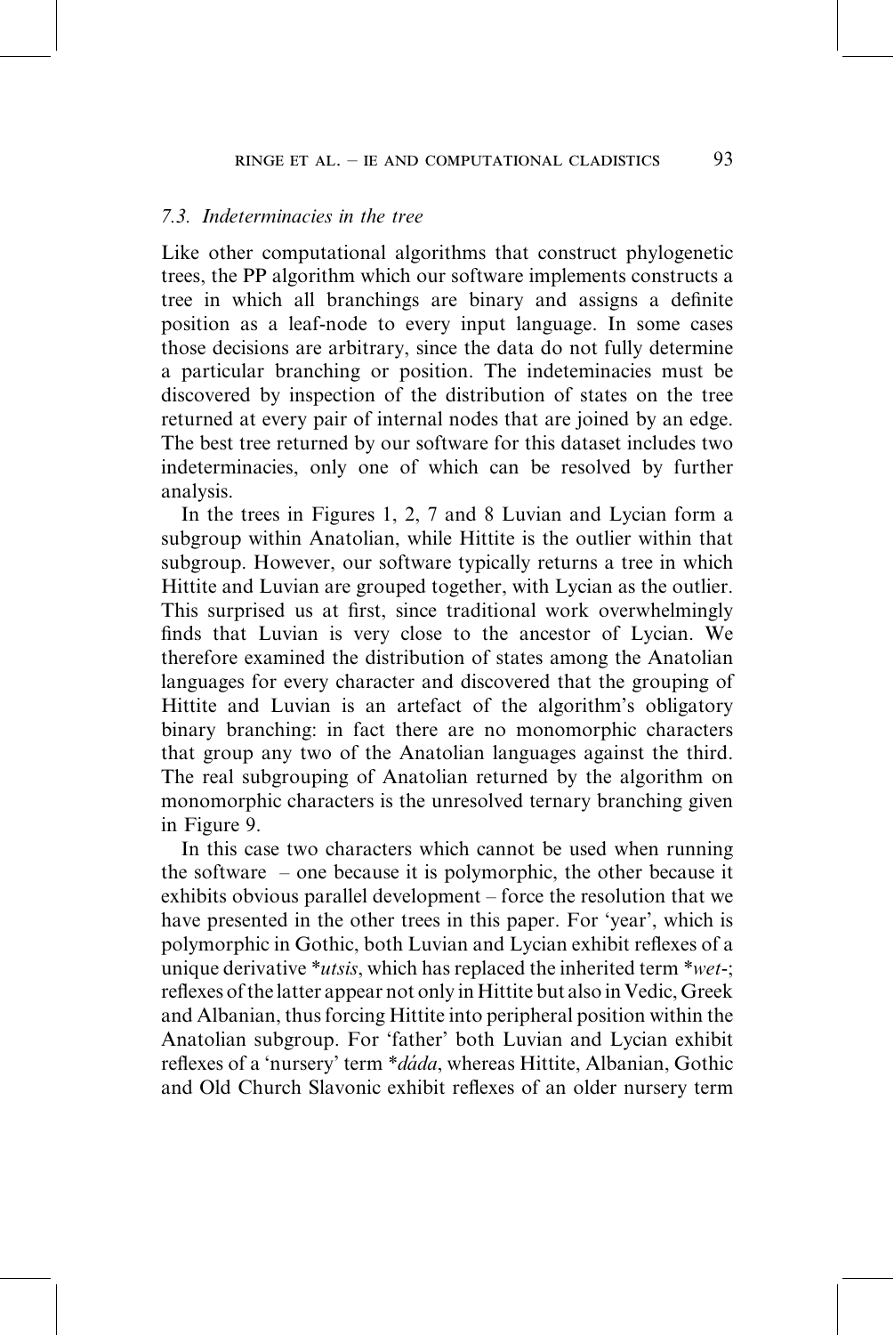### 7.3. *Indeterminacies in the tree*

Like other computational algorithms that construct phylogenetic trees, the PP algorithm which our software implements constructs a tree in which all branchings are binary and assigns a definite position as a leaf-node to every input language. In some cases those decisions are arbitrary, since the data do not fully determine a particular branching or position. The indeteminacies must be discovered by inspection of the distribution of states on the tree returned at every pair of internal nodes that are joined by an edge. The best tree returned by our software for this dataset includes two indeterminacies, only one of which can be resolved by further analysis.

In the trees in Figures 1, 2, 7 and 8 Luvian and Lycian form a subgroup within Anatolian, while Hittite is the outlier within that subgroup. However, our software typically returns a tree in which Hittite and Luvian are grouped together, with Lycian as the outlier. This surprised us at first, since traditional work overwhelmingly finds that Luvian is very close to the ancestor of Lycian. We therefore examined the distribution of states among the Anatolian languages for every character and discovered that the grouping of Hittite and Luvian is an artefact of the algorithm's obligatory binary branching: in fact there are no monomorphic characters that group any two of the Anatolian languages against the third. The real subgrouping of Anatolian returned by the algorithm on monomorphic characters is the unresolved ternary branching given in Figure 9.

In this case two characters which cannot be used when running the software – one because it is polymorphic, the other because it exhibits obvious parallel development – force the resolution that we have presented in the other trees in this paper. For 'year', which is polymorphic in Gothic, both Luvian and Lycian exhibit reflexes of a unique derivative \**utsis*, which has replaced the inherited term \**wet*-; reflexes of the latter appear not only in Hittite but also in Vedic, Greek and Albanian, thus forcing Hittite into peripheral position within the Anatolian subgroup. For 'father' both Luvian and Lycian exhibit reflexes of a 'nursery' term \**dáda*, whereas Hittite, Albanian, Gothic and Old Church Slavonic exhibit reflexes of an older nursery term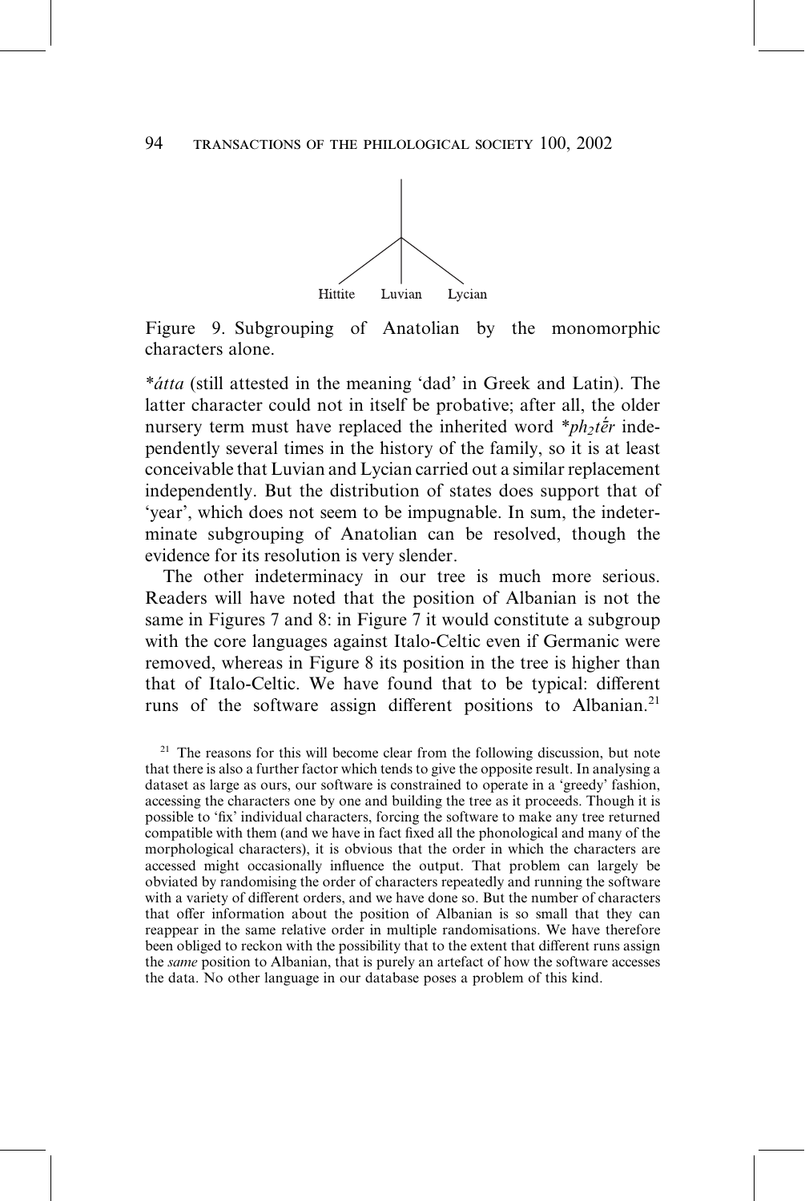Hittite Luvian Lycian

Figure 9. Subgrouping of Anatolian by the monomorphic characters alone.

**átta* (still attested in the meaning 'dad' in Greek and Latin). The latter character could not in itself be probative; after all, the older nursery term must have replaced the inherited word *$ph_2t\acute{\bar{e}}r$* independently several times in the history of the family, so it is at least conceivable that Luvian and Lycian carried out a similar replacement independently. But the distribution of states does support that of 'year', which does not seem to be impugnable. In sum, the indeterminate subgrouping of Anatolian can be resolved, though the evidence for its resolution is very slender.

The other indeterminacy in our tree is much more serious. Readers will have noted that the position of Albanian is not the same in Figures 7 and 8: in Figure 7 it would constitute a subgroup with the core languages against Italo-Celtic even if Germanic were removed, whereas in Figure 8 its position in the tree is higher than that of Italo-Celtic. We have found that to be typical: different runs of the software assign different positions to Albanian.[21]

[21] The reasons for this will become clear from the following discussion, but note that there is also a further factor which tends to give the opposite result. In analysing a dataset as large as ours, our software is constrained to operate in a 'greedy' fashion, accessing the characters one by one and building the tree as it proceeds. Though it is possible to 'fix' individual characters, forcing the software to make any tree returned compatible with them (and we have in fact fixed all the phonological and many of the morphological characters), it is obvious that the order in which the characters are accessed might occasionally influence the output. That problem can largely be obviated by randomising the order of characters repeatedly and running the software with a variety of different orders, and we have done so. But the number of characters that offer information about the position of Albanian is so small that they can reappear in the same relative order in multiple randomisations. We have therefore been obliged to reckon with the possibility that to the extent that different runs assign the *same* position to Albanian, that is purely an artefact of how the software accesses the data. No other language in our database poses a problem of this kind.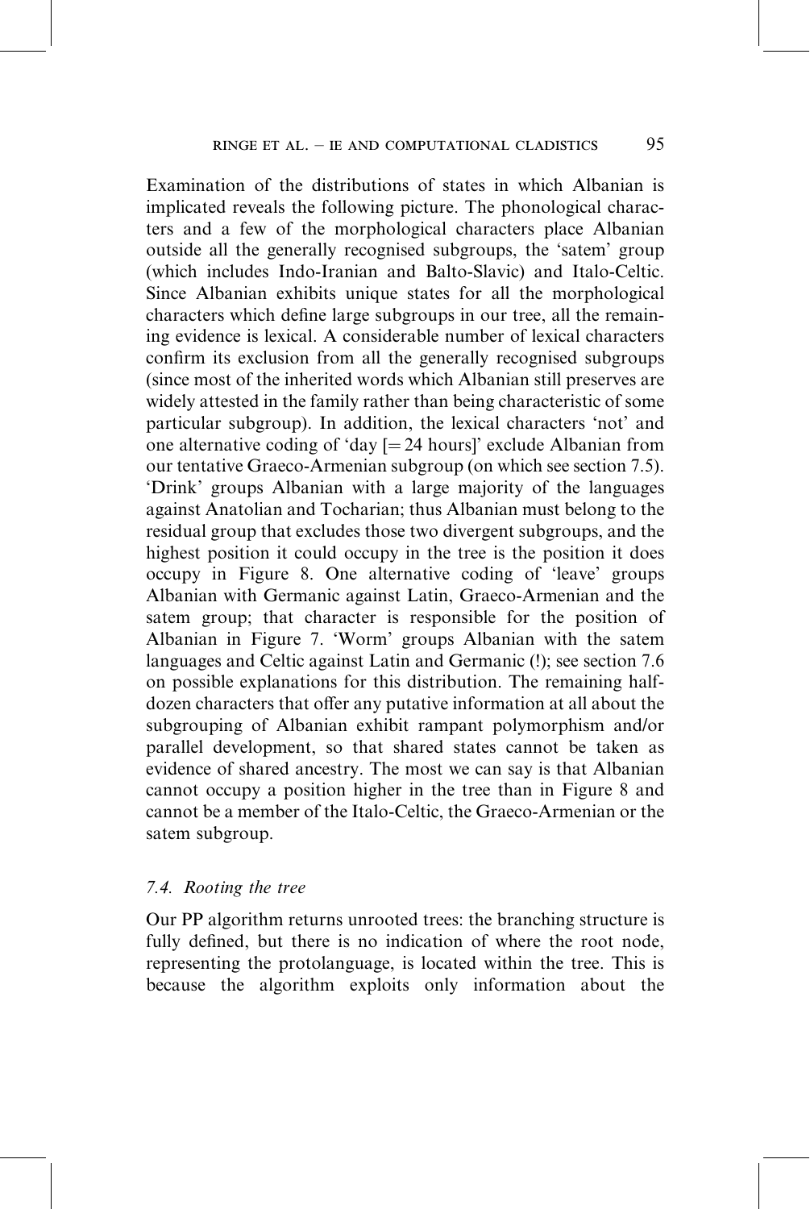Examination of the distributions of states in which Albanian is implicated reveals the following picture. The phonological characters and a few of the morphological characters place Albanian outside all the generally recognised subgroups, the 'satem' group (which includes Indo-Iranian and Balto-Slavic) and Italo-Celtic. Since Albanian exhibits unique states for all the morphological characters which define large subgroups in our tree, all the remaining evidence is lexical. A considerable number of lexical characters confirm its exclusion from all the generally recognised subgroups (since most of the inherited words which Albanian still preserves are widely attested in the family rather than being characteristic of some particular subgroup). In addition, the lexical characters 'not' and one alternative coding of 'day [= 24 hours]' exclude Albanian from our tentative Graeco-Armenian subgroup (on which see section 7.5). 'Drink' groups Albanian with a large majority of the languages against Anatolian and Tocharian; thus Albanian must belong to the residual group that excludes those two divergent subgroups, and the highest position it could occupy in the tree is the position it does occupy in Figure 8. One alternative coding of 'leave' groups Albanian with Germanic against Latin, Graeco-Armenian and the satem group; that character is responsible for the position of Albanian in Figure 7. 'Worm' groups Albanian with the satem languages and Celtic against Latin and Germanic (!); see section 7.6 on possible explanations for this distribution. The remaining half-dozen characters that offer any putative information at all about the subgrouping of Albanian exhibit rampant polymorphism and/or parallel development, so that shared states cannot be taken as evidence of shared ancestry. The most we can say is that Albanian cannot occupy a position higher in the tree than in Figure 8 and cannot be a member of the Italo-Celtic, the Graeco-Armenian or the satem subgroup.

### *7.4. Rooting the tree*

Our PP algorithm returns unrooted trees: the branching structure is fully defined, but there is no indication of where the root node, representing the protolanguage, is located within the tree. This is because the algorithm exploits only information about the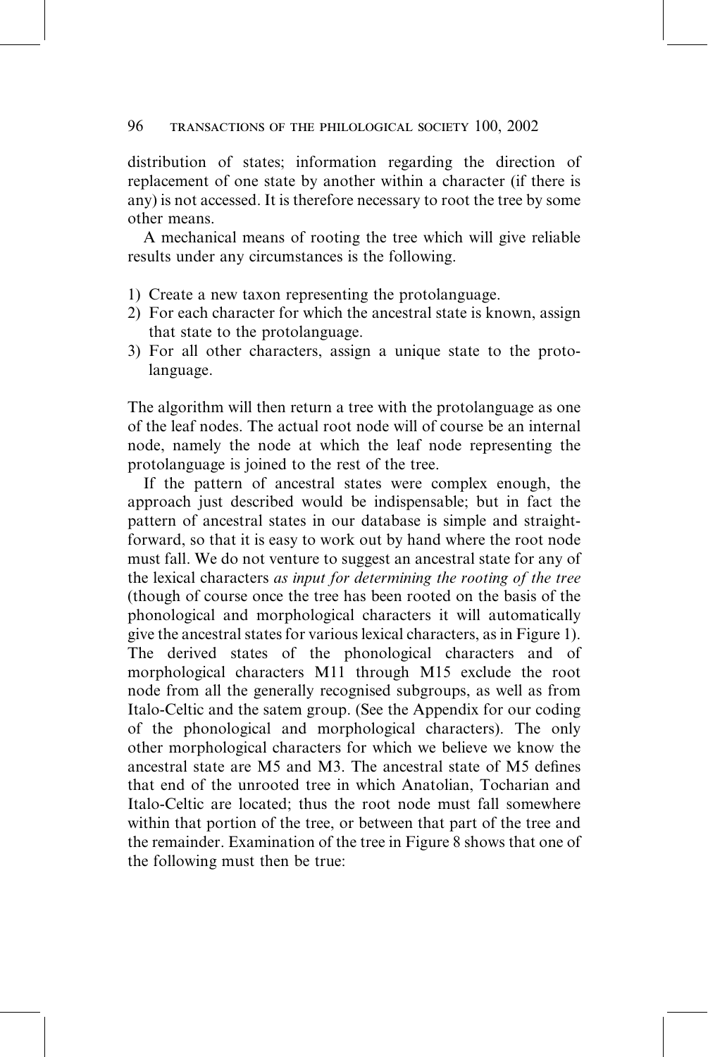distribution of states; information regarding the direction of replacement of one state by another within a character (if there is any) is not accessed. It is therefore necessary to root the tree by some other means.

A mechanical means of rooting the tree which will give reliable results under any circumstances is the following.

1) Create a new taxon representing the protolanguage.
2) For each character for which the ancestral state is known, assign that state to the protolanguage.
3) For all other characters, assign a unique state to the protolanguage.

The algorithm will then return a tree with the protolanguage as one of the leaf nodes. The actual root node will of course be an internal node, namely the node at which the leaf node representing the protolanguage is joined to the rest of the tree.

If the pattern of ancestral states were complex enough, the approach just described would be indispensable; but in fact the pattern of ancestral states in our database is simple and straightforward, so that it is easy to work out by hand where the root node must fall. We do not venture to suggest an ancestral state for any of the lexical characters *as input for determining the rooting of the tree* (though of course once the tree has been rooted on the basis of the phonological and morphological characters it will automatically give the ancestral states for various lexical characters, as in Figure 1). The derived states of the phonological characters and of morphological characters M11 through M15 exclude the root node from all the generally recognised subgroups, as well as from Italo-Celtic and the satem group. (See the Appendix for our coding of the phonological and morphological characters). The only other morphological characters for which we believe we know the ancestral state are M5 and M3. The ancestral state of M5 defines that end of the unrooted tree in which Anatolian, Tocharian and Italo-Celtic are located; thus the root node must fall somewhere within that portion of the tree, or between that part of the tree and the remainder. Examination of the tree in Figure 8 shows that one of the following must then be true: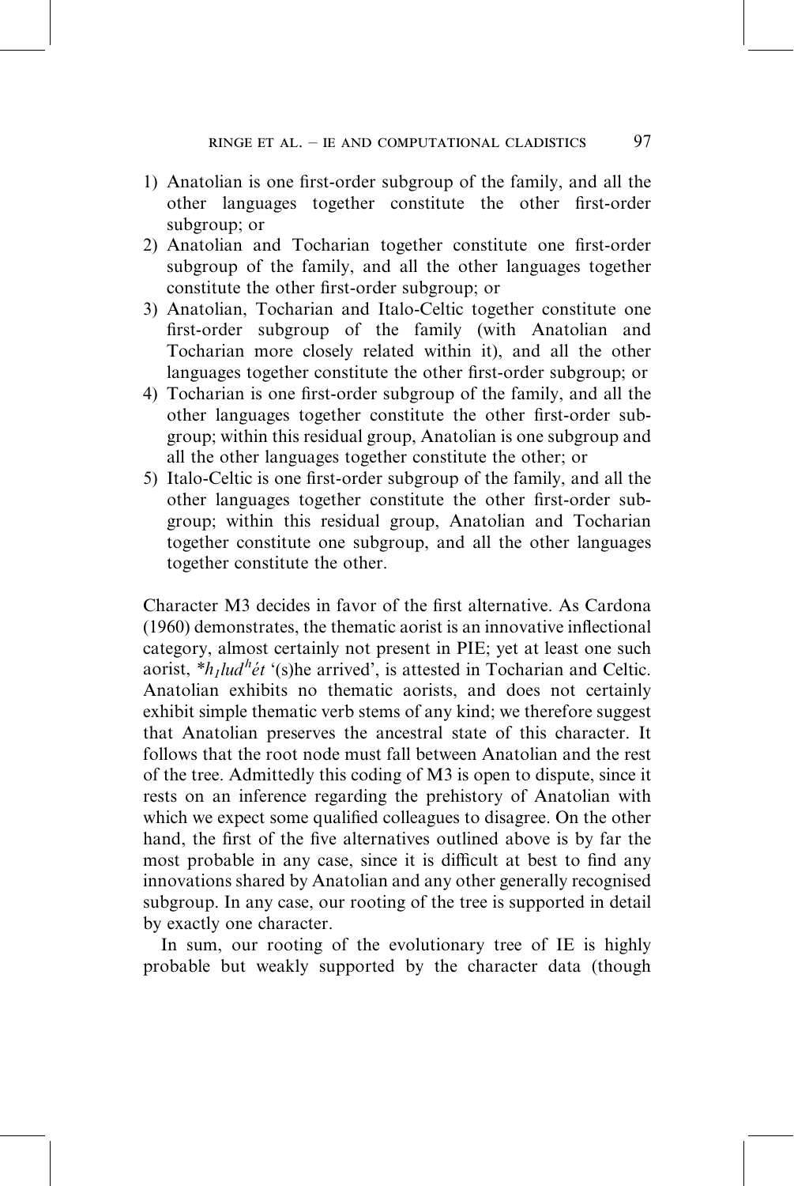1) Anatolian is one first-order subgroup of the family, and all the other languages together constitute the other first-order subgroup; or
2) Anatolian and Tocharian together constitute one first-order subgroup of the family, and all the other languages together constitute the other first-order subgroup; or
3) Anatolian, Tocharian and Italo-Celtic together constitute one first-order subgroup of the family (with Anatolian and Tocharian more closely related within it), and all the other languages together constitute the other first-order subgroup; or
4) Tocharian is one first-order subgroup of the family, and all the other languages together constitute the other first-order subgroup; within this residual group, Anatolian is one subgroup and all the other languages together constitute the other; or
5) Italo-Celtic is one first-order subgroup of the family, and all the other languages together constitute the other first-order subgroup; within this residual group, Anatolian and Tocharian together constitute one subgroup, and all the other languages together constitute the other.

Character M3 decides in favor of the first alternative. As Cardona (1960) demonstrates, the thematic aorist is an innovative inflectional category, almost certainly not present in PIE; yet at least one such aorist, *$h_1lud^hét$ '(s)he arrived', is attested in Tocharian and Celtic. Anatolian exhibits no thematic aorists, and does not certainly exhibit simple thematic verb stems of any kind; we therefore suggest that Anatolian preserves the ancestral state of this character. It follows that the root node must fall between Anatolian and the rest of the tree. Admittedly this coding of M3 is open to dispute, since it rests on an inference regarding the prehistory of Anatolian with which we expect some qualified colleagues to disagree. On the other hand, the first of the five alternatives outlined above is by far the most probable in any case, since it is difficult at best to find any innovations shared by Anatolian and any other generally recognised subgroup. In any case, our rooting of the tree is supported in detail by exactly one character.

In sum, our rooting of the evolutionary tree of IE is highly probable but weakly supported by the character data (though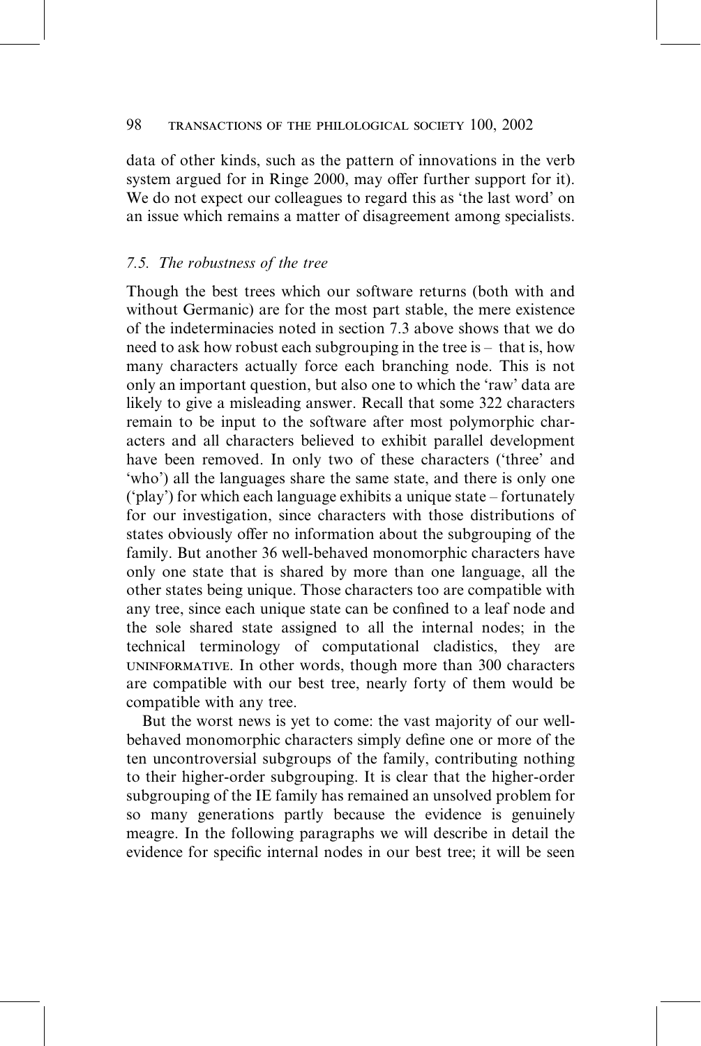data of other kinds, such as the pattern of innovations in the verb system argued for in Ringe 2000, may offer further support for it). We do not expect our colleagues to regard this as 'the last word' on an issue which remains a matter of disagreement among specialists.

### *7.5. The robustness of the tree*

Though the best trees which our software returns (both with and without Germanic) are for the most part stable, the mere existence of the indeterminacies noted in section 7.3 above shows that we do need to ask how robust each subgrouping in the tree is – that is, how many characters actually force each branching node. This is not only an important question, but also one to which the 'raw' data are likely to give a misleading answer. Recall that some 322 characters remain to be input to the software after most polymorphic characters and all characters believed to exhibit parallel development have been removed. In only two of these characters ('three' and 'who') all the languages share the same state, and there is only one ('play') for which each language exhibits a unique state – fortunately for our investigation, since characters with those distributions of states obviously offer no information about the subgrouping of the family. But another 36 well-behaved monomorphic characters have only one state that is shared by more than one language, all the other states being unique. Those characters too are compatible with any tree, since each unique state can be confined to a leaf node and the sole shared state assigned to all the internal nodes; in the technical terminology of computational cladistics, they are UNINFORMATIVE. In other words, though more than 300 characters are compatible with our best tree, nearly forty of them would be compatible with any tree.

But the worst news is yet to come: the vast majority of our well-behaved monomorphic characters simply define one or more of the ten uncontroversial subgroups of the family, contributing nothing to their higher-order subgrouping. It is clear that the higher-order subgrouping of the IE family has remained an unsolved problem for so many generations partly because the evidence is genuinely meagre. In the following paragraphs we will describe in detail the evidence for specific internal nodes in our best tree; it will be seen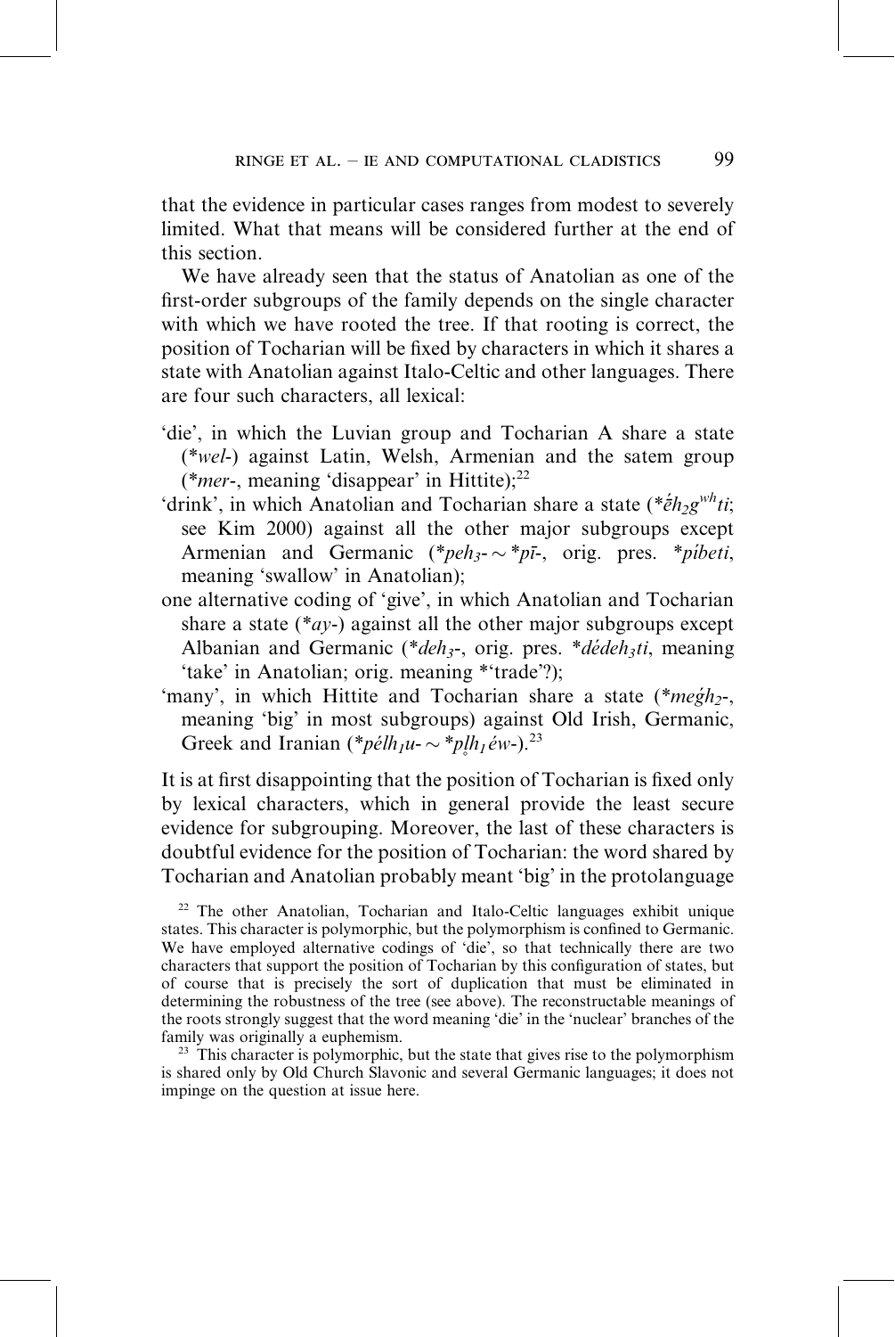that the evidence in particular cases ranges from modest to severely limited. What that means will be considered further at the end of this section.

We have already seen that the status of Anatolian as one of the first-order subgroups of the family depends on the single character with which we have rooted the tree. If that rooting is correct, the position of Tocharian will be fixed by characters in which it shares a state with Anatolian against Italo-Celtic and other languages. There are four such characters, all lexical:

- 'die', in which the Luvian group and Tocharian A share a state (*\*wel-*) against Latin, Welsh, Armenian and the satem group (*\*mer-*, meaning 'disappear' in Hittite);[22]
- 'drink', in which Anatolian and Tocharian share a state (*\*$\acute{\bar{e}}h_2g^{wh}ti$*; see Kim 2000) against all the other major subgroups except Armenian and Germanic (*\*$peh_3$- ~ \*pī-*, orig. pres. *\*píbeti*, meaning 'swallow' in Anatolian);
- one alternative coding of 'give', in which Anatolian and Tocharian share a state (*\*ay-*) against all the other major subgroups except Albanian and Germanic (*\*$deh_3$-*, orig. pres. *\*$dédeh_3ti$*, meaning 'take' in Anatolian; orig. meaning \*'trade'?);
- 'many', in which Hittite and Tocharian share a state (*\*$me\acute{g}h_2$-*, meaning 'big' in most subgroups) against Old Irish, Germanic, Greek and Iranian (*\*$p\acute{e}lh_1u$- ~ \*$p\d{l}h_1\acute{e}w$-*).[23]

It is at first disappointing that the position of Tocharian is fixed only by lexical characters, which in general provide the least secure evidence for subgrouping. Moreover, the last of these characters is doubtful evidence for the position of Tocharian: the word shared by Tocharian and Anatolian probably meant 'big' in the protolanguage

[22] The other Anatolian, Tocharian and Italo-Celtic languages exhibit unique states. This character is polymorphic, but the polymorphism is confined to Germanic. We have employed alternative codings of 'die', so that technically there are two characters that support the position of Tocharian by this configuration of states, but of course that is precisely the sort of duplication that must be eliminated in determining the robustness of the tree (see above). The reconstructable meanings of the roots strongly suggest that the word meaning 'die' in the 'nuclear' branches of the family was originally a euphemism.

[23] This character is polymorphic, but the state that gives rise to the polymorphism is shared only by Old Church Slavonic and several Germanic languages; it does not impinge on the question at issue here.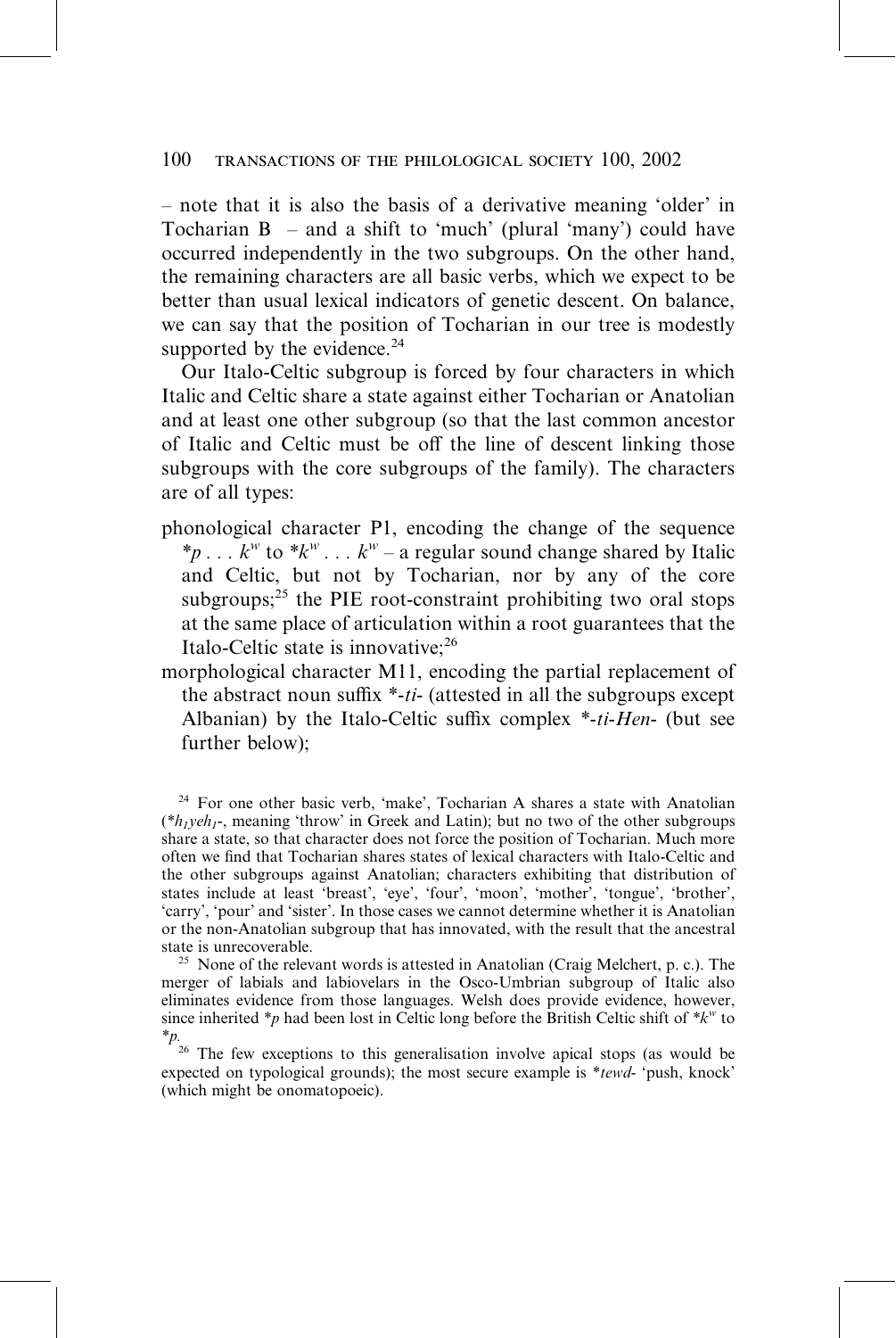– note that it is also the basis of a derivative meaning 'older' in Tocharian B – and a shift to 'much' (plural 'many') could have occurred independently in the two subgroups. On the other hand, the remaining characters are all basic verbs, which we expect to be better than usual lexical indicators of genetic descent. On balance, we can say that the position of Tocharian in our tree is modestly supported by the evidence.[24]

Our Italo-Celtic subgroup is forced by four characters in which Italic and Celtic share a state against either Tocharian or Anatolian and at least one other subgroup (so that the last common ancestor of Italic and Celtic must be off the line of descent linking those subgroups with the core subgroups of the family). The characters are of all types:

phonological character P1, encoding the change of the sequence *p . . . $k^w$ to *$k^w$ . . . $k^w$ – a regular sound change shared by Italic and Celtic, but not by Tocharian, nor by any of the core subgroups;[25] the PIE root-constraint prohibiting two oral stops at the same place of articulation within a root guarantees that the Italo-Celtic state is innovative;[26]

morphological character M11, encoding the partial replacement of the abstract noun suffix *-*ti*- (attested in all the subgroups except Albanian) by the Italo-Celtic suffix complex *-*ti-Hen*- (but see further below);

---

[24] For one other basic verb, 'make', Tocharian A shares a state with Anatolian (*$h_1yeh_1$-, meaning 'throw' in Greek and Latin); but no two of the other subgroups share a state, so that character does not force the position of Tocharian. Much more often we find that Tocharian shares states of lexical characters with Italo-Celtic and the other subgroups against Anatolian; characters exhibiting that distribution of states include at least 'breast', 'eye', 'four', 'moon', 'mother', 'tongue', 'brother', 'carry', 'pour' and 'sister'. In those cases we cannot determine whether it is Anatolian or the non-Anatolian subgroup that has innovated, with the result that the ancestral state is unrecoverable.

[25] None of the relevant words is attested in Anatolian (Craig Melchert, p. c.). The merger of labials and labiovelars in the Osco-Umbrian subgroup of Italic also eliminates evidence from those languages. Welsh does provide evidence, however, since inherited *p had been lost in Celtic long before the British Celtic shift of *$k^w$ to *p.

[26] The few exceptions to this generalisation involve apical stops (as would be expected on typological grounds); the most secure example is **tewd*- 'push, knock' (which might be onomatopoeic).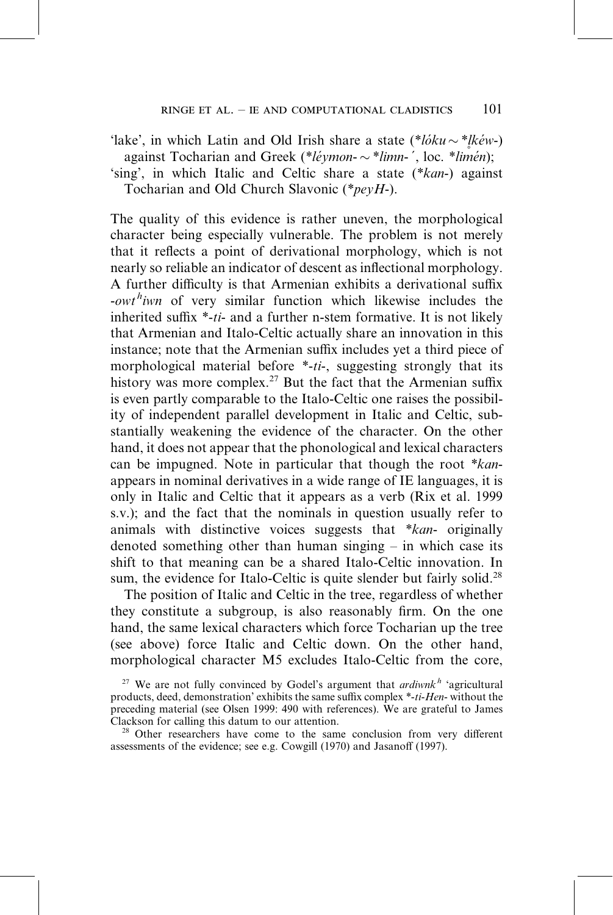'lake', in which Latin and Old Irish share a state (*lóku ~ *l̥kéw-) against Tocharian and Greek (*léymon- ~ *limn-´, loc. *limén);

'sing', in which Italic and Celtic share a state (*kan-) against Tocharian and Old Church Slavonic (*peyH-).

The quality of this evidence is rather uneven, the morphological character being especially vulnerable. The problem is not merely that it reflects a point of derivational morphology, which is not nearly so reliable an indicator of descent as inflectional morphology. A further difficulty is that Armenian exhibits a derivational suffix *-owt^hiwn* of very similar function which likewise includes the inherited suffix *-ti- and a further n-stem formative. It is not likely that Armenian and Italo-Celtic actually share an innovation in this instance; note that the Armenian suffix includes yet a third piece of morphological material before *-ti-, suggesting strongly that its history was more complex.[27] But the fact that the Armenian suffix is even partly comparable to the Italo-Celtic one raises the possibility of independent parallel development in Italic and Celtic, substantially weakening the evidence of the character. On the other hand, it does not appear that the phonological and lexical characters can be impugned. Note in particular that though the root *kan- appears in nominal derivatives in a wide range of IE languages, it is only in Italic and Celtic that it appears as a verb (Rix et al. 1999 s.v.); and the fact that the nominals in question usually refer to animals with distinctive voices suggests that *kan- originally denoted something other than human singing – in which case its shift to that meaning can be a shared Italo-Celtic innovation. In sum, the evidence for Italo-Celtic is quite slender but fairly solid.[28]

The position of Italic and Celtic in the tree, regardless of whether they constitute a subgroup, is also reasonably firm. On the one hand, the same lexical characters which force Tocharian up the tree (see above) force Italic and Celtic down. On the other hand, morphological character M5 excludes Italo-Celtic from the core,

[27] We are not fully convinced by Godel's argument that *ardiwnk^h* 'agricultural products, deed, demonstration' exhibits the same suffix complex *-ti-Hen- without the preceding material (see Olsen 1999: 490 with references). We are grateful to James Clackson for calling this datum to our attention.

[28] Other researchers have come to the same conclusion from very different assessments of the evidence; see e.g. Cowgill (1970) and Jasanoff (1997).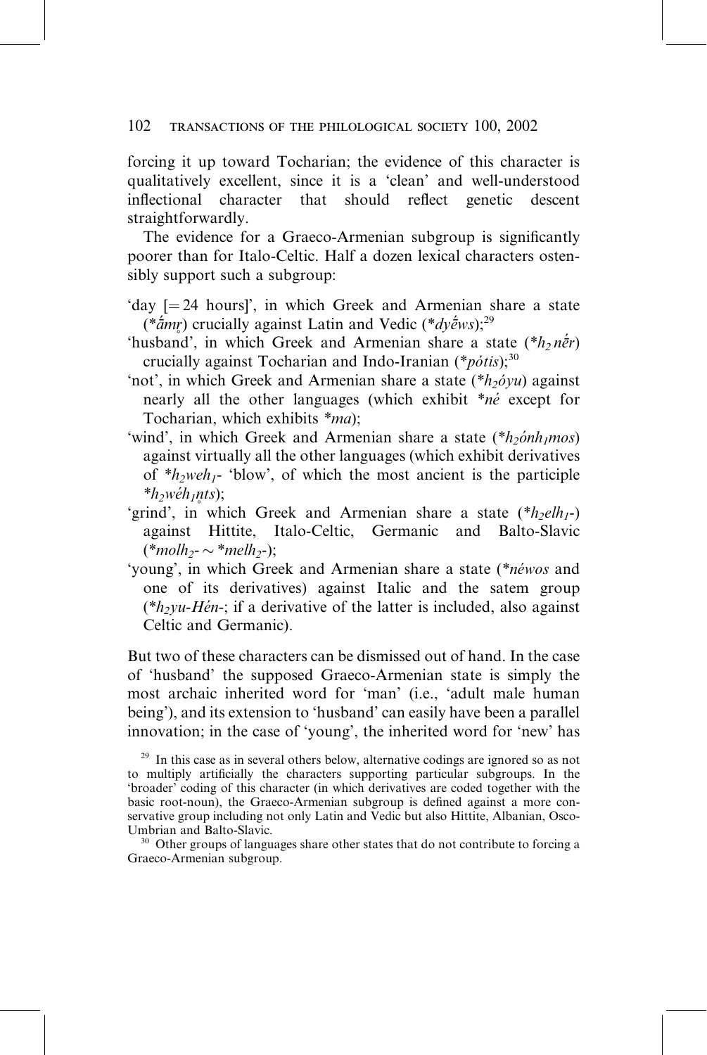forcing it up toward Tocharian; the evidence of this character is qualitatively excellent, since it is a 'clean' and well-understood inflectional character that should reflect genetic descent straightforwardly.

The evidence for a Graeco-Armenian subgroup is significantly poorer than for Italo-Celtic. Half a dozen lexical characters ostensibly support such a subgroup:

- 'day [= 24 hours]', in which Greek and Armenian share a state (*\*ā́mr̥*) crucially against Latin and Vedic (*\*dyḗws*);[29]
- 'husband', in which Greek and Armenian share a state (*\*$h_2$nḗr*) crucially against Tocharian and Indo-Iranian (*\*pótis*);[30]
- 'not', in which Greek and Armenian share a state (*\*$h_2$óyu*) against nearly all the other languages (which exhibit *\*né* except for Tocharian, which exhibits *\*ma*);
- 'wind', in which Greek and Armenian share a state (*\*$h_2$ónh$_1$mos*) against virtually all the other languages (which exhibit derivatives of *\*$h_2$weh$_1$-* 'blow', of which the most ancient is the participle *\*$h_2$wéh$_1$n̥ts*);
- 'grind', in which Greek and Armenian share a state (*\*$h_2$elh$_1$-*) against Hittite, Italo-Celtic, Germanic and Balto-Slavic (*\*molh$_2$-* ~ *\*melh$_2$-*);
- 'young', in which Greek and Armenian share a state (*\*néwos* and one of its derivatives) against Italic and the satem group (*\*$h_2$yu-Hén-*; if a derivative of the latter is included, also against Celtic and Germanic).

But two of these characters can be dismissed out of hand. In the case of 'husband' the supposed Graeco-Armenian state is simply the most archaic inherited word for 'man' (i.e., 'adult male human being'), and its extension to 'husband' can easily have been a parallel innovation; in the case of 'young', the inherited word for 'new' has

[29] In this case as in several others below, alternative codings are ignored so as not to multiply artificially the characters supporting particular subgroups. In the 'broader' coding of this character (in which derivatives are coded together with the basic root-noun), the Graeco-Armenian subgroup is defined against a more conservative group including not only Latin and Vedic but also Hittite, Albanian, Osco-Umbrian and Balto-Slavic.

[30] Other groups of languages share other states that do not contribute to forcing a Graeco-Armenian subgroup.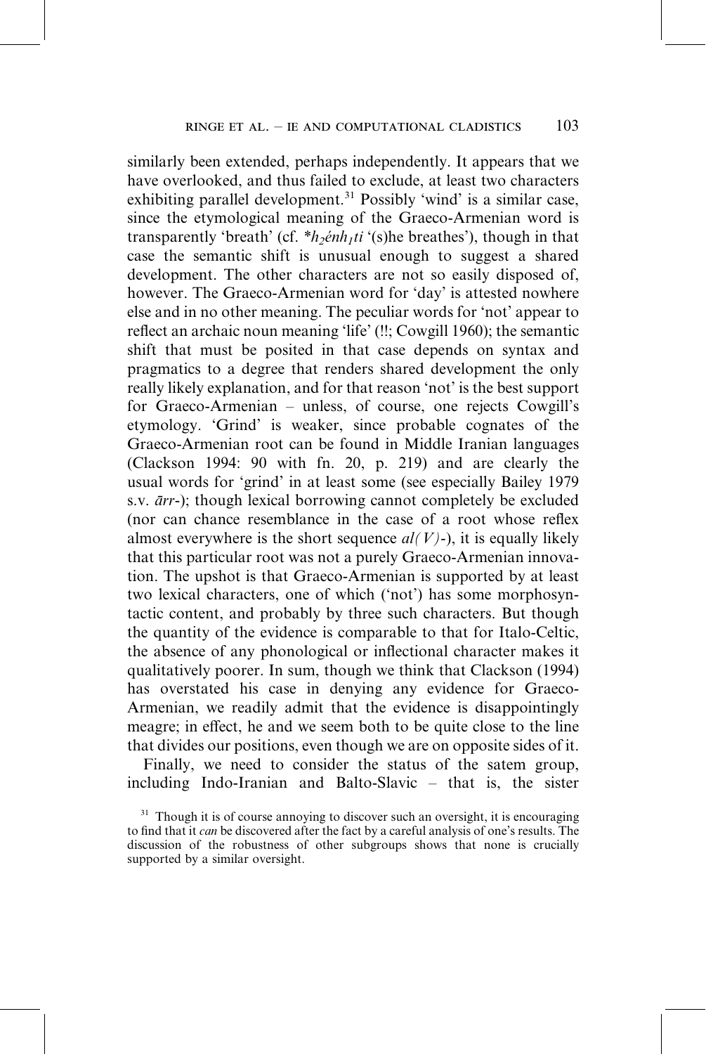similarly been extended, perhaps independently. It appears that we have overlooked, and thus failed to exclude, at least two characters exhibiting parallel development.[31] Possibly 'wind' is a similar case, since the etymological meaning of the Graeco-Armenian word is transparently 'breath' (cf. *$h_2$*énh*$_1$*ti* '(s)he breathes'), though in that case the semantic shift is unusual enough to suggest a shared development. The other characters are not so easily disposed of, however. The Graeco-Armenian word for 'day' is attested nowhere else and in no other meaning. The peculiar words for 'not' appear to reflect an archaic noun meaning 'life' (!!; Cowgill 1960); the semantic shift that must be posited in that case depends on syntax and pragmatics to a degree that renders shared development the only really likely explanation, and for that reason 'not' is the best support for Graeco-Armenian – unless, of course, one rejects Cowgill's etymology. 'Grind' is weaker, since probable cognates of the Graeco-Armenian root can be found in Middle Iranian languages (Clackson 1994: 90 with fn. 20, p. 219) and are clearly the usual words for 'grind' in at least some (see especially Bailey 1979 s.v. *ārr-*); though lexical borrowing cannot completely be excluded (nor can chance resemblance in the case of a root whose reflex almost everywhere is the short sequence *al(V)-*), it is equally likely that this particular root was not a purely Graeco-Armenian innovation. The upshot is that Graeco-Armenian is supported by at least two lexical characters, one of which ('not') has some morphosyntactic content, and probably by three such characters. But though the quantity of the evidence is comparable to that for Italo-Celtic, the absence of any phonological or inflectional character makes it qualitatively poorer. In sum, though we think that Clackson (1994) has overstated his case in denying any evidence for Graeco-Armenian, we readily admit that the evidence is disappointingly meagre; in effect, he and we seem both to be quite close to the line that divides our positions, even though we are on opposite sides of it.

Finally, we need to consider the status of the satem group, including Indo-Iranian and Balto-Slavic – that is, the sister

[31] Though it is of course annoying to discover such an oversight, it is encouraging to find that it *can* be discovered after the fact by a careful analysis of one's results. The discussion of the robustness of other subgroups shows that none is crucially supported by a similar oversight.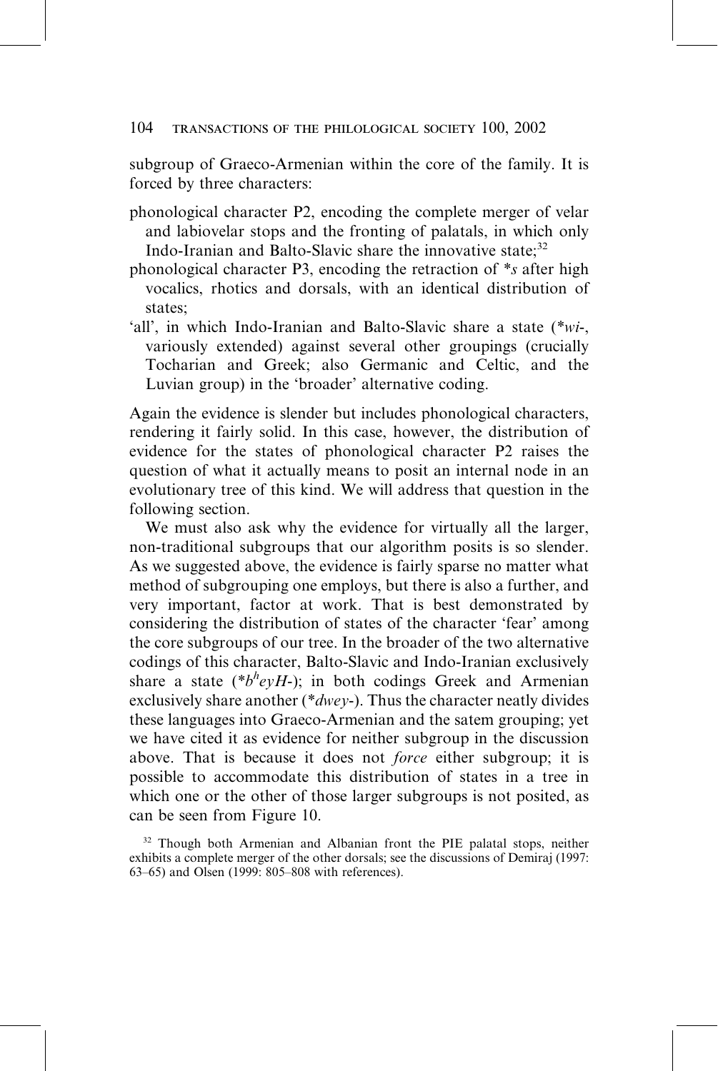subgroup of Graeco-Armenian within the core of the family. It is forced by three characters:

- phonological character P2, encoding the complete merger of velar and labiovelar stops and the fronting of palatals, in which only Indo-Iranian and Balto-Slavic share the innovative state;[32]
- phonological character P3, encoding the retraction of **s* after high vocalics, rhotics and dorsals, with an identical distribution of states;
- 'all', in which Indo-Iranian and Balto-Slavic share a state (**wi*-, variously extended) against several other groupings (crucially Tocharian and Greek; also Germanic and Celtic, and the Luvian group) in the 'broader' alternative coding.

Again the evidence is slender but includes phonological characters, rendering it fairly solid. In this case, however, the distribution of evidence for the states of phonological character P2 raises the question of what it actually means to posit an internal node in an evolutionary tree of this kind. We will address that question in the following section.

We must also ask why the evidence for virtually all the larger, non-traditional subgroups that our algorithm posits is so slender. As we suggested above, the evidence is fairly sparse no matter what method of subgrouping one employs, but there is also a further, and very important, factor at work. That is best demonstrated by considering the distribution of states of the character 'fear' among the core subgroups of our tree. In the broader of the two alternative codings of this character, Balto-Slavic and Indo-Iranian exclusively share a state (*$^*b^h$eyH-*); in both codings Greek and Armenian exclusively share another (**dwey*-). Thus the character neatly divides these languages into Graeco-Armenian and the satem grouping; yet we have cited it as evidence for neither subgroup in the discussion above. That is because it does not *force* either subgroup; it is possible to accommodate this distribution of states in a tree in which one or the other of those larger subgroups is not posited, as can be seen from Figure 10.

[32] Though both Armenian and Albanian front the PIE palatal stops, neither exhibits a complete merger of the other dorsals; see the discussions of Demiraj (1997: 63–65) and Olsen (1999: 805–808 with references).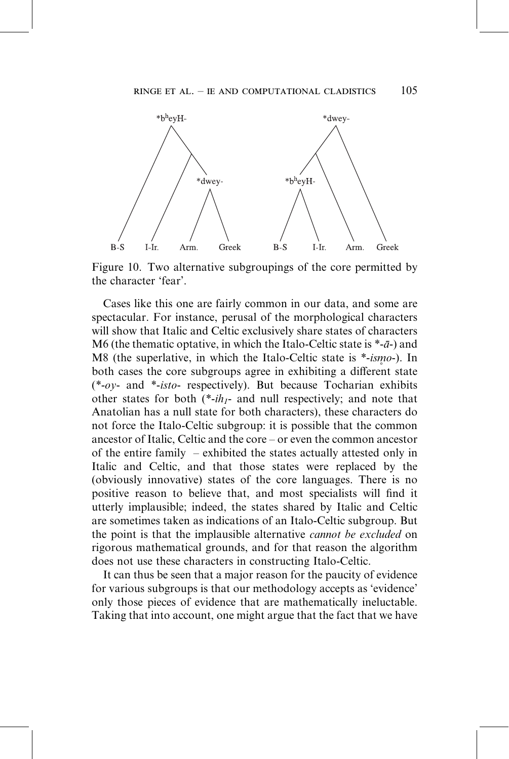*bʰeyH-

*dwey-

B-S I-Ir. Arm. Greek

*dwey-

*bʰeyH-

B-S I-Ir. Arm. Greek

Figure 10. Two alternative subgroupings of the core permitted by the character 'fear'.

Cases like this one are fairly common in our data, and some are spectacular. For instance, perusal of the morphological characters will show that Italic and Celtic exclusively share states of characters M6 (the thematic optative, in which the Italo-Celtic state is *-*ā*-) and M8 (the superlative, in which the Italo-Celtic state is *-*is̥mo*-). In both cases the core subgroups agree in exhibiting a different state (*-*oy*- and *-*isto*- respectively). But because Tocharian exhibits other states for both (*-*ih*$_1$- and null respectively; and note that Anatolian has a null state for both characters), these characters do not force the Italo-Celtic subgroup: it is possible that the common ancestor of Italic, Celtic and the core – or even the common ancestor of the entire family – exhibited the states actually attested only in Italic and Celtic, and that those states were replaced by the (obviously innovative) states of the core languages. There is no positive reason to believe that, and most specialists will find it utterly implausible; indeed, the states shared by Italic and Celtic are sometimes taken as indications of an Italo-Celtic subgroup. But the point is that the implausible alternative *cannot be excluded* on rigorous mathematical grounds, and for that reason the algorithm does not use these characters in constructing Italo-Celtic.

It can thus be seen that a major reason for the paucity of evidence for various subgroups is that our methodology accepts as 'evidence' only those pieces of evidence that are mathematically ineluctable. Taking that into account, one might argue that the fact that we have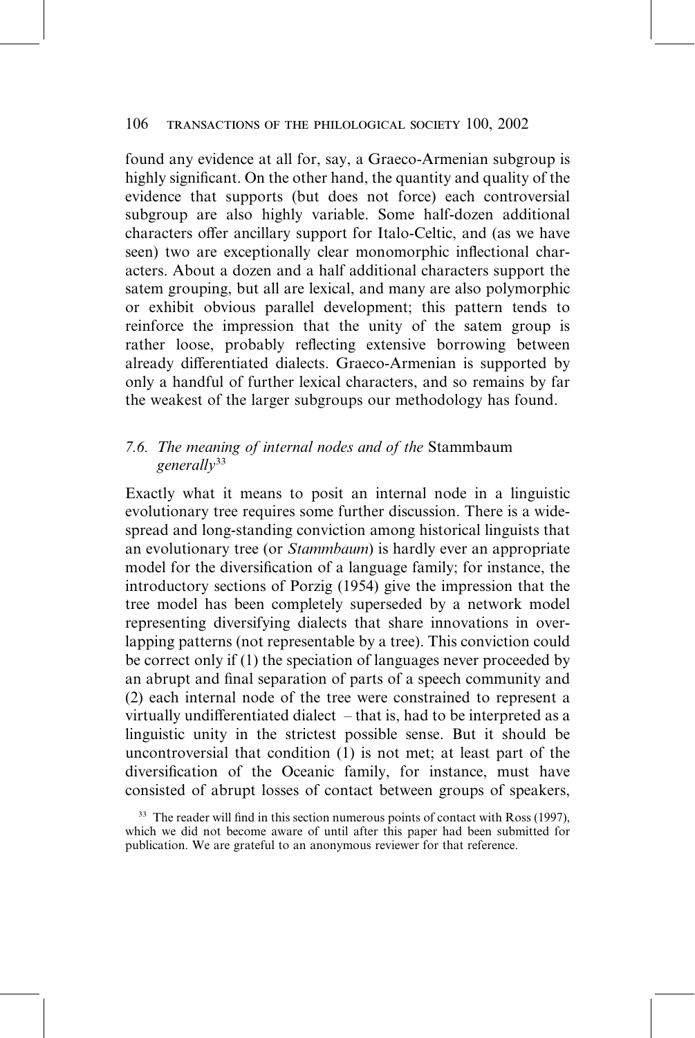found any evidence at all for, say, a Graeco-Armenian subgroup is highly significant. On the other hand, the quantity and quality of the evidence that supports (but does not force) each controversial subgroup are also highly variable. Some half-dozen additional characters offer ancillary support for Italo-Celtic, and (as we have seen) two are exceptionally clear monomorphic inflectional characters. About a dozen and a half additional characters support the satem grouping, but all are lexical, and many are also polymorphic or exhibit obvious parallel development; this pattern tends to reinforce the impression that the unity of the satem group is rather loose, probably reflecting extensive borrowing between already differentiated dialects. Graeco-Armenian is supported by only a handful of further lexical characters, and so remains by far the weakest of the larger subgroups our methodology has found.

### *7.6. The meaning of internal nodes and of the* Stammbaum *generally*[33]

Exactly what it means to posit an internal node in a linguistic evolutionary tree requires some further discussion. There is a widespread and long-standing conviction among historical linguists that an evolutionary tree (or *Stammbaum*) is hardly ever an appropriate model for the diversification of a language family; for instance, the introductory sections of Porzig (1954) give the impression that the tree model has been completely superseded by a network model representing diversifying dialects that share innovations in overlapping patterns (not representable by a tree). This conviction could be correct only if (1) the speciation of languages never proceeded by an abrupt and final separation of parts of a speech community and (2) each internal node of the tree were constrained to represent a virtually undifferentiated dialect – that is, had to be interpreted as a linguistic unity in the strictest possible sense. But it should be uncontroversial that condition (1) is not met; at least part of the diversification of the Oceanic family, for instance, must have consisted of abrupt losses of contact between groups of speakers,

[33] The reader will find in this section numerous points of contact with Ross (1997), which we did not become aware of until after this paper had been submitted for publication. We are grateful to an anonymous reviewer for that reference.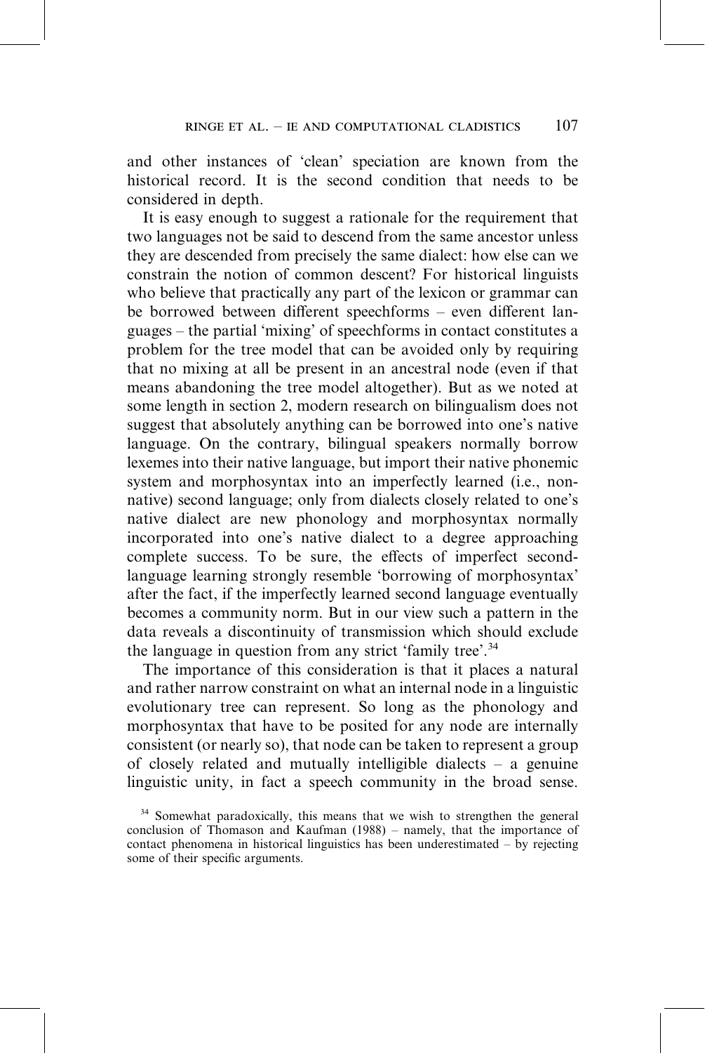and other instances of 'clean' speciation are known from the historical record. It is the second condition that needs to be considered in depth.

It is easy enough to suggest a rationale for the requirement that two languages not be said to descend from the same ancestor unless they are descended from precisely the same dialect: how else can we constrain the notion of common descent? For historical linguists who believe that practically any part of the lexicon or grammar can be borrowed between different speechforms – even different languages – the partial 'mixing' of speechforms in contact constitutes a problem for the tree model that can be avoided only by requiring that no mixing at all be present in an ancestral node (even if that means abandoning the tree model altogether). But as we noted at some length in section 2, modern research on bilingualism does not suggest that absolutely anything can be borrowed into one's native language. On the contrary, bilingual speakers normally borrow lexemes into their native language, but import their native phonemic system and morphosyntax into an imperfectly learned (i.e., non-native) second language; only from dialects closely related to one's native dialect are new phonology and morphosyntax normally incorporated into one's native dialect to a degree approaching complete success. To be sure, the effects of imperfect second-language learning strongly resemble 'borrowing of morphosyntax' after the fact, if the imperfectly learned second language eventually becomes a community norm. But in our view such a pattern in the data reveals a discontinuity of transmission which should exclude the language in question from any strict 'family tree'.[34]

The importance of this consideration is that it places a natural and rather narrow constraint on what an internal node in a linguistic evolutionary tree can represent. So long as the phonology and morphosyntax that have to be posited for any node are internally consistent (or nearly so), that node can be taken to represent a group of closely related and mutually intelligible dialects – a genuine linguistic unity, in fact a speech community in the broad sense.

[34] Somewhat paradoxically, this means that we wish to strengthen the general conclusion of Thomason and Kaufman (1988) – namely, that the importance of contact phenomena in historical linguistics has been underestimated – by rejecting some of their specific arguments.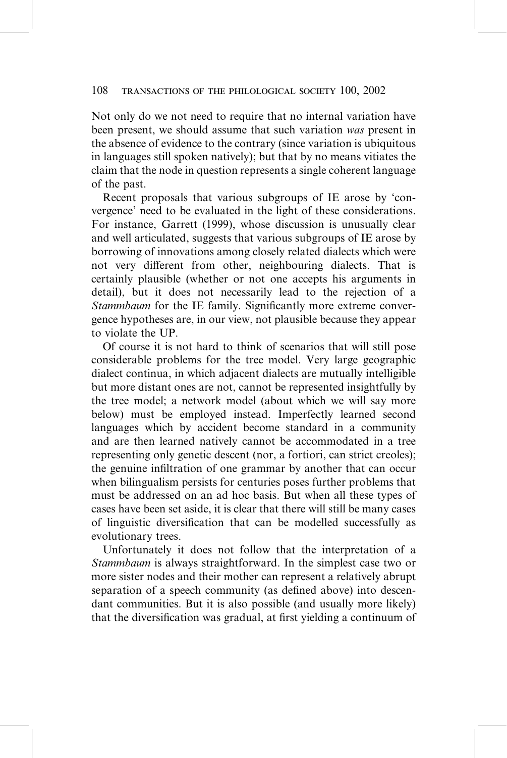Not only do we not need to require that no internal variation have been present, we should assume that such variation *was* present in the absence of evidence to the contrary (since variation is ubiquitous in languages still spoken natively); but that by no means vitiates the claim that the node in question represents a single coherent language of the past.

Recent proposals that various subgroups of IE arose by 'convergence' need to be evaluated in the light of these considerations. For instance, Garrett (1999), whose discussion is unusually clear and well articulated, suggests that various subgroups of IE arose by borrowing of innovations among closely related dialects which were not very different from other, neighbouring dialects. That is certainly plausible (whether or not one accepts his arguments in detail), but it does not necessarily lead to the rejection of a *Stammbaum* for the IE family. Significantly more extreme convergence hypotheses are, in our view, not plausible because they appear to violate the UP.

Of course it is not hard to think of scenarios that will still pose considerable problems for the tree model. Very large geographic dialect continua, in which adjacent dialects are mutually intelligible but more distant ones are not, cannot be represented insightfully by the tree model; a network model (about which we will say more below) must be employed instead. Imperfectly learned second languages which by accident become standard in a community and are then learned natively cannot be accommodated in a tree representing only genetic descent (nor, a fortiori, can strict creoles); the genuine infiltration of one grammar by another that can occur when bilingualism persists for centuries poses further problems that must be addressed on an ad hoc basis. But when all these types of cases have been set aside, it is clear that there will still be many cases of linguistic diversification that can be modelled successfully as evolutionary trees.

Unfortunately it does not follow that the interpretation of a *Stammbaum* is always straightforward. In the simplest case two or more sister nodes and their mother can represent a relatively abrupt separation of a speech community (as defined above) into descendant communities. But it is also possible (and usually more likely) that the diversification was gradual, at first yielding a continuum of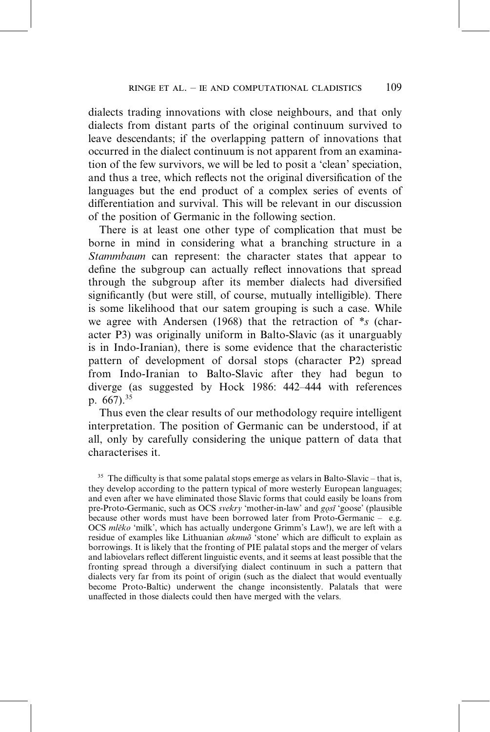dialects trading innovations with close neighbours, and that only dialects from distant parts of the original continuum survived to leave descendants; if the overlapping pattern of innovations that occurred in the dialect continuum is not apparent from an examination of the few survivors, we will be led to posit a 'clean' speciation, and thus a tree, which reflects not the original diversification of the languages but the end product of a complex series of events of differentiation and survival. This will be relevant in our discussion of the position of Germanic in the following section.

There is at least one other type of complication that must be borne in mind in considering what a branching structure in a *Stammbaum* can represent: the character states that appear to define the subgroup can actually reflect innovations that spread through the subgroup after its member dialects had diversified significantly (but were still, of course, mutually intelligible). There is some likelihood that our satem grouping is such a case. While we agree with Andersen (1968) that the retraction of *\*s* (character P3) was originally uniform in Balto-Slavic (as it unarguably is in Indo-Iranian), there is some evidence that the characteristic pattern of development of dorsal stops (character P2) spread from Indo-Iranian to Balto-Slavic after they had begun to diverge (as suggested by Hock 1986: 442–444 with references p. 667).[35]

Thus even the clear results of our methodology require intelligent interpretation. The position of Germanic can be understood, if at all, only by carefully considering the unique pattern of data that characterises it.

[35] The difficulty is that some palatal stops emerge as velars in Balto-Slavic – that is, they develop according to the pattern typical of more westerly European languages; and even after we have eliminated those Slavic forms that could easily be loans from pre-Proto-Germanic, such as OCS *svekry* 'mother-in-law' and *gǫsĭ* 'goose' (plausible because other words must have been borrowed later from Proto-Germanic – e.g. OCS *mlěko* 'milk', which has actually undergone Grimm's Law!), we are left with a residue of examples like Lithuanian *akmuõ* 'stone' which are difficult to explain as borrowings. It is likely that the fronting of PIE palatal stops and the merger of velars and labiovelars reflect different linguistic events, and it seems at least possible that the fronting spread through a diversifying dialect continuum in such a pattern that dialects very far from its point of origin (such as the dialect that would eventually become Proto-Baltic) underwent the change inconsistently. Palatals that were unaffected in those dialects could then have merged with the velars.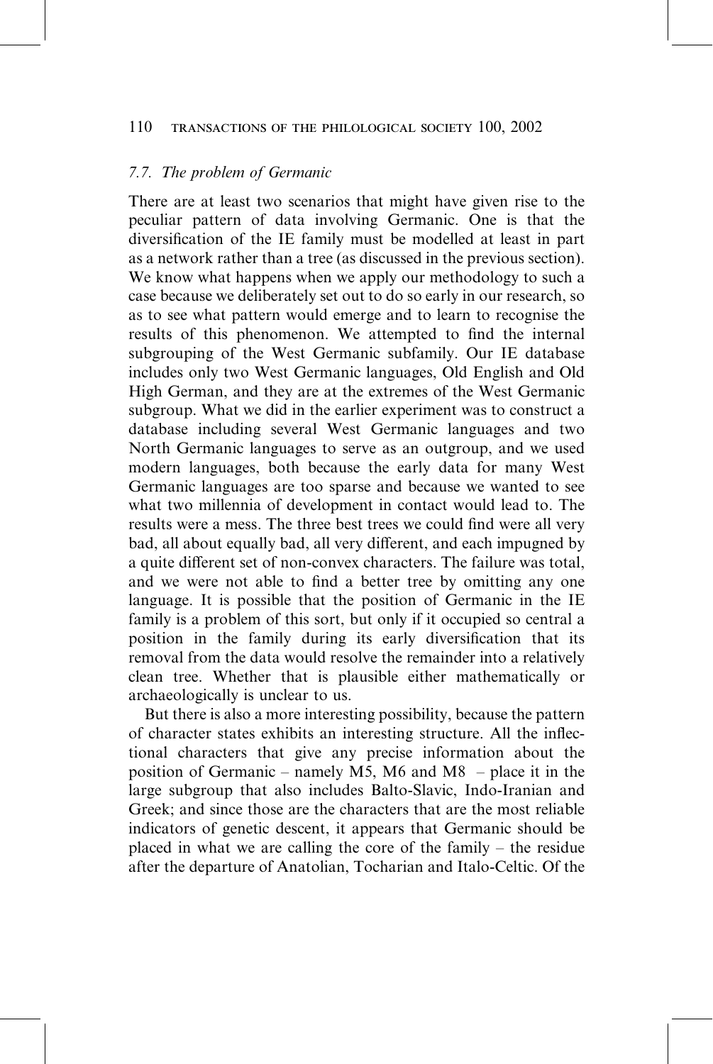### *7.7. The problem of Germanic*

There are at least two scenarios that might have given rise to the peculiar pattern of data involving Germanic. One is that the diversification of the IE family must be modelled at least in part as a network rather than a tree (as discussed in the previous section). We know what happens when we apply our methodology to such a case because we deliberately set out to do so early in our research, so as to see what pattern would emerge and to learn to recognise the results of this phenomenon. We attempted to find the internal subgrouping of the West Germanic subfamily. Our IE database includes only two West Germanic languages, Old English and Old High German, and they are at the extremes of the West Germanic subgroup. What we did in the earlier experiment was to construct a database including several West Germanic languages and two North Germanic languages to serve as an outgroup, and we used modern languages, both because the early data for many West Germanic languages are too sparse and because we wanted to see what two millennia of development in contact would lead to. The results were a mess. The three best trees we could find were all very bad, all about equally bad, all very different, and each impugned by a quite different set of non-convex characters. The failure was total, and we were not able to find a better tree by omitting any one language. It is possible that the position of Germanic in the IE family is a problem of this sort, but only if it occupied so central a position in the family during its early diversification that its removal from the data would resolve the remainder into a relatively clean tree. Whether that is plausible either mathematically or archaeologically is unclear to us.

But there is also a more interesting possibility, because the pattern of character states exhibits an interesting structure. All the inflectional characters that give any precise information about the position of Germanic – namely M5, M6 and M8 – place it in the large subgroup that also includes Balto-Slavic, Indo-Iranian and Greek; and since those are the characters that are the most reliable indicators of genetic descent, it appears that Germanic should be placed in what we are calling the core of the family – the residue after the departure of Anatolian, Tocharian and Italo-Celtic. Of the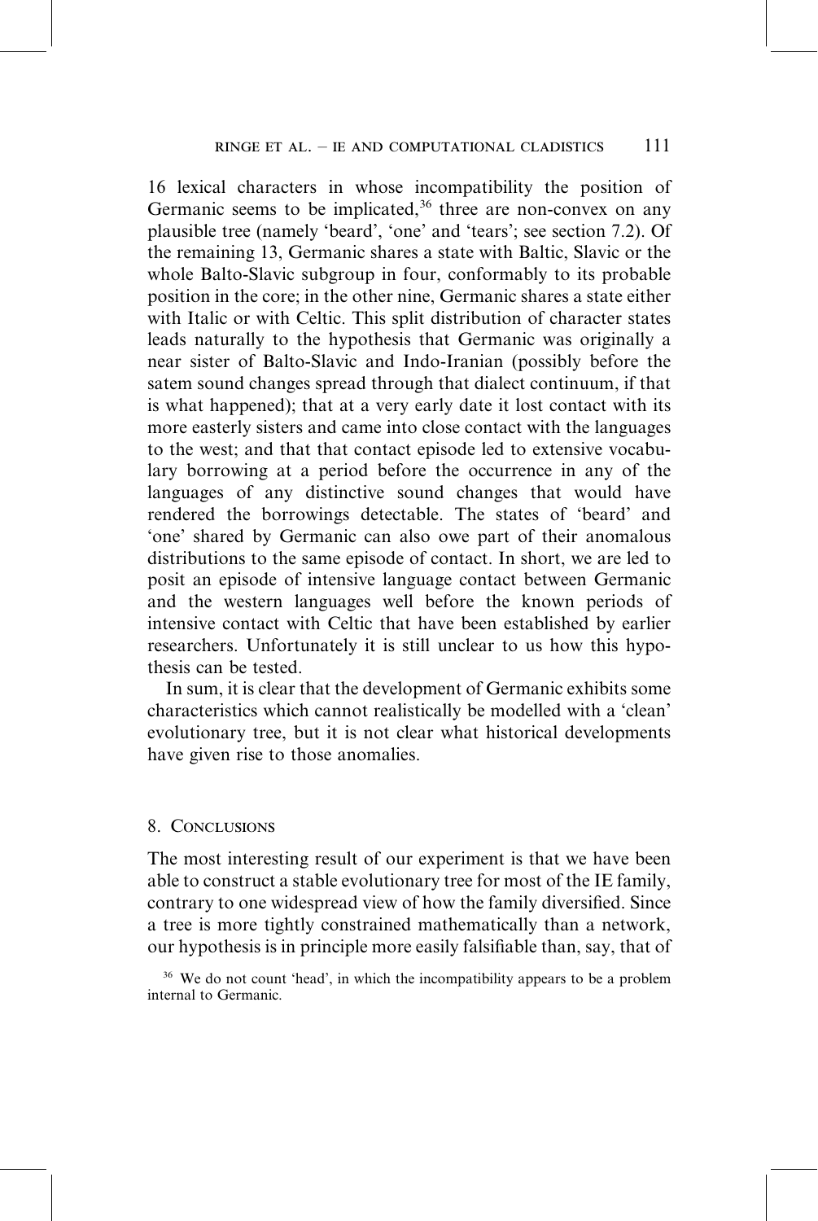16 lexical characters in whose incompatibility the position of Germanic seems to be implicated,[36] three are non-convex on any plausible tree (namely 'beard', 'one' and 'tears'; see section 7.2). Of the remaining 13, Germanic shares a state with Baltic, Slavic or the whole Balto-Slavic subgroup in four, conformably to its probable position in the core; in the other nine, Germanic shares a state either with Italic or with Celtic. This split distribution of character states leads naturally to the hypothesis that Germanic was originally a near sister of Balto-Slavic and Indo-Iranian (possibly before the satem sound changes spread through that dialect continuum, if that is what happened); that at a very early date it lost contact with its more easterly sisters and came into close contact with the languages to the west; and that that contact episode led to extensive vocabulary borrowing at a period before the occurrence in any of the languages of any distinctive sound changes that would have rendered the borrowings detectable. The states of 'beard' and 'one' shared by Germanic can also owe part of their anomalous distributions to the same episode of contact. In short, we are led to posit an episode of intensive language contact between Germanic and the western languages well before the known periods of intensive contact with Celtic that have been established by earlier researchers. Unfortunately it is still unclear to us how this hypothesis can be tested.

In sum, it is clear that the development of Germanic exhibits some characteristics which cannot realistically be modelled with a 'clean' evolutionary tree, but it is not clear what historical developments have given rise to those anomalies.

## 8. Conclusions

The most interesting result of our experiment is that we have been able to construct a stable evolutionary tree for most of the IE family, contrary to one widespread view of how the family diversified. Since a tree is more tightly constrained mathematically than a network, our hypothesis is in principle more easily falsifiable than, say, that of

[36] We do not count 'head', in which the incompatibility appears to be a problem internal to Germanic.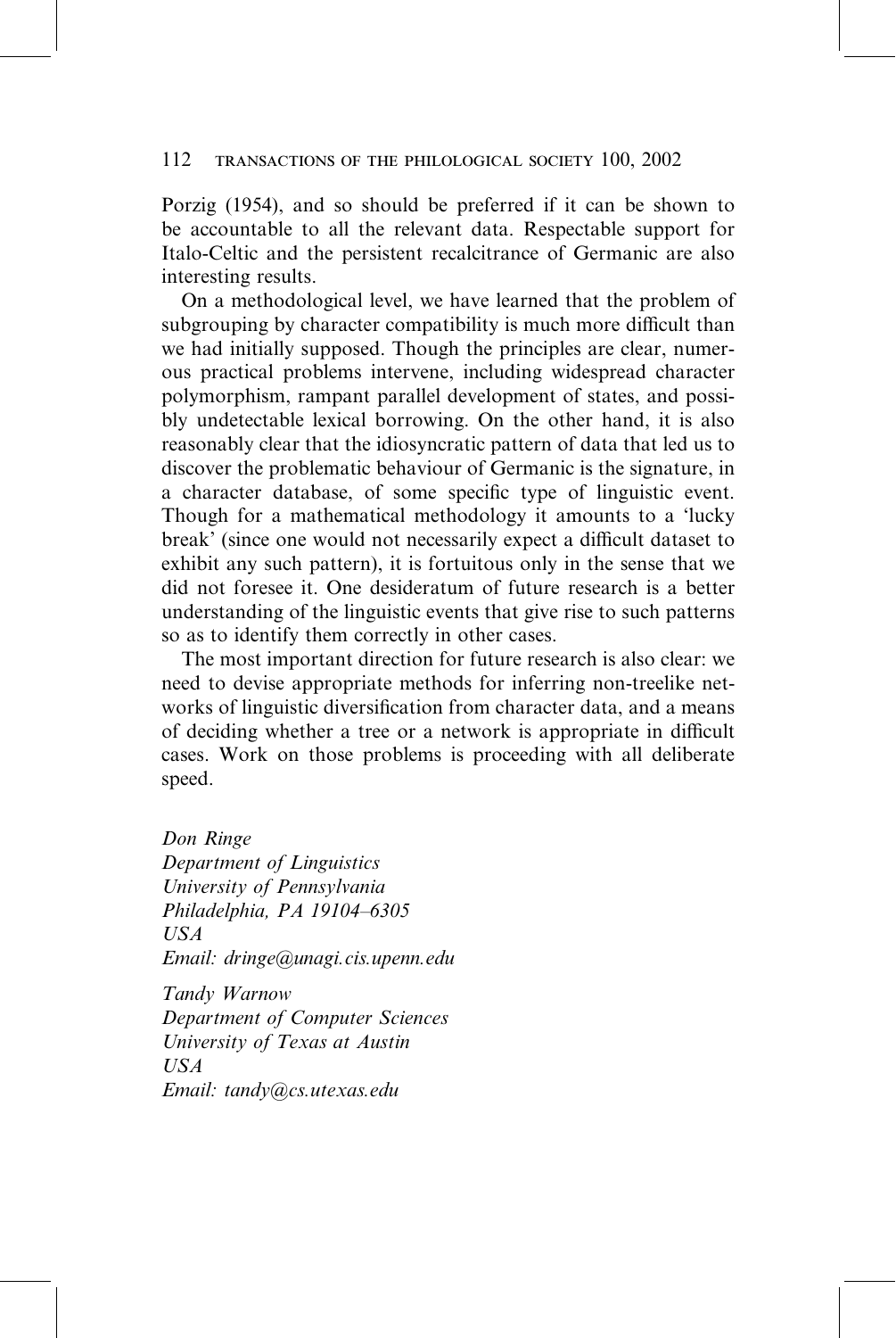Porzig (1954), and so should be preferred if it can be shown to be accountable to all the relevant data. Respectable support for Italo-Celtic and the persistent recalcitrance of Germanic are also interesting results.

On a methodological level, we have learned that the problem of subgrouping by character compatibility is much more difficult than we had initially supposed. Though the principles are clear, numerous practical problems intervene, including widespread character polymorphism, rampant parallel development of states, and possibly undetectable lexical borrowing. On the other hand, it is also reasonably clear that the idiosyncratic pattern of data that led us to discover the problematic behaviour of Germanic is the signature, in a character database, of some specific type of linguistic event. Though for a mathematical methodology it amounts to a 'lucky break' (since one would not necessarily expect a difficult dataset to exhibit any such pattern), it is fortuitous only in the sense that we did not foresee it. One desideratum of future research is a better understanding of the linguistic events that give rise to such patterns so as to identify them correctly in other cases.

The most important direction for future research is also clear: we need to devise appropriate methods for inferring non-treelike networks of linguistic diversification from character data, and a means of deciding whether a tree or a network is appropriate in difficult cases. Work on those problems is proceeding with all deliberate speed.

*Don Ringe*
*Department of Linguistics*
*University of Pennsylvania*
*Philadelphia, PA 19104–6305*
*USA*
*Email: dringe@unagi.cis.upenn.edu*

*Tandy Warnow*
*Department of Computer Sciences*
*University of Texas at Austin*
*USA*
*Email: tandy@cs.utexas.edu*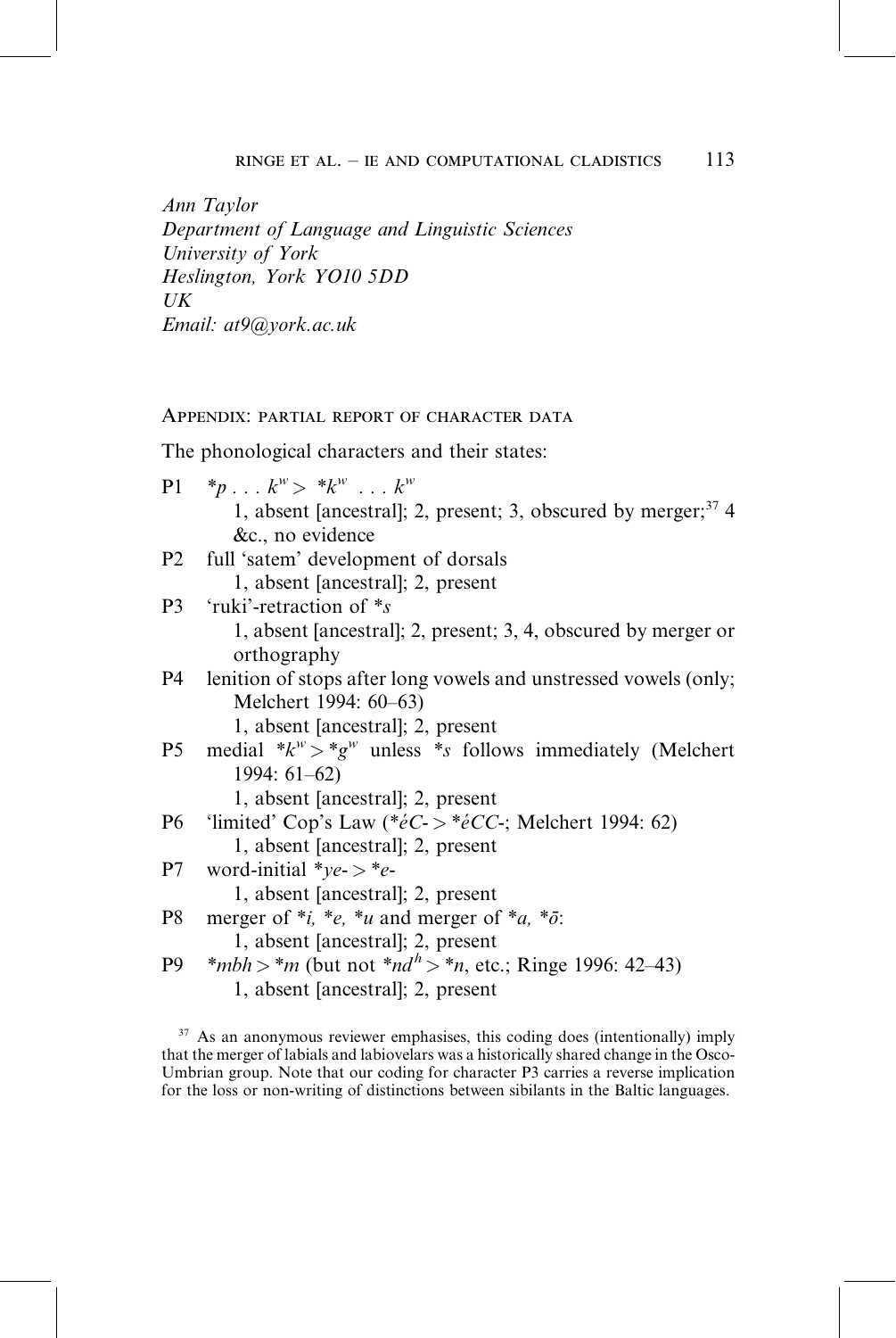*Ann Taylor*
*Department of Language and Linguistic Sciences*
*University of York*
*Heslington, York YO10 5DD*
*UK*
*Email: at9@york.ac.uk*

## Appendix: partial report of character data

The phonological characters and their states:

P1 &nbsp; *\*p . . . $k^w$ > \*$k^w$ . . . $k^w$*
&nbsp;&nbsp;&nbsp;&nbsp;1, absent [ancestral]; 2, present; 3, obscured by merger;[37] 4 &c., no evidence

P2 &nbsp; full 'satem' development of dorsals
&nbsp;&nbsp;&nbsp;&nbsp;1, absent [ancestral]; 2, present

P3 &nbsp; 'ruki'-retraction of *\*s*
&nbsp;&nbsp;&nbsp;&nbsp;1, absent [ancestral]; 2, present; 3, 4, obscured by merger or orthography

P4 &nbsp; lenition of stops after long vowels and unstressed vowels (only; Melchert 1994: 60–63)
&nbsp;&nbsp;&nbsp;&nbsp;1, absent [ancestral]; 2, present

P5 &nbsp; medial *\*$k^w$ > \*$g^w$* unless *\*s* follows immediately (Melchert 1994: 61–62)
&nbsp;&nbsp;&nbsp;&nbsp;1, absent [ancestral]; 2, present

P6 &nbsp; 'limited' Cop's Law (*\*éC- > \*éCC-*; Melchert 1994: 62)
&nbsp;&nbsp;&nbsp;&nbsp;1, absent [ancestral]; 2, present

P7 &nbsp; word-initial *\*ye- > \*e-*
&nbsp;&nbsp;&nbsp;&nbsp;1, absent [ancestral]; 2, present

P8 &nbsp; merger of *\*i, \*e, \*u* and merger of *\*a, \*ō*:
&nbsp;&nbsp;&nbsp;&nbsp;1, absent [ancestral]; 2, present

P9 &nbsp; *\*mbh > \*m* (but not *\*$nd^h$ > \*n*, etc.; Ringe 1996: 42–43)
&nbsp;&nbsp;&nbsp;&nbsp;1, absent [ancestral]; 2, present

[37] As an anonymous reviewer emphasises, this coding does (intentionally) imply that the merger of labials and labiovelars was a historically shared change in the Osco-Umbrian group. Note that our coding for character P3 carries a reverse implication for the loss or non-writing of distinctions between sibilants in the Baltic languages.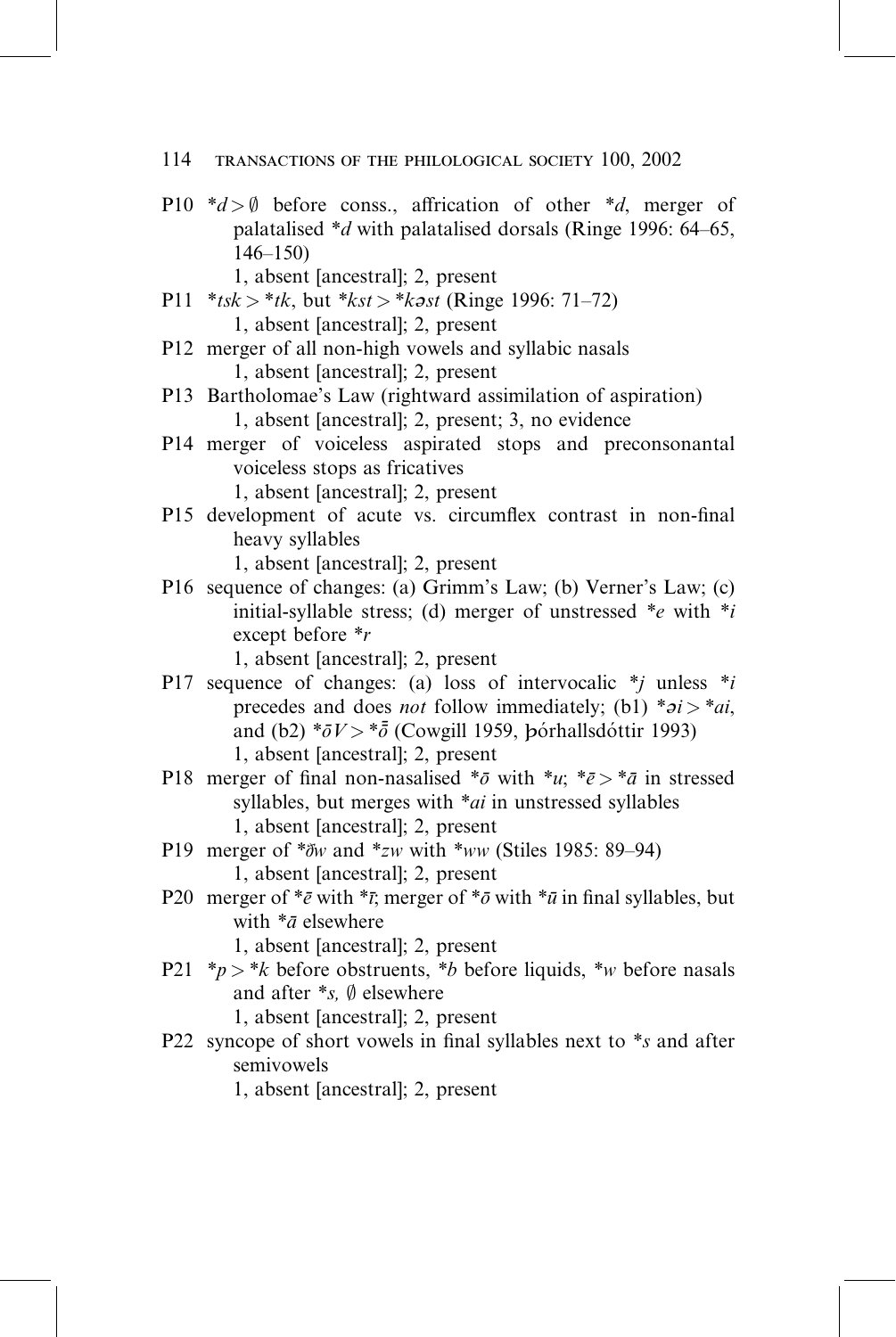P10 *d > ∅ before conss., affrication of other *d, merger of palatalised *d with palatalised dorsals (Ringe 1996: 64–65, 146–150)
1, absent [ancestral]; 2, present

P11 *tsk > *tk, but *kst > *kəst (Ringe 1996: 71–72)
1, absent [ancestral]; 2, present

P12 merger of all non-high vowels and syllabic nasals
1, absent [ancestral]; 2, present

P13 Bartholomae's Law (rightward assimilation of aspiration)
1, absent [ancestral]; 2, present; 3, no evidence

P14 merger of voiceless aspirated stops and preconsonantal voiceless stops as fricatives
1, absent [ancestral]; 2, present

P15 development of acute vs. circumflex contrast in non-final heavy syllables
1, absent [ancestral]; 2, present

P16 sequence of changes: (a) Grimm's Law; (b) Verner's Law; (c) initial-syllable stress; (d) merger of unstressed *e with *i except before *r
1, absent [ancestral]; 2, present

P17 sequence of changes: (a) loss of intervocalic *j unless *i precedes and does *not* follow immediately; (b1) *əi > *ai, and (b2) *ōV > *ō̄ (Cowgill 1959, Þórhallsdóttir 1993)
1, absent [ancestral]; 2, present

P18 merger of final non-nasalised *ō with *u; *ē > *ā in stressed syllables, but merges with *ai in unstressed syllables
1, absent [ancestral]; 2, present

P19 merger of *ðw and *zw with *ww (Stiles 1985: 89–94)
1, absent [ancestral]; 2, present

P20 merger of *ē with *ī; merger of *ō with *ū in final syllables, but with *ā elsewhere
1, absent [ancestral]; 2, present

P21 *p > *k before obstruents, *b before liquids, *w before nasals and after *s, ∅ elsewhere
1, absent [ancestral]; 2, present

P22 syncope of short vowels in final syllables next to *s and after semivowels
1, absent [ancestral]; 2, present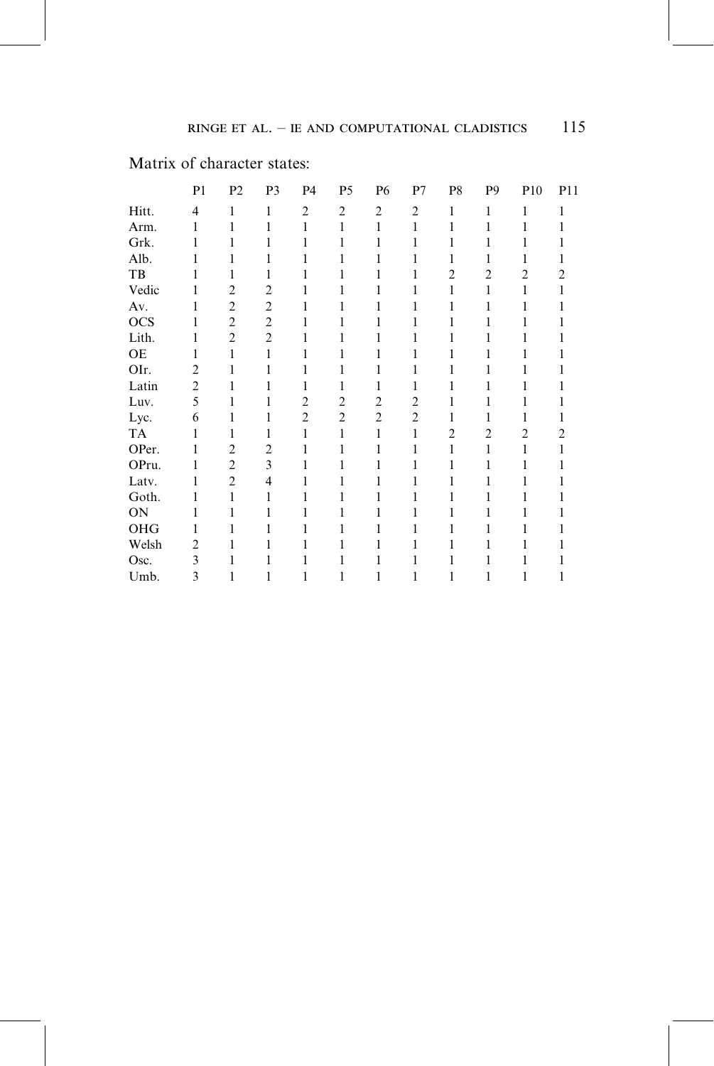Matrix of character states:

| | P1 | P2 | P3 | P4 | P5 | P6 | P7 | P8 | P9 | P10 | P11 |
|---|---|---|---|---|---|---|---|---|---|---|---|
| Hitt. | 4 | 1 | 1 | 2 | 2 | 2 | 2 | 1 | 1 | 1 | 1 |
| Arm. | 1 | 1 | 1 | 1 | 1 | 1 | 1 | 1 | 1 | 1 | 1 |
| Grk. | 1 | 1 | 1 | 1 | 1 | 1 | 1 | 1 | 1 | 1 | 1 |
| Alb. | 1 | 1 | 1 | 1 | 1 | 1 | 1 | 1 | 1 | 1 | 1 |
| TB | 1 | 1 | 1 | 1 | 1 | 1 | 1 | 2 | 2 | 2 | 2 |
| Vedic | 1 | 2 | 2 | 1 | 1 | 1 | 1 | 1 | 1 | 1 | 1 |
| Av. | 1 | 2 | 2 | 1 | 1 | 1 | 1 | 1 | 1 | 1 | 1 |
| OCS | 1 | 2 | 2 | 1 | 1 | 1 | 1 | 1 | 1 | 1 | 1 |
| Lith. | 1 | 2 | 2 | 1 | 1 | 1 | 1 | 1 | 1 | 1 | 1 |
| OE | 1 | 1 | 1 | 1 | 1 | 1 | 1 | 1 | 1 | 1 | 1 |
| OIr. | 2 | 1 | 1 | 1 | 1 | 1 | 1 | 1 | 1 | 1 | 1 |
| Latin | 2 | 1 | 1 | 1 | 1 | 1 | 1 | 1 | 1 | 1 | 1 |
| Luv. | 5 | 1 | 1 | 2 | 2 | 2 | 2 | 1 | 1 | 1 | 1 |
| Lyc. | 6 | 1 | 1 | 2 | 2 | 2 | 2 | 1 | 1 | 1 | 1 |
| TA | 1 | 1 | 1 | 1 | 1 | 1 | 1 | 2 | 2 | 2 | 2 |
| OPer. | 1 | 2 | 2 | 1 | 1 | 1 | 1 | 1 | 1 | 1 | 1 |
| OPru. | 1 | 2 | 3 | 1 | 1 | 1 | 1 | 1 | 1 | 1 | 1 |
| Latv. | 1 | 2 | 4 | 1 | 1 | 1 | 1 | 1 | 1 | 1 | 1 |
| Goth. | 1 | 1 | 1 | 1 | 1 | 1 | 1 | 1 | 1 | 1 | 1 |
| ON | 1 | 1 | 1 | 1 | 1 | 1 | 1 | 1 | 1 | 1 | 1 |
| OHG | 1 | 1 | 1 | 1 | 1 | 1 | 1 | 1 | 1 | 1 | 1 |
| Welsh | 2 | 1 | 1 | 1 | 1 | 1 | 1 | 1 | 1 | 1 | 1 |
| Osc. | 3 | 1 | 1 | 1 | 1 | 1 | 1 | 1 | 1 | 1 | 1 |
| Umb. | 3 | 1 | 1 | 1 | 1 | 1 | 1 | 1 | 1 | 1 | 1 |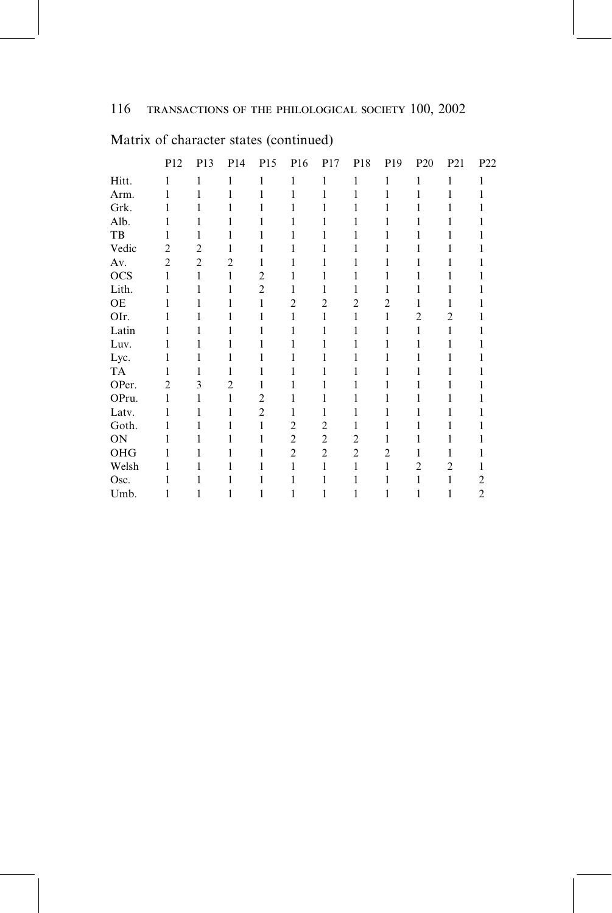Matrix of character states (continued)

| | P12 | P13 | P14 | P15 | P16 | P17 | P18 | P19 | P20 | P21 | P22 |
|---|---|---|---|---|---|---|---|---|---|---|---|
| Hitt. | 1 | 1 | 1 | 1 | 1 | 1 | 1 | 1 | 1 | 1 | 1 |
| Arm. | 1 | 1 | 1 | 1 | 1 | 1 | 1 | 1 | 1 | 1 | 1 |
| Grk. | 1 | 1 | 1 | 1 | 1 | 1 | 1 | 1 | 1 | 1 | 1 |
| Alb. | 1 | 1 | 1 | 1 | 1 | 1 | 1 | 1 | 1 | 1 | 1 |
| TB | 1 | 1 | 1 | 1 | 1 | 1 | 1 | 1 | 1 | 1 | 1 |
| Vedic | 2 | 2 | 1 | 1 | 1 | 1 | 1 | 1 | 1 | 1 | 1 |
| Av. | 2 | 2 | 2 | 1 | 1 | 1 | 1 | 1 | 1 | 1 | 1 |
| OCS | 1 | 1 | 1 | 2 | 1 | 1 | 1 | 1 | 1 | 1 | 1 |
| Lith. | 1 | 1 | 1 | 2 | 1 | 1 | 1 | 1 | 1 | 1 | 1 |
| OE | 1 | 1 | 1 | 1 | 2 | 2 | 2 | 2 | 1 | 1 | 1 |
| OIr. | 1 | 1 | 1 | 1 | 1 | 1 | 1 | 1 | 2 | 2 | 1 |
| Latin | 1 | 1 | 1 | 1 | 1 | 1 | 1 | 1 | 1 | 1 | 1 |
| Luv. | 1 | 1 | 1 | 1 | 1 | 1 | 1 | 1 | 1 | 1 | 1 |
| Lyc. | 1 | 1 | 1 | 1 | 1 | 1 | 1 | 1 | 1 | 1 | 1 |
| TA | 1 | 1 | 1 | 1 | 1 | 1 | 1 | 1 | 1 | 1 | 1 |
| OPer. | 2 | 3 | 2 | 1 | 1 | 1 | 1 | 1 | 1 | 1 | 1 |
| OPru. | 1 | 1 | 1 | 2 | 1 | 1 | 1 | 1 | 1 | 1 | 1 |
| Latv. | 1 | 1 | 1 | 2 | 1 | 1 | 1 | 1 | 1 | 1 | 1 |
| Goth. | 1 | 1 | 1 | 1 | 2 | 2 | 1 | 1 | 1 | 1 | 1 |
| ON | 1 | 1 | 1 | 1 | 2 | 2 | 2 | 1 | 1 | 1 | 1 |
| OHG | 1 | 1 | 1 | 1 | 2 | 2 | 2 | 2 | 1 | 1 | 1 |
| Welsh | 1 | 1 | 1 | 1 | 1 | 1 | 1 | 1 | 2 | 2 | 1 |
| Osc. | 1 | 1 | 1 | 1 | 1 | 1 | 1 | 1 | 1 | 1 | 2 |
| Umb. | 1 | 1 | 1 | 1 | 1 | 1 | 1 | 1 | 1 | 1 | 2 |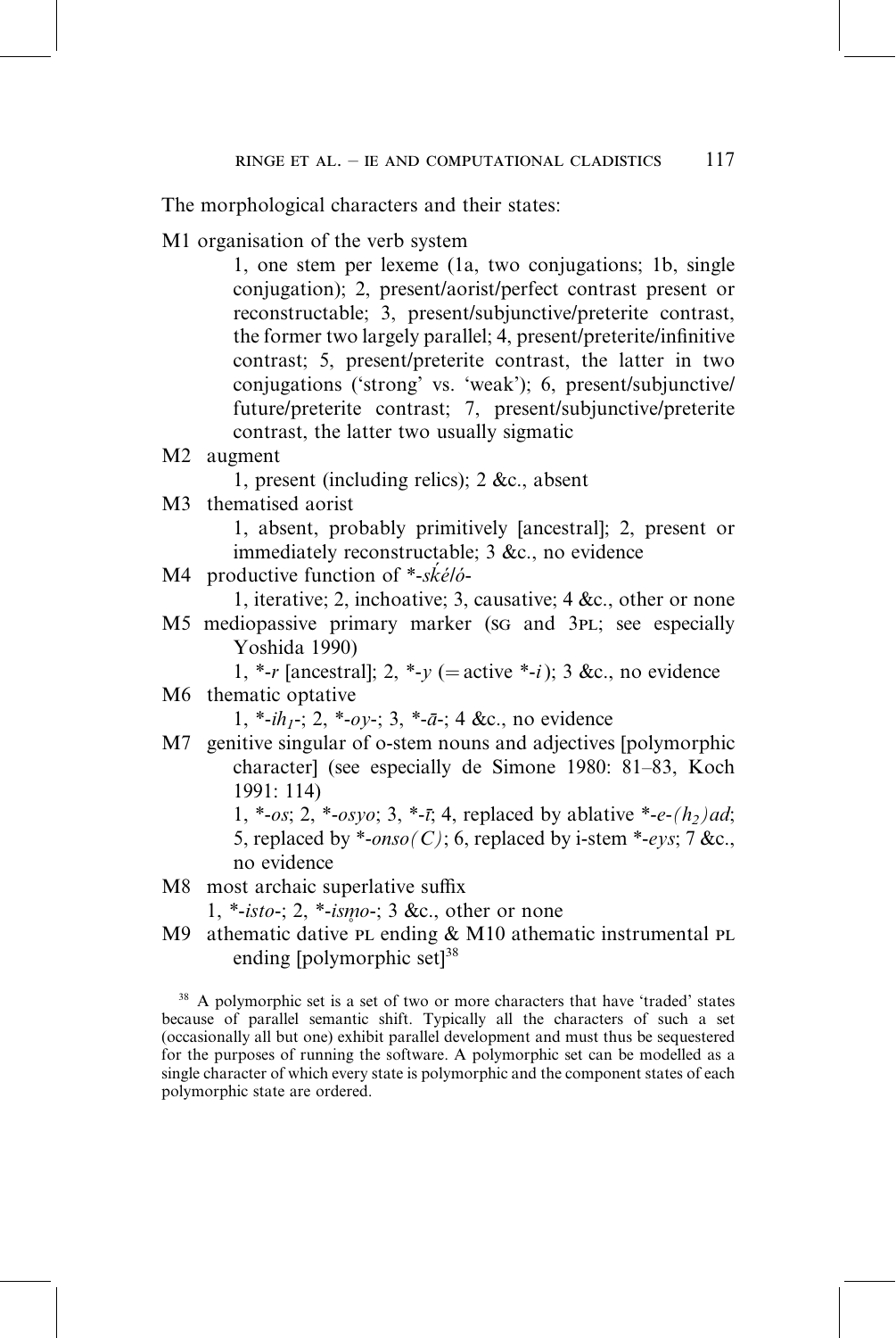The morphological characters and their states:

M1 organisation of the verb system

1, one stem per lexeme (1a, two conjugations; 1b, single conjugation); 2, present/aorist/perfect contrast present or reconstructable; 3, present/subjunctive/preterite contrast, the former two largely parallel; 4, present/preterite/infinitive contrast; 5, present/preterite contrast, the latter in two conjugations ('strong' vs. 'weak'); 6, present/subjunctive/future/preterite contrast; 7, present/subjunctive/preterite contrast, the latter two usually sigmatic

M2 augment

1, present (including relics); 2 &c., absent

M3 thematised aorist

1, absent, probably primitively [ancestral]; 2, present or immediately reconstructable; 3 &c., no evidence

M4 productive function of *-*sḱé/ó*-

1, iterative; 2, inchoative; 3, causative; 4 &c., other or none

M5 mediopassive primary marker (SG and 3PL; see especially Yoshida 1990)

1, *-*r* [ancestral]; 2, *-*y* (= active *-*i*); 3 &c., no evidence

M6 thematic optative

1, *-*ih*$_1$-; 2, *-*oy*-; 3, *-*ā*-; 4 &c., no evidence

M7 genitive singular of o-stem nouns and adjectives [polymorphic character] (see especially de Simone 1980: 81–83, Koch 1991: 114)

1, *-*os*; 2, *-*osyo*; 3, *-*ī*; 4, replaced by ablative *-*e*-(*h*$_2$)*ad*; 5, replaced by *-*onso*(*C*); 6, replaced by i-stem *-*eys*; 7 &c., no evidence

M8 most archaic superlative suffix

1, *-*isto*-; 2, *-*isn̥mo*-; 3 &c., other or none

M9 athematic dative PL ending & M10 athematic instrumental PL ending [polymorphic set][38]

[38] A polymorphic set is a set of two or more characters that have 'traded' states because of parallel semantic shift. Typically all the characters of such a set (occasionally all but one) exhibit parallel development and must thus be sequestered for the purposes of running the software. A polymorphic set can be modelled as a single character of which every state is polymorphic and the component states of each polymorphic state are ordered.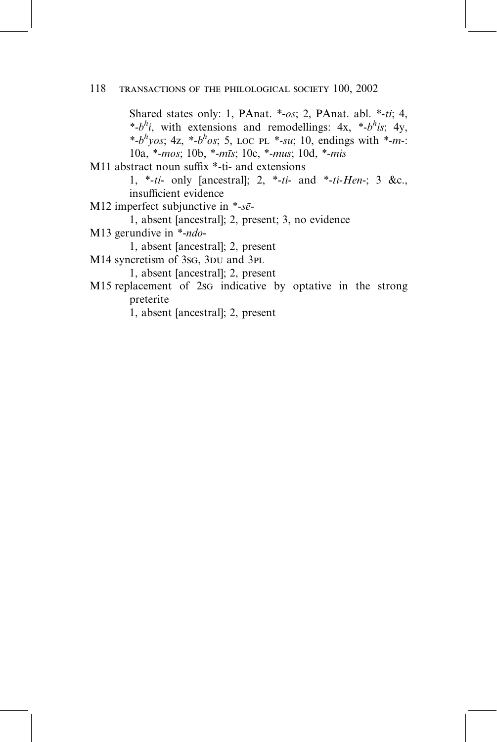Shared states only: 1, PAnat. *-*os*; 2, PAnat. abl. *-*ti*; 4, *-$b^h$*i*, with extensions and remodellings: 4x, *-$b^h$*is*; 4y, *-$b^h$*yos*; 4z, *-$b^h$*os*; 5, LOC PL *-*su*; 10, endings with *-*m*-: 10a, *-*mos*; 10b, *-*mīs*; 10c, *-*mus*; 10d, *-*mis*

M11 abstract noun suffix *-ti- and extensions

1, *-*ti*- only [ancestral]; 2, *-*ti*- and *-*ti-Hen*-; 3 &c., insufficient evidence

M12 imperfect subjunctive in *-*sē*-

1, absent [ancestral]; 2, present; 3, no evidence

M13 gerundive in *-*ndo*-

1, absent [ancestral]; 2, present

M14 syncretism of 3SG, 3DU and 3PL

1, absent [ancestral]; 2, present

M15 replacement of 2SG indicative by optative in the strong preterite

1, absent [ancestral]; 2, present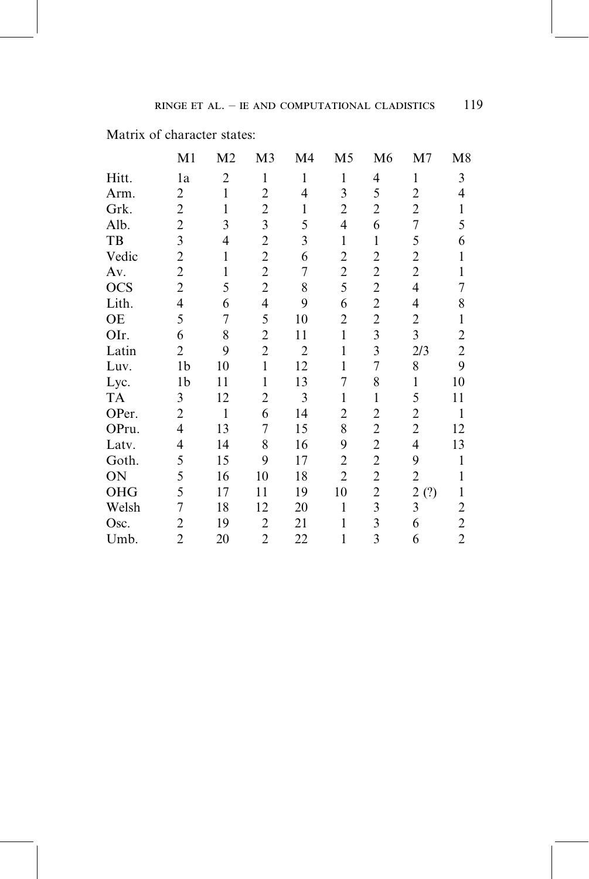Matrix of character states:

| | M1 | M2 | M3 | M4 | M5 | M6 | M7 | M8 |
|---|---|---|---|---|---|---|---|---|
| Hitt. | 1a | 2 | 1 | 1 | 1 | 4 | 1 | 3 |
| Arm. | 2 | 1 | 2 | 4 | 3 | 5 | 2 | 4 |
| Grk. | 2 | 1 | 2 | 1 | 2 | 2 | 2 | 1 |
| Alb. | 2 | 3 | 3 | 5 | 4 | 6 | 7 | 5 |
| TB | 3 | 4 | 2 | 3 | 1 | 1 | 5 | 6 |
| Vedic | 2 | 1 | 2 | 6 | 2 | 2 | 2 | 1 |
| Av. | 2 | 1 | 2 | 7 | 2 | 2 | 2 | 1 |
| OCS | 2 | 5 | 2 | 8 | 5 | 2 | 4 | 7 |
| Lith. | 4 | 6 | 4 | 9 | 6 | 2 | 4 | 8 |
| OE | 5 | 7 | 5 | 10 | 2 | 2 | 2 | 1 |
| OIr. | 6 | 8 | 2 | 11 | 1 | 3 | 3 | 2 |
| Latin | 2 | 9 | 2 | 2 | 1 | 3 | 2/3 | 2 |
| Luv. | 1b | 10 | 1 | 12 | 1 | 7 | 8 | 9 |
| Lyc. | 1b | 11 | 1 | 13 | 7 | 8 | 1 | 10 |
| TA | 3 | 12 | 2 | 3 | 1 | 1 | 5 | 11 |
| OPer. | 2 | 1 | 6 | 14 | 2 | 2 | 2 | 1 |
| OPru. | 4 | 13 | 7 | 15 | 8 | 2 | 2 | 12 |
| Latv. | 4 | 14 | 8 | 16 | 9 | 2 | 4 | 13 |
| Goth. | 5 | 15 | 9 | 17 | 2 | 2 | 9 | 1 |
| ON | 5 | 16 | 10 | 18 | 2 | 2 | 2 | 1 |
| OHG | 5 | 17 | 11 | 19 | 10 | 2 | 2 (?) | 1 |
| Welsh | 7 | 18 | 12 | 20 | 1 | 3 | 3 | 2 |
| Osc. | 2 | 19 | 2 | 21 | 1 | 3 | 6 | 2 |
| Umb. | 2 | 20 | 2 | 22 | 1 | 3 | 6 | 2 |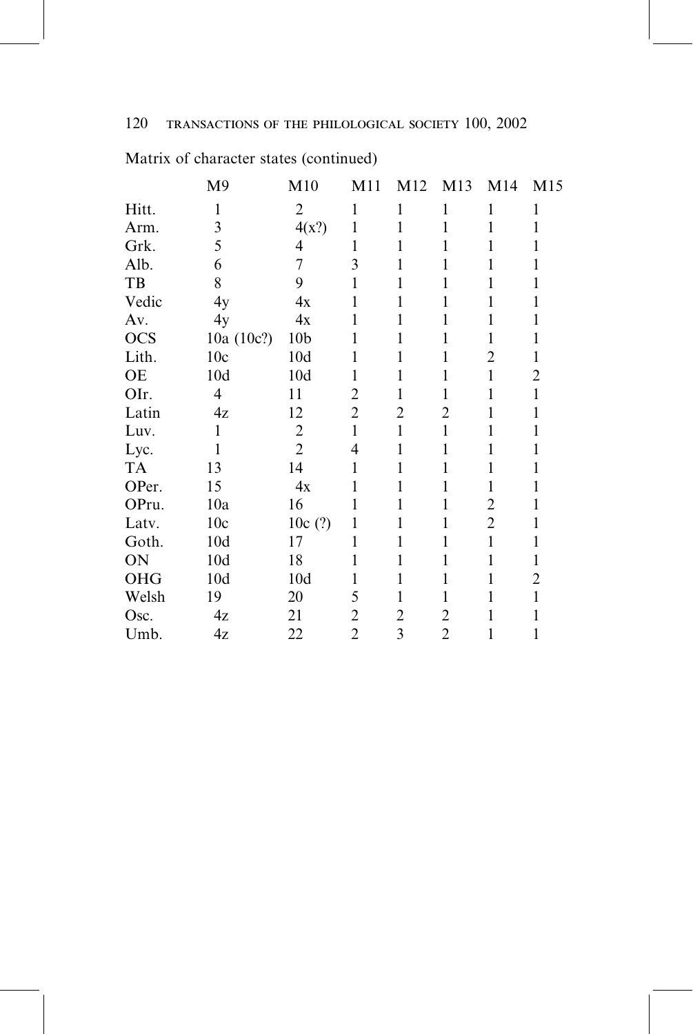Matrix of character states (continued)

| | M9 | M10 | M11 | M12 | M13 | M14 | M15 |
|---|---|---|---|---|---|---|---|
| Hitt. | 1 | 2 | 1 | 1 | 1 | 1 | 1 |
| Arm. | 3 | 4(x?) | 1 | 1 | 1 | 1 | 1 |
| Grk. | 5 | 4 | 1 | 1 | 1 | 1 | 1 |
| Alb. | 6 | 7 | 3 | 1 | 1 | 1 | 1 |
| TB | 8 | 9 | 1 | 1 | 1 | 1 | 1 |
| Vedic | 4y | 4x | 1 | 1 | 1 | 1 | 1 |
| Av. | 4y | 4x | 1 | 1 | 1 | 1 | 1 |
| OCS | 10a (10c?) | 10b | 1 | 1 | 1 | 1 | 1 |
| Lith. | 10c | 10d | 1 | 1 | 1 | 2 | 1 |
| OE | 10d | 10d | 1 | 1 | 1 | 1 | 2 |
| OIr. | 4 | 11 | 2 | 1 | 1 | 1 | 1 |
| Latin | 4z | 12 | 2 | 2 | 2 | 1 | 1 |
| Luv. | 1 | 2 | 1 | 1 | 1 | 1 | 1 |
| Lyc. | 1 | 2 | 4 | 1 | 1 | 1 | 1 |
| TA | 13 | 14 | 1 | 1 | 1 | 1 | 1 |
| OPer. | 15 | 4x | 1 | 1 | 1 | 1 | 1 |
| OPru. | 10a | 16 | 1 | 1 | 1 | 2 | 1 |
| Latv. | 10c | 10c (?) | 1 | 1 | 1 | 2 | 1 |
| Goth. | 10d | 17 | 1 | 1 | 1 | 1 | 1 |
| ON | 10d | 18 | 1 | 1 | 1 | 1 | 1 |
| OHG | 10d | 10d | 1 | 1 | 1 | 1 | 2 |
| Welsh | 19 | 20 | 5 | 1 | 1 | 1 | 1 |
| Osc. | 4z | 21 | 2 | 2 | 2 | 1 | 1 |
| Umb. | 4z | 22 | 2 | 3 | 2 | 1 | 1 |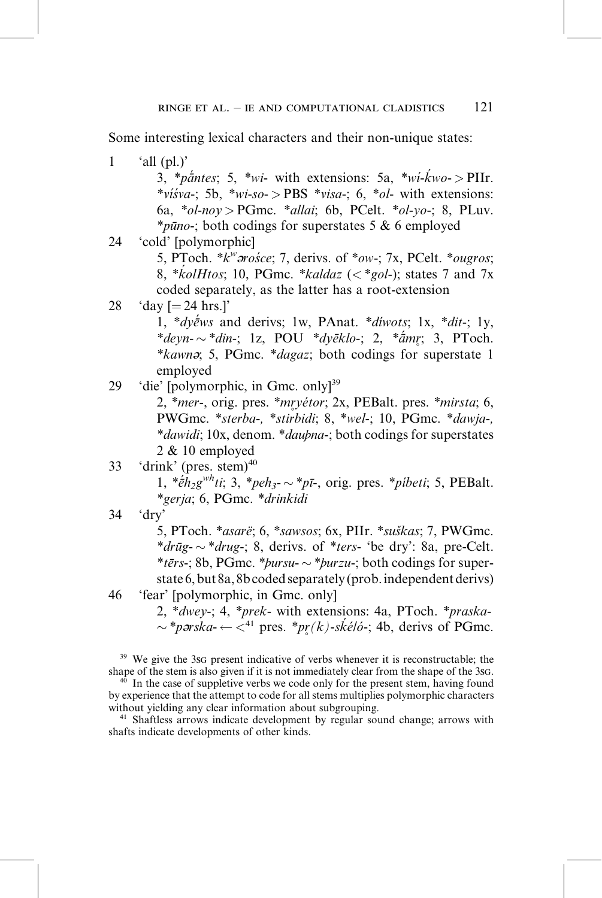Some interesting lexical characters and their non-unique states:

1 'all (pl.)'

3, *pắntes; 5, *wi- with extensions: 5a, *wí-ḱwo- > PIIr. *víśva-; 5b, *wi-so- > PBS *visa-; 6, *ol- with extensions: 6a, *ol-noy > PGmc. *allai; 6b, PCelt. *ol-yo-; 8, PLuv. *pūno-; both codings for superstates 5 & 6 employed

24 'cold' [polymorphic]

5, PToch. *$k^w$ərośce; 7, derivs. of *ow-; 7x, PCelt. *ougros; 8, *ḱolHtos; 10, PGmc. *kaldaz (< *gol-); states 7 and 7x coded separately, as the latter has a root-extension

28 'day [= 24 hrs.]'

1, *dyḗws and derivs; 1w, PAnat. *díwots; 1x, *dit-; 1y, *deyn- ~ *din-; 1z, POU *dyēklo-; 2, *ắmr̥; 3, PToch. *kawnə; 5, PGmc. *dagaz; both codings for superstate 1 employed

29 'die' [polymorphic, in Gmc. only][39]

2, *mer-, orig. pres. *mr̥yétor; 2x, PEBalt. pres. *mirsta; 6, PWGmc. *sterba-, *stirbidi; 8, *wel-; 10, PGmc. *dawja-, *dawidi; 10x, denom. *dauþna-; both codings for superstates 2 & 10 employed

33 'drink' (pres. stem)[40]

1, *$\acute{e}h_2g^{wh}$ti; 3, *$peh_3$- ~ *pī-, orig. pres. *píbeti; 5, PEBalt. *gerja; 6, PGmc. *drinkidi

34 'dry'

5, PToch. *asarë; 6, *sawsos; 6x, PIIr. *suškas; 7, PWGmc. *drūg- ~ *drug-; 8, derivs. of *ters- 'be dry': 8a, pre-Celt. *tērs-; 8b, PGmc. *þursu- ~ *þurzu-; both codings for superstate 6, but 8a, 8b coded separately (prob. independent derivs)

46 'fear' [polymorphic, in Gmc. only]

2, *dwey-; 4, *prek- with extensions: 4a, PToch. *praska- ~ *pərska- ← <[41] pres. *pr̥(k)-sḱéłó-; 4b, derivs of PGmc.

[39] We give the 3sg present indicative of verbs whenever it is reconstructable; the shape of the stem is also given if it is not immediately clear from the shape of the 3sg.

[40] In the case of suppletive verbs we code only for the present stem, having found by experience that the attempt to code for all stems multiplies polymorphic characters without yielding any clear information about subgrouping.

[41] Shaftless arrows indicate development by regular sound change; arrows with shafts indicate developments of other kinds.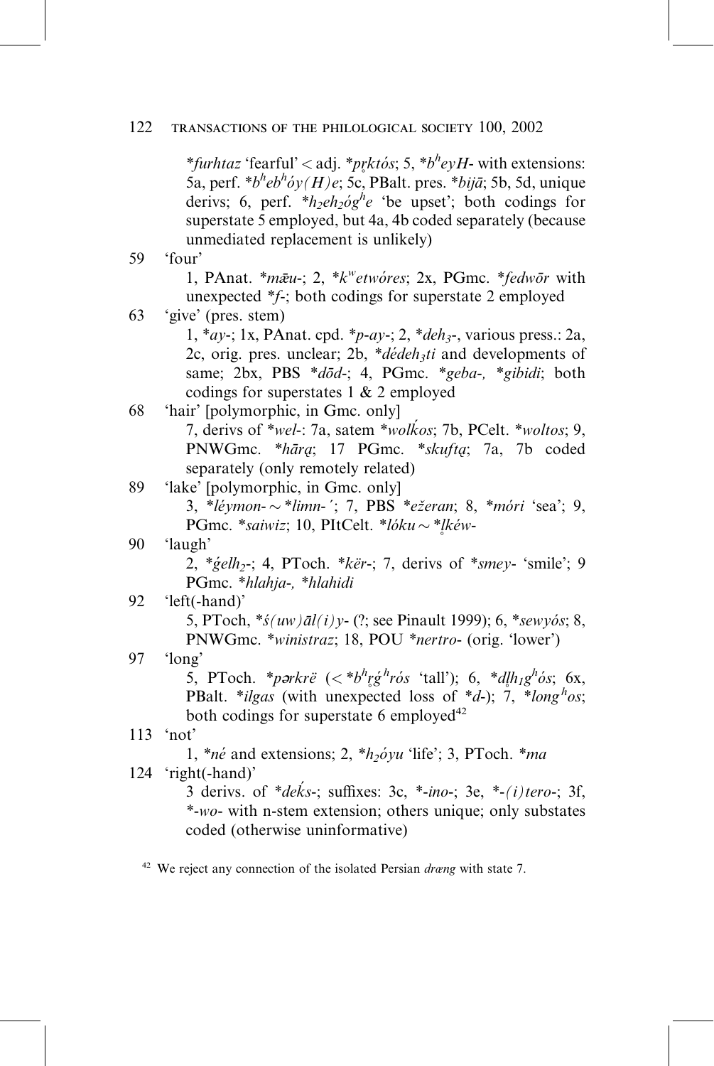*\*furhtaz* 'fearful' < adj. *\*pr̥któs*; 5, *\*bʰeyH-* with extensions: 5a, perf. *\*bʰebʰóy(H)e*; 5c, PBalt. pres. *\*bijā*; 5b, 5d, unique derivs; 6, perf. *\*h₂eh₂óǵʰe* 'be upset'; both codings for superstate 5 employed, but 4a, 4b coded separately (because unmediated replacement is unlikely)

59 'four'

1, PAnat. *\*mǣu-*; 2, *\*kʷetwóres*; 2x, PGmc. *\*fedwōr* with unexpected *\*f-*; both codings for superstate 2 employed

63 'give' (pres. stem)

1, *\*ay-*; 1x, PAnat. cpd. *\*p-ay-*; 2, *\*deh₃-*, various press.: 2a, 2c, orig. pres. unclear; 2b, *\*dédeh₃ti* and developments of same; 2bx, PBS *\*dōd-*; 4, PGmc. *\*geba-*, *\*gibidi*; both codings for superstates 1 & 2 employed

68 'hair' [polymorphic, in Gmc. only]

7, derivs of *\*wel-*: 7a, satem *\*wolḱos*; 7b, PCelt. *\*woltos*; 9, PNWGmc. *\*hārą*; 17 PGmc. *\*skuftą*; 7a, 7b coded separately (only remotely related)

89 'lake' [polymorphic, in Gmc. only]

3, *\*léymon-* ~ *\*limn-´*; 7, PBS *\*ežeran*; 8, *\*móri* 'sea'; 9, PGmc. *\*saiwiz*; 10, PItCelt. *\*lóku* ~ *\*l̥kéw-*

90 'laugh'

2, *\*ǵelh₂-*; 4, PToch. *\*kër-*; 7, derivs of *\*smey-* 'smile'; 9 PGmc. *\*hlahja-*, *\*hlahidi*

92 'left(-hand)'

5, PToch, *\*ś(uw)āl(i)y-* (?; see Pinault 1999); 6, *\*sewyós*; 8, PNWGmc. *\*winistraz*; 18, POU *\*nertro-* (orig. 'lower')

97 'long'

5, PToch. *\*pərkrë* (< *\*bʰr̥ǵʰrós* 'tall'); 6, *\*dl̥h₁gʰós*; 6x, PBalt. *\*ilgas* (with unexpected loss of *\*d-*); 7, *\*longʰos*; both codings for superstate 6 employed[42]

113 'not'

1, *\*né* and extensions; 2, *\*h₂óyu* 'life'; 3, PToch. *\*ma*

124 'right(-hand)'

3 derivs. of *\*deḱs-*; suffixes: 3c, *\*-ino-*; 3e, *\*-(i)tero-*; 3f, *\*-wo-* with n-stem extension; others unique; only substates coded (otherwise uninformative)

---

[42] We reject any connection of the isolated Persian *dræng* with state 7.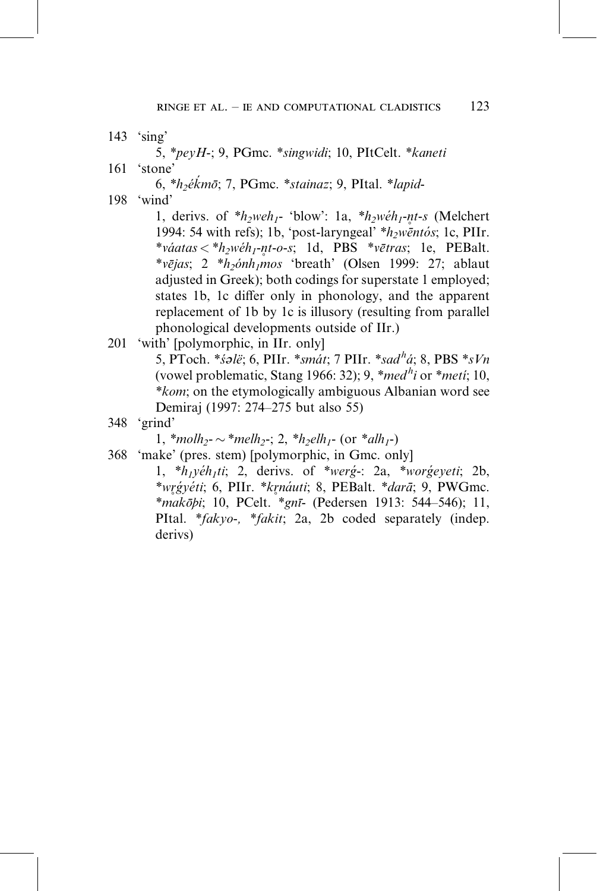143 ‘sing’
 5, *peyH-; 9, PGmc. *singwidi; 10, PItCelt. *kaneti

161 ‘stone’
 6, *$h_2$éḱmō; 7, PGmc. *stainaz; 9, PItal. *lapid-

198 ‘wind’
 1, derivs. of *$h_2$we$h_1$- ‘blow’: 1a, *$h_2$wé$h_1$-n̥t-s (Melchert 1994: 54 with refs); 1b, ‘post-laryngeal’ *$h_2$wēntós; 1c, PIIr. *váatas < *$h_2$wé$h_1$-n̥t-o-s; 1d, PBS *vētras; 1e, PEBalt. *vējas; 2 *$h_2$ón$h_1$mos ‘breath’ (Olsen 1999: 27; ablaut adjusted in Greek); both codings for superstate 1 employed; states 1b, 1c differ only in phonology, and the apparent replacement of 1b by 1c is illusory (resulting from parallel phonological developments outside of IIr.)

201 ‘with’ [polymorphic, in IIr. only]
 5, PToch. *śəlë; 6, PIIr. *smát; 7 PIIr. *sad$^h$á; 8, PBS *sVn (vowel problematic, Stang 1966: 32); 9, *med$^h$i or *metí; 10, *kom; on the etymologically ambiguous Albanian word see Demiraj (1997: 274–275 but also 55)

348 ‘grind’
 1, *mol$h_2$- ~ *mel$h_2$-; 2, *$h_2$el$h_1$- (or *al$h_1$-)

368 ‘make’ (pres. stem) [polymorphic, in Gmc. only]
 1, *$h_1$yé$h_1$ti; 2, derivs. of *werǵ-: 2a, *worǵeyeti; 2b, *wr̥ǵyéti; 6, PIIr. *kr̥náuti; 8, PEBalt. *darā; 9, PWGmc. *makōþi; 10, PCelt. *gnī- (Pedersen 1913: 544–546); 11, PItal. *fakyo-, *fakit; 2a, 2b coded separately (indep. derivs)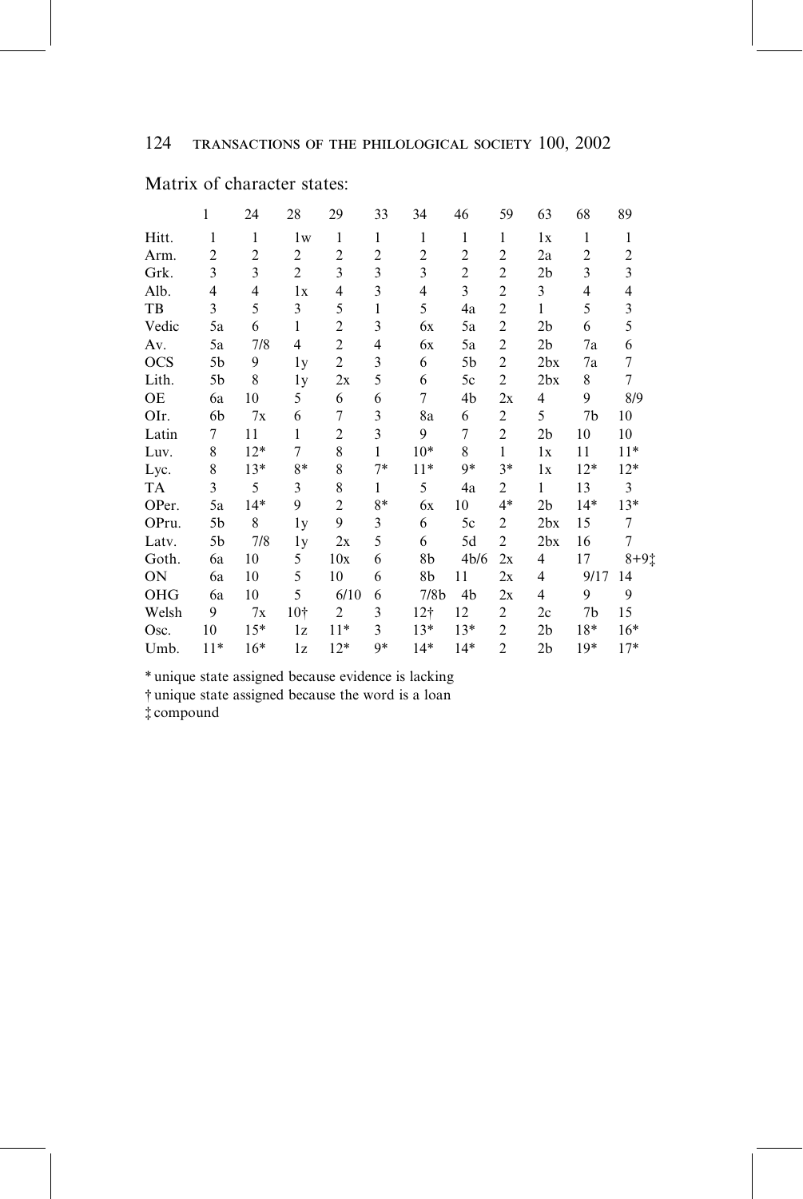Matrix of character states:

| | 1 | 24 | 28 | 29 | 33 | 34 | 46 | 59 | 63 | 68 | 89 |
|---|---|---|---|---|---|---|---|---|---|---|---|
| Hitt. | 1 | 1 | 1w | 1 | 1 | 1 | 1 | 1 | 1x | 1 | 1 |
| Arm. | 2 | 2 | 2 | 2 | 2 | 2 | 2 | 2 | 2a | 2 | 2 |
| Grk. | 3 | 3 | 2 | 3 | 3 | 3 | 2 | 2 | 2b | 3 | 3 |
| Alb. | 4 | 4 | 1x | 4 | 3 | 4 | 3 | 2 | 3 | 4 | 4 |
| TB | 3 | 5 | 3 | 5 | 1 | 5 | 4a | 2 | 1 | 5 | 3 |
| Vedic | 5a | 6 | 1 | 2 | 3 | 6x | 5a | 2 | 2b | 6 | 5 |
| Av. | 5a | 7/8 | 4 | 2 | 4 | 6x | 5a | 2 | 2b | 7a | 6 |
| OCS | 5b | 9 | 1y | 2 | 3 | 6 | 5b | 2 | 2bx | 7a | 7 |
| Lith. | 5b | 8 | 1y | 2x | 5 | 6 | 5c | 2 | 2bx | 8 | 7 |
| OE | 6a | 10 | 5 | 6 | 6 | 7 | 4b | 2x | 4 | 9 | 8/9 |
| OIr. | 6b | 7x | 6 | 7 | 3 | 8a | 6 | 2 | 5 | 7b | 10 |
| Latin | 7 | 11 | 1 | 2 | 3 | 9 | 7 | 2 | 2b | 10 | 10 |
| Luv. | 8 | 12* | 7 | 8 | 1 | 10* | 8 | 1 | 1x | 11 | 11* |
| Lyc. | 8 | 13* | 8* | 8 | 7* | 11* | 9* | 3* | 1x | 12* | 12* |
| TA | 3 | 5 | 3 | 8 | 1 | 5 | 4a | 2 | 1 | 13 | 3 |
| OPer. | 5a | 14* | 9 | 2 | 8* | 6x | 10 | 4* | 2b | 14* | 13* |
| OPru. | 5b | 8 | 1y | 9 | 3 | 6 | 5c | 2 | 2bx | 15 | 7 |
| Latv. | 5b | 7/8 | 1y | 2x | 5 | 6 | 5d | 2 | 2bx | 16 | 7 |
| Goth. | 6a | 10 | 5 | 10x | 6 | 8b | 4b/6 | 2x | 4 | 17 | 8+9‡ |
| ON | 6a | 10 | 5 | 10 | 6 | 8b | 11 | 2x | 4 | 9/17 | 14 |
| OHG | 6a | 10 | 5 | 6/10 | 6 | 7/8b | 4b | 2x | 4 | 9 | 9 |
| Welsh | 9 | 7x | 10† | 2 | 3 | 12† | 12 | 2 | 2c | 7b | 15 |
| Osc. | 10 | 15* | 1z | 11* | 3 | 13* | 13* | 2 | 2b | 18* | 16* |
| Umb. | 11* | 16* | 1z | 12* | 9* | 14* | 14* | 2 | 2b | 19* | 17* |

* unique state assigned because evidence is lacking
† unique state assigned because the word is a loan
‡ compound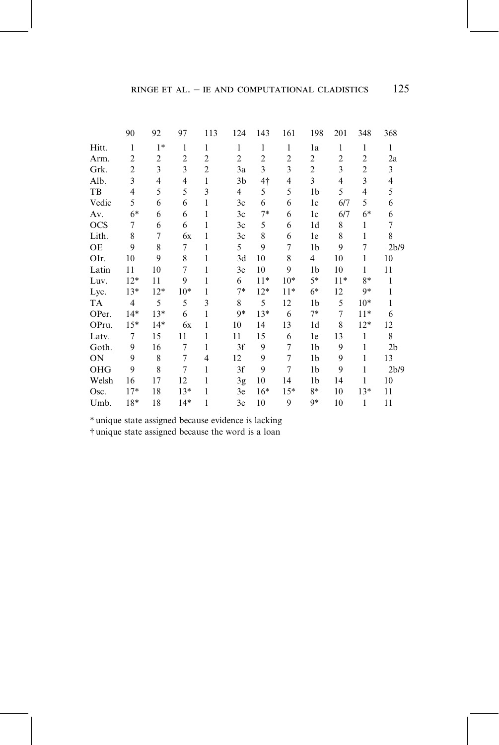| | 90 | 92 | 97 | 113 | 124 | 143 | 161 | 198 | 201 | 348 | 368 |
|---|---|---|---|---|---|---|---|---|---|---|---|
| Hitt. | 1 | 1* | 1 | 1 | 1 | 1 | 1 | 1a | 1 | 1 | 1 |
| Arm. | 2 | 2 | 2 | 2 | 2 | 2 | 2 | 2 | 2 | 2 | 2a |
| Grk. | 2 | 3 | 3 | 2 | 3a | 3 | 3 | 2 | 3 | 2 | 3 |
| Alb. | 3 | 4 | 4 | 1 | 3b | 4† | 4 | 3 | 4 | 3 | 4 |
| TB | 4 | 5 | 5 | 3 | 4 | 5 | 5 | 1b | 5 | 4 | 5 |
| Vedic | 5 | 6 | 6 | 1 | 3c | 6 | 6 | 1c | 6/7 | 5 | 6 |
| Av. | 6* | 6 | 6 | 1 | 3c | 7* | 6 | 1c | 6/7 | 6* | 6 |
| OCS | 7 | 6 | 6 | 1 | 3c | 5 | 6 | 1d | 8 | 1 | 7 |
| Lith. | 8 | 7 | 6x | 1 | 3c | 8 | 6 | 1e | 8 | 1 | 8 |
| OE | 9 | 8 | 7 | 1 | 5 | 9 | 7 | 1b | 9 | 7 | 2b/9 |
| OIr. | 10 | 9 | 8 | 1 | 3d | 10 | 8 | 4 | 10 | 1 | 10 |
| Latin | 11 | 10 | 7 | 1 | 3e | 10 | 9 | 1b | 10 | 1 | 11 |
| Luv. | 12* | 11 | 9 | 1 | 6 | 11* | 10* | 5* | 11* | 8* | 1 |
| Lyc. | 13* | 12* | 10* | 1 | 7* | 12* | 11* | 6* | 12 | 9* | 1 |
| TA | 4 | 5 | 5 | 3 | 8 | 5 | 12 | 1b | 5 | 10* | 1 |
| OPer. | 14* | 13* | 6 | 1 | 9* | 13* | 6 | 7* | 7 | 11* | 6 |
| OPru. | 15* | 14* | 6x | 1 | 10 | 14 | 13 | 1d | 8 | 12* | 12 |
| Latv. | 7 | 15 | 11 | 1 | 11 | 15 | 6 | 1e | 13 | 1 | 8 |
| Goth. | 9 | 16 | 7 | 1 | 3f | 9 | 7 | 1b | 9 | 1 | 2b |
| ON | 9 | 8 | 7 | 4 | 12 | 9 | 7 | 1b | 9 | 1 | 13 |
| OHG | 9 | 8 | 7 | 1 | 3f | 9 | 7 | 1b | 9 | 1 | 2b/9 |
| Welsh | 16 | 17 | 12 | 1 | 3g | 10 | 14 | 1b | 14 | 1 | 10 |
| Osc. | 17* | 18 | 13* | 1 | 3e | 16* | 15* | 8* | 10 | 13* | 11 |
| Umb. | 18* | 18 | 14* | 1 | 3e | 10 | 9 | 9* | 10 | 1 | 11 |

* unique state assigned because evidence is lacking

† unique state assigned because the word is a loan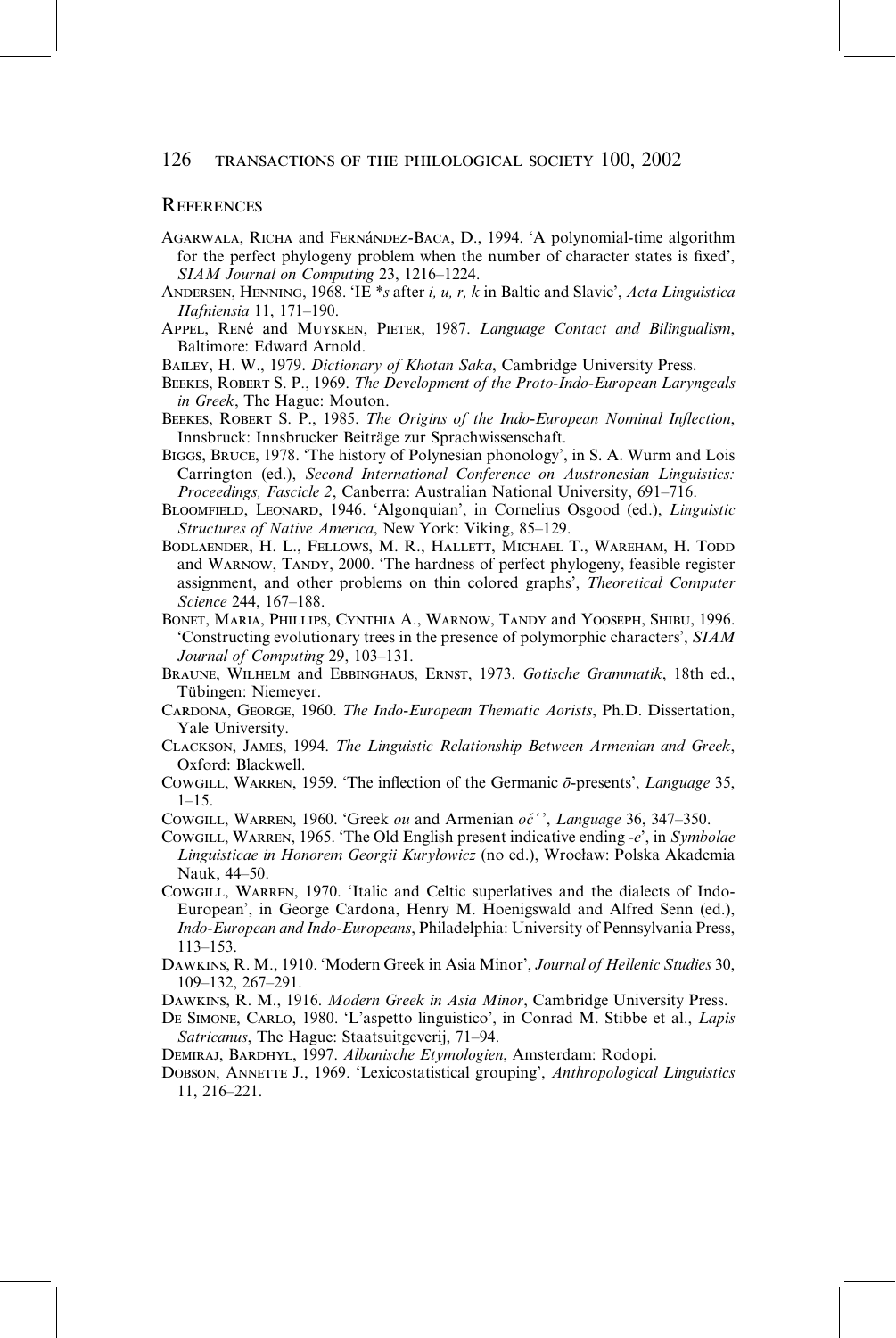## References

Agarwala, Richa and Fernández-Baca, D., 1994. 'A polynomial-time algorithm for the perfect phylogeny problem when the number of character states is fixed', *SIAM Journal on Computing* 23, 1216–1224.

Andersen, Henning, 1968. 'IE *s after *i, u, r, k* in Baltic and Slavic', *Acta Linguistica Hafniensia* 11, 171–190.

Appel, René and Muysken, Pieter, 1987. *Language Contact and Bilingualism*, Baltimore: Edward Arnold.

Bailey, H. W., 1979. *Dictionary of Khotan Saka*, Cambridge University Press.

Beekes, Robert S. P., 1969. *The Development of the Proto-Indo-European Laryngeals in Greek*, The Hague: Mouton.

Beekes, Robert S. P., 1985. *The Origins of the Indo-European Nominal Inflection*, Innsbruck: Innsbrucker Beiträge zur Sprachwissenschaft.

Biggs, Bruce, 1978. 'The history of Polynesian phonology', in S. A. Wurm and Lois Carrington (ed.), *Second International Conference on Austronesian Linguistics: Proceedings, Fascicle 2*, Canberra: Australian National University, 691–716.

Bloomfield, Leonard, 1946. 'Algonquian', in Cornelius Osgood (ed.), *Linguistic Structures of Native America*, New York: Viking, 85–129.

Bodlaender, H. L., Fellows, M. R., Hallett, Michael T., Wareham, H. Todd and Warnow, Tandy, 2000. 'The hardness of perfect phylogeny, feasible register assignment, and other problems on thin colored graphs', *Theoretical Computer Science* 244, 167–188.

Bonet, Maria, Phillips, Cynthia A., Warnow, Tandy and Yooseph, Shibu, 1996. 'Constructing evolutionary trees in the presence of polymorphic characters', *SIAM Journal of Computing* 29, 103–131.

Braune, Wilhelm and Ebbinghaus, Ernst, 1973. *Gotische Grammatik*, 18th ed., Tübingen: Niemeyer.

Cardona, George, 1960. *The Indo-European Thematic Aorists*, Ph.D. Dissertation, Yale University.

Clackson, James, 1994. *The Linguistic Relationship Between Armenian and Greek*, Oxford: Blackwell.

Cowgill, Warren, 1959. 'The inflection of the Germanic *ō*-presents', *Language* 35, 1–15.

Cowgill, Warren, 1960. 'Greek *ou* and Armenian *oč'*', *Language* 36, 347–350.

Cowgill, Warren, 1965. 'The Old English present indicative ending *-e*', in *Symbolae Linguisticae in Honorem Georgii Kuryłowicz* (no ed.), Wrocław: Polska Akademia Nauk, 44–50.

Cowgill, Warren, 1970. 'Italic and Celtic superlatives and the dialects of Indo-European', in George Cardona, Henry M. Hoenigswald and Alfred Senn (ed.), *Indo-European and Indo-Europeans*, Philadelphia: University of Pennsylvania Press, 113–153.

Dawkins, R. M., 1910. 'Modern Greek in Asia Minor', *Journal of Hellenic Studies* 30, 109–132, 267–291.

Dawkins, R. M., 1916. *Modern Greek in Asia Minor*, Cambridge University Press.

De Simone, Carlo, 1980. 'L'aspetto linguistico', in Conrad M. Stibbe et al., *Lapis Satricanus*, The Hague: Staatsuitgeverij, 71–94.

Demiraj, Bardhyl, 1997. *Albanische Etymologien*, Amsterdam: Rodopi.

Dobson, Annette J., 1969. 'Lexicostatistical grouping', *Anthropological Linguistics* 11, 216–221.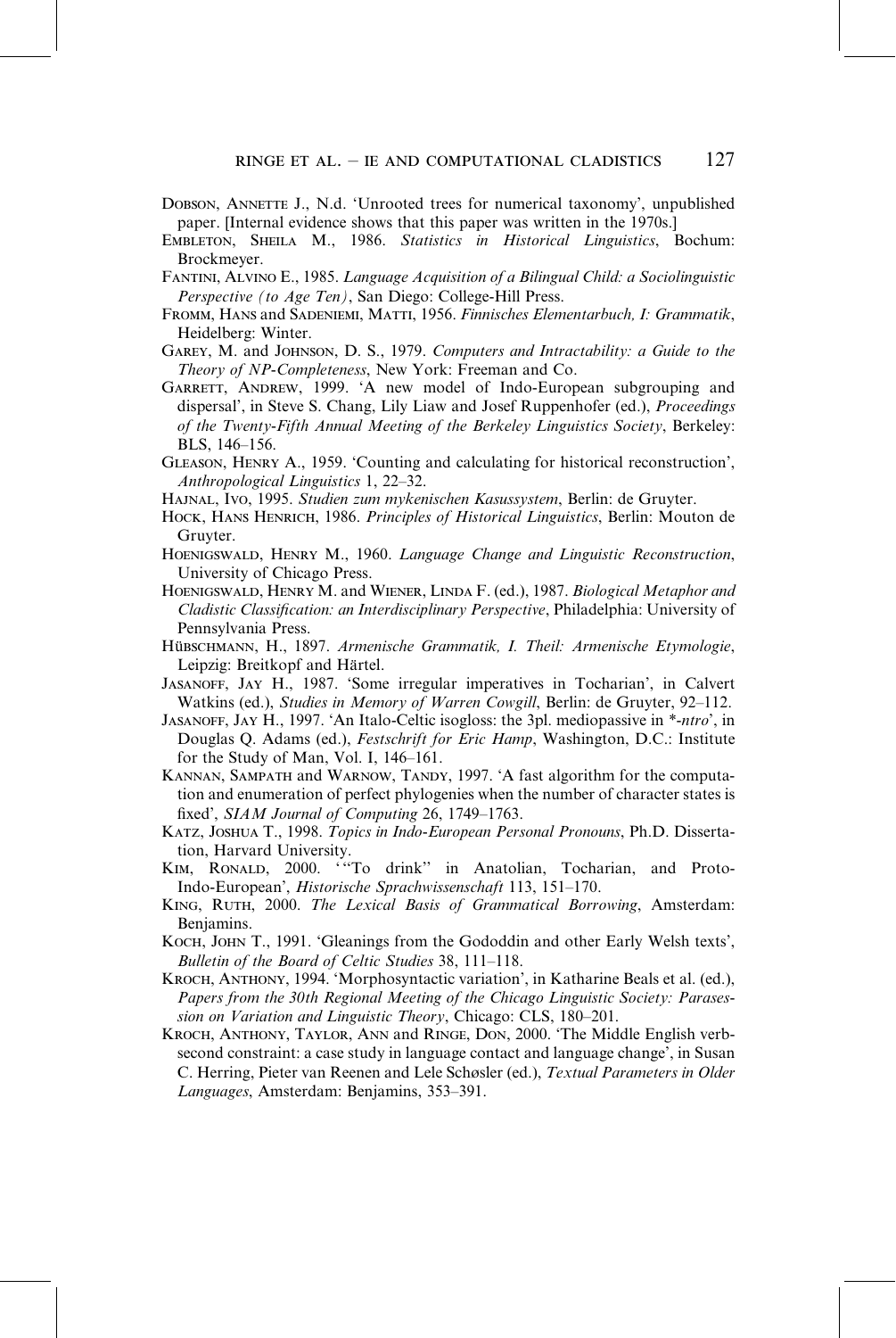Dobson, Annette J., N.d. 'Unrooted trees for numerical taxonomy', unpublished paper. [Internal evidence shows that this paper was written in the 1970s.]

Embleton, Sheila M., 1986. *Statistics in Historical Linguistics*, Bochum: Brockmeyer.

Fantini, Alvino E., 1985. *Language Acquisition of a Bilingual Child: a Sociolinguistic Perspective (to Age Ten)*, San Diego: College-Hill Press.

Fromm, Hans and Sadeniemi, Matti, 1956. *Finnisches Elementarbuch, I: Grammatik*, Heidelberg: Winter.

Garey, M. and Johnson, D. S., 1979. *Computers and Intractability: a Guide to the Theory of NP-Completeness*, New York: Freeman and Co.

Garrett, Andrew, 1999. 'A new model of Indo-European subgrouping and dispersal', in Steve S. Chang, Lily Liaw and Josef Ruppenhofer (ed.), *Proceedings of the Twenty-Fifth Annual Meeting of the Berkeley Linguistics Society*, Berkeley: BLS, 146–156.

Gleason, Henry A., 1959. 'Counting and calculating for historical reconstruction', *Anthropological Linguistics* 1, 22–32.

Hajnal, Ivo, 1995. *Studien zum mykenischen Kasussystem*, Berlin: de Gruyter.

Hock, Hans Henrich, 1986. *Principles of Historical Linguistics*, Berlin: Mouton de Gruyter.

Hoenigswald, Henry M., 1960. *Language Change and Linguistic Reconstruction*, University of Chicago Press.

Hoenigswald, Henry M. and Wiener, Linda F. (ed.), 1987. *Biological Metaphor and Cladistic Classification: an Interdisciplinary Perspective*, Philadelphia: University of Pennsylvania Press.

Hübschmann, H., 1897. *Armenische Grammatik, I. Theil: Armenische Etymologie*, Leipzig: Breitkopf and Härtel.

Jasanoff, Jay H., 1987. 'Some irregular imperatives in Tocharian', in Calvert Watkins (ed.), *Studies in Memory of Warren Cowgill*, Berlin: de Gruyter, 92–112.

Jasanoff, Jay H., 1997. 'An Italo-Celtic isogloss: the 3pl. mediopassive in *-*ntro*', in Douglas Q. Adams (ed.), *Festschrift for Eric Hamp*, Washington, D.C.: Institute for the Study of Man, Vol. I, 146–161.

Kannan, Sampath and Warnow, Tandy, 1997. 'A fast algorithm for the computation and enumeration of perfect phylogenies when the number of character states is fixed', *SIAM Journal of Computing* 26, 1749–1763.

Katz, Joshua T., 1998. *Topics in Indo-European Personal Pronouns*, Ph.D. Dissertation, Harvard University.

Kim, Ronald, 2000. '"To drink" in Anatolian, Tocharian, and Proto-Indo-European', *Historische Sprachwissenschaft* 113, 151–170.

King, Ruth, 2000. *The Lexical Basis of Grammatical Borrowing*, Amsterdam: Benjamins.

Koch, John T., 1991. 'Gleanings from the Gododdin and other Early Welsh texts', *Bulletin of the Board of Celtic Studies* 38, 111–118.

Kroch, Anthony, 1994. 'Morphosyntactic variation', in Katharine Beals et al. (ed.), *Papers from the 30th Regional Meeting of the Chicago Linguistic Society: Parasession on Variation and Linguistic Theory*, Chicago: CLS, 180–201.

Kroch, Anthony, Taylor, Ann and Ringe, Don, 2000. 'The Middle English verb-second constraint: a case study in language contact and language change', in Susan C. Herring, Pieter van Reenen and Lele Schøsler (ed.), *Textual Parameters in Older Languages*, Amsterdam: Benjamins, 353–391.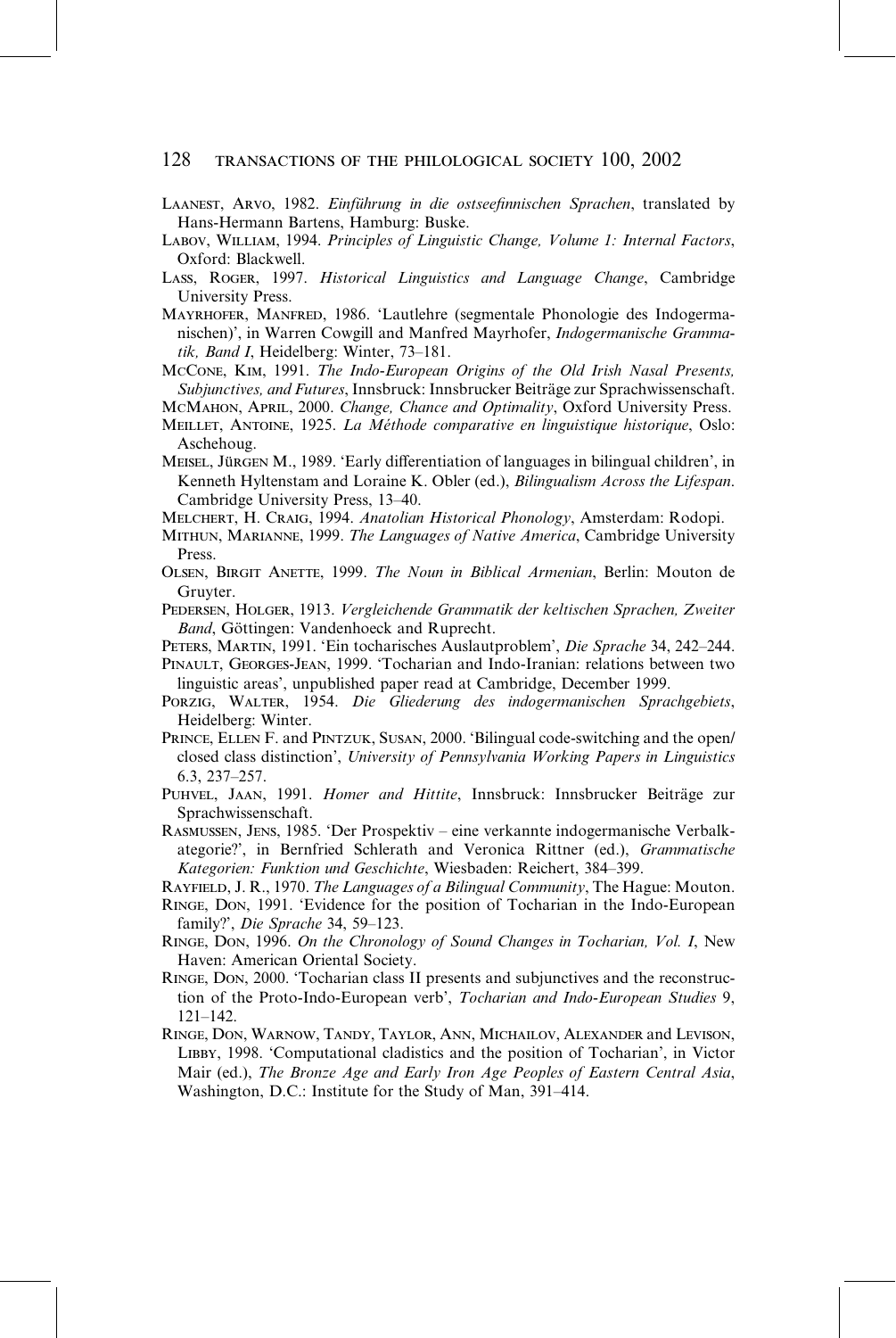Laanest, Arvo, 1982. *Einführung in die ostseefinnischen Sprachen*, translated by Hans-Hermann Bartens, Hamburg: Buske.

Labov, William, 1994. *Principles of Linguistic Change, Volume 1: Internal Factors*, Oxford: Blackwell.

Lass, Roger, 1997. *Historical Linguistics and Language Change*, Cambridge University Press.

Mayrhofer, Manfred, 1986. 'Lautlehre (segmentale Phonologie des Indogermanischen)', in Warren Cowgill and Manfred Mayrhofer, *Indogermanische Grammatik, Band I*, Heidelberg: Winter, 73–181.

McCone, Kim, 1991. *The Indo-European Origins of the Old Irish Nasal Presents, Subjunctives, and Futures*, Innsbruck: Innsbrucker Beiträge zur Sprachwissenschaft.

McMahon, April, 2000. *Change, Chance and Optimality*, Oxford University Press.

Meillet, Antoine, 1925. *La Méthode comparative en linguistique historique*, Oslo: Aschehoug.

Meisel, Jürgen M., 1989. 'Early differentiation of languages in bilingual children', in Kenneth Hyltenstam and Loraine K. Obler (ed.), *Bilingualism Across the Lifespan*. Cambridge University Press, 13–40.

Melchert, H. Craig, 1994. *Anatolian Historical Phonology*, Amsterdam: Rodopi.

Mithun, Marianne, 1999. *The Languages of Native America*, Cambridge University Press.

Olsen, Birgit Anette, 1999. *The Noun in Biblical Armenian*, Berlin: Mouton de Gruyter.

Pedersen, Holger, 1913. *Vergleichende Grammatik der keltischen Sprachen, Zweiter Band*, Göttingen: Vandenhoeck and Ruprecht.

Peters, Martin, 1991. 'Ein tocharisches Auslautproblem', *Die Sprache* 34, 242–244.

Pinault, Georges-Jean, 1999. 'Tocharian and Indo-Iranian: relations between two linguistic areas', unpublished paper read at Cambridge, December 1999.

Porzig, Walter, 1954. *Die Gliederung des indogermanischen Sprachgebiets*, Heidelberg: Winter.

Prince, Ellen F. and Pintzuk, Susan, 2000. 'Bilingual code-switching and the open/closed class distinction', *University of Pennsylvania Working Papers in Linguistics* 6.3, 237–257.

Puhvel, Jaan, 1991. *Homer and Hittite*, Innsbruck: Innsbrucker Beiträge zur Sprachwissenschaft.

Rasmussen, Jens, 1985. 'Der Prospektiv – eine verkannte indogermanische Verbalkategorie?', in Bernfried Schlerath and Veronica Rittner (ed.), *Grammatische Kategorien: Funktion und Geschichte*, Wiesbaden: Reichert, 384–399.

Rayfield, J. R., 1970. *The Languages of a Bilingual Community*, The Hague: Mouton.

Ringe, Don, 1991. 'Evidence for the position of Tocharian in the Indo-European family?', *Die Sprache* 34, 59–123.

Ringe, Don, 1996. *On the Chronology of Sound Changes in Tocharian, Vol. I*, New Haven: American Oriental Society.

Ringe, Don, 2000. 'Tocharian class II presents and subjunctives and the reconstruction of the Proto-Indo-European verb', *Tocharian and Indo-European Studies* 9, 121–142.

Ringe, Don, Warnow, Tandy, Taylor, Ann, Michailov, Alexander and Levison, Libby, 1998. 'Computational cladistics and the position of Tocharian', in Victor Mair (ed.), *The Bronze Age and Early Iron Age Peoples of Eastern Central Asia*, Washington, D.C.: Institute for the Study of Man, 391–414.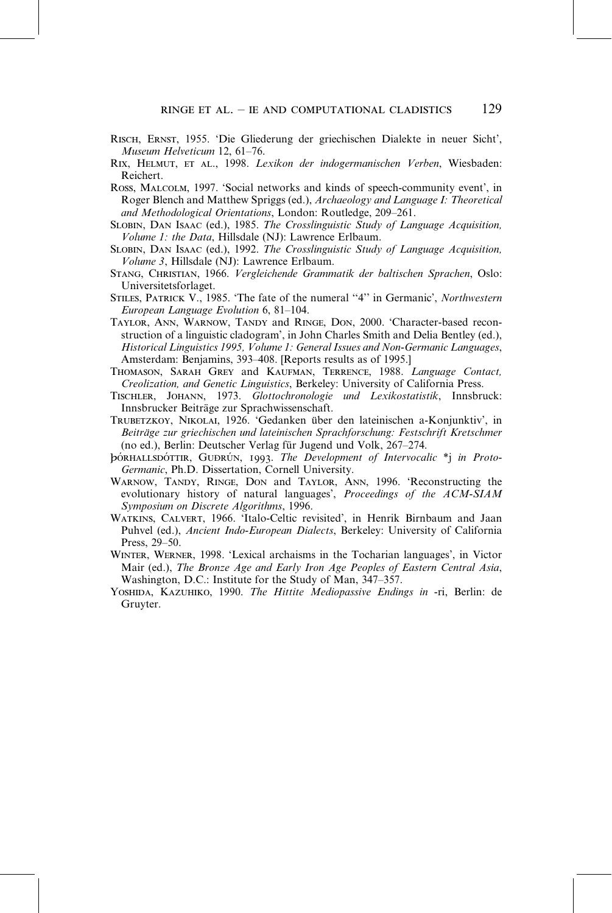Risch, Ernst, 1955. 'Die Gliederung der griechischen Dialekte in neuer Sicht', *Museum Helveticum* 12, 61–76.

Rix, Helmut, et al., 1998. *Lexikon der indogermanischen Verben*, Wiesbaden: Reichert.

Ross, Malcolm, 1997. 'Social networks and kinds of speech-community event', in Roger Blench and Matthew Spriggs (ed.), *Archaeology and Language I: Theoretical and Methodological Orientations*, London: Routledge, 209–261.

Slobin, Dan Isaac (ed.), 1985. *The Crosslinguistic Study of Language Acquisition, Volume 1: the Data*, Hillsdale (NJ): Lawrence Erlbaum.

Slobin, Dan Isaac (ed.), 1992. *The Crosslinguistic Study of Language Acquisition, Volume 3*, Hillsdale (NJ): Lawrence Erlbaum.

Stang, Christian, 1966. *Vergleichende Grammatik der baltischen Sprachen*, Oslo: Universitetsforlaget.

Stiles, Patrick V., 1985. 'The fate of the numeral "4" in Germanic', *Northwestern European Language Evolution* 6, 81–104.

Taylor, Ann, Warnow, Tandy and Ringe, Don, 2000. 'Character-based reconstruction of a linguistic cladogram', in John Charles Smith and Delia Bentley (ed.), *Historical Linguistics 1995, Volume 1: General Issues and Non-Germanic Languages*, Amsterdam: Benjamins, 393–408. [Reports results as of 1995.]

Thomason, Sarah Grey and Kaufman, Terrence, 1988. *Language Contact, Creolization, and Genetic Linguistics*, Berkeley: University of California Press.

Tischler, Johann, 1973. *Glottochronologie und Lexikostatistik*, Innsbruck: Innsbrucker Beiträge zur Sprachwissenschaft.

Trubetzkoy, Nikolai, 1926. 'Gedanken über den lateinischen a-Konjunktiv', in *Beiträge zur griechischen und lateinischen Sprachforschung: Festschrift Kretschmer* (no ed.), Berlin: Deutscher Verlag für Jugend und Volk, 267–274.

Þórhallsdóttir, Guðrún, 1993. *The Development of Intervocalic* *j *in Proto-Germanic*, Ph.D. Dissertation, Cornell University.

Warnow, Tandy, Ringe, Don and Taylor, Ann, 1996. 'Reconstructing the evolutionary history of natural languages', *Proceedings of the ACM-SIAM Symposium on Discrete Algorithms*, 1996.

Watkins, Calvert, 1966. 'Italo-Celtic revisited', in Henrik Birnbaum and Jaan Puhvel (ed.), *Ancient Indo-European Dialects*, Berkeley: University of California Press, 29–50.

Winter, Werner, 1998. 'Lexical archaisms in the Tocharian languages', in Victor Mair (ed.), *The Bronze Age and Early Iron Age Peoples of Eastern Central Asia*, Washington, D.C.: Institute for the Study of Man, 347–357.

Yoshida, Kazuhiko, 1990. *The Hittite Mediopassive Endings in* -ri, Berlin: de Gruyter.